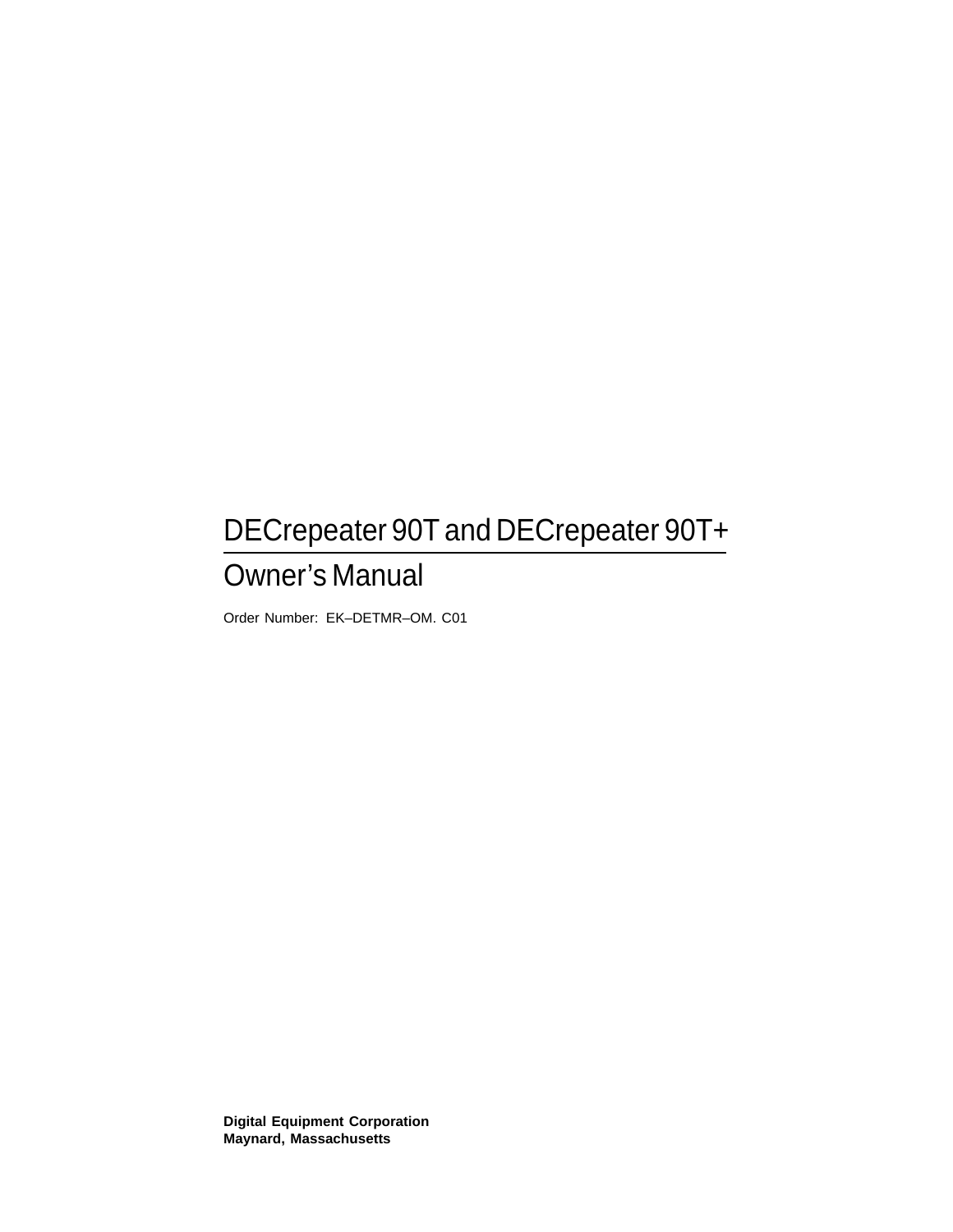# DECrepeater 90T and DECrepeater 90T+

## Owner's Manual

Order Number: EK–DETMR–OM. C01

**Digital Equipment Corporation**
**Maynard, Massachusetts**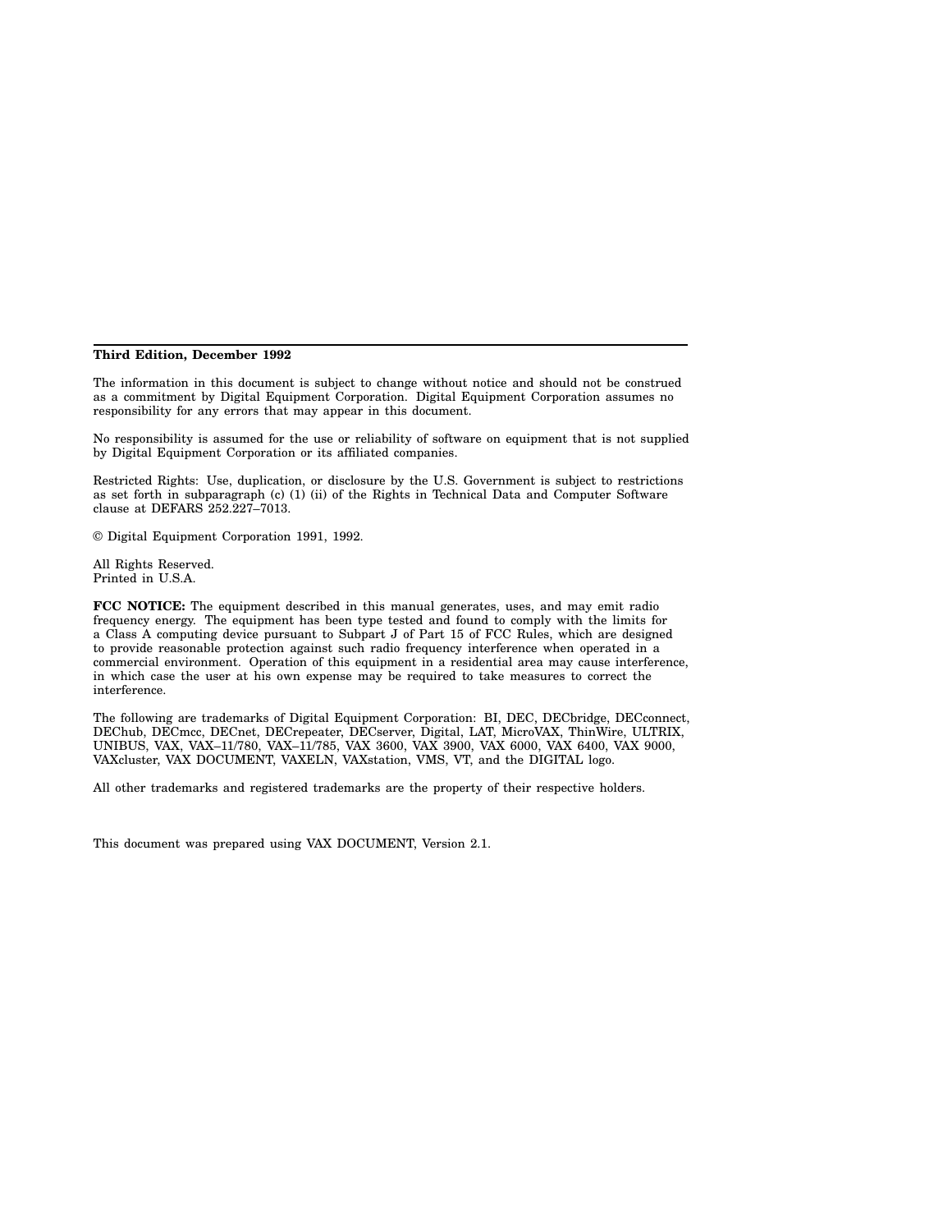**Third Edition, December 1992**

The information in this document is subject to change without notice and should not be construed as a commitment by Digital Equipment Corporation. Digital Equipment Corporation assumes no responsibility for any errors that may appear in this document.

No responsibility is assumed for the use or reliability of software on equipment that is not supplied by Digital Equipment Corporation or its affiliated companies.

Restricted Rights: Use, duplication, or disclosure by the U.S. Government is subject to restrictions as set forth in subparagraph (c) (1) (ii) of the Rights in Technical Data and Computer Software clause at DEFARS 252.227–7013.

© Digital Equipment Corporation 1991, 1992.

All Rights Reserved.
Printed in U.S.A.

**FCC NOTICE:** The equipment described in this manual generates, uses, and may emit radio frequency energy. The equipment has been type tested and found to comply with the limits for a Class A computing device pursuant to Subpart J of Part 15 of FCC Rules, which are designed to provide reasonable protection against such radio frequency interference when operated in a commercial environment. Operation of this equipment in a residential area may cause interference, in which case the user at his own expense may be required to take measures to correct the interference.

The following are trademarks of Digital Equipment Corporation: BI, DEC, DECbridge, DECconnect, DEChub, DECmcc, DECnet, DECrepeater, DECserver, Digital, LAT, MicroVAX, ThinWire, ULTRIX, UNIBUS, VAX, VAX–11/780, VAX–11/785, VAX 3600, VAX 3900, VAX 6000, VAX 6400, VAX 9000, VAXcluster, VAX DOCUMENT, VAXELN, VAXstation, VMS, VT, and the DIGITAL logo.

All other trademarks and registered trademarks are the property of their respective holders.

This document was prepared using VAX DOCUMENT, Version 2.1.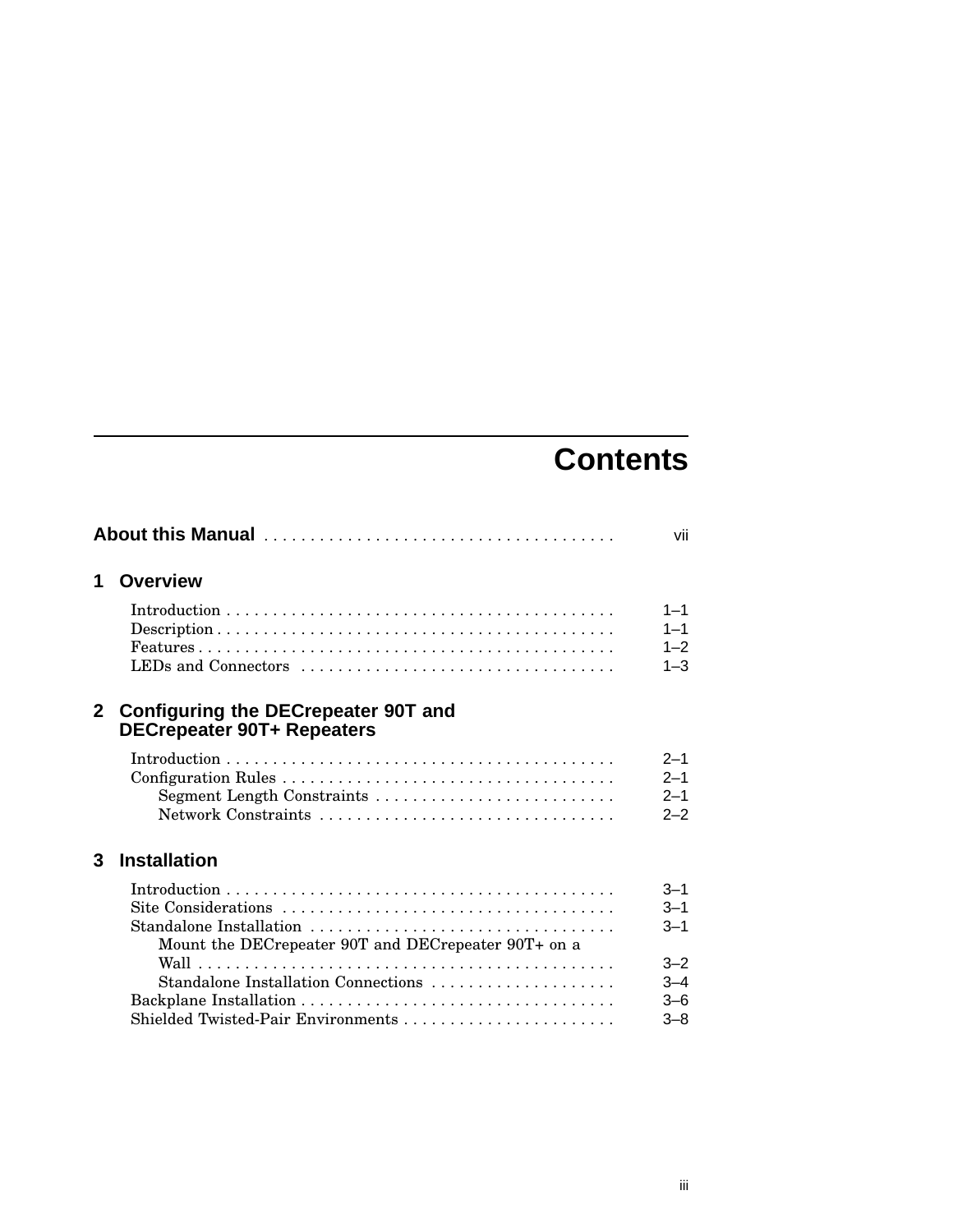# Contents

**About this Manual** ..................................... vii

## 1 Overview

Introduction .......................................... 1–1
Description ........................................... 1–1
Features .............................................. 1–2
LEDs and Connectors .................................. 1–3

## 2 Configuring the DECrepeater 90T and DECrepeater 90T+ Repeaters

Introduction .......................................... 2–1
Configuration Rules ................................... 2–1
    Segment Length Constraints .......................... 2–1
    Network Constraints ................................ 2–2

## 3 Installation

Introduction .......................................... 3–1
Site Considerations ................................... 3–1
Standalone Installation ................................ 3–1
    Mount the DECrepeater 90T and DECrepeater 90T+ on a Wall ............................................ 3–2
    Standalone Installation Connections .................... 3–4
Backplane Installation .................................. 3–6
Shielded Twisted-Pair Environments ....................... 3–8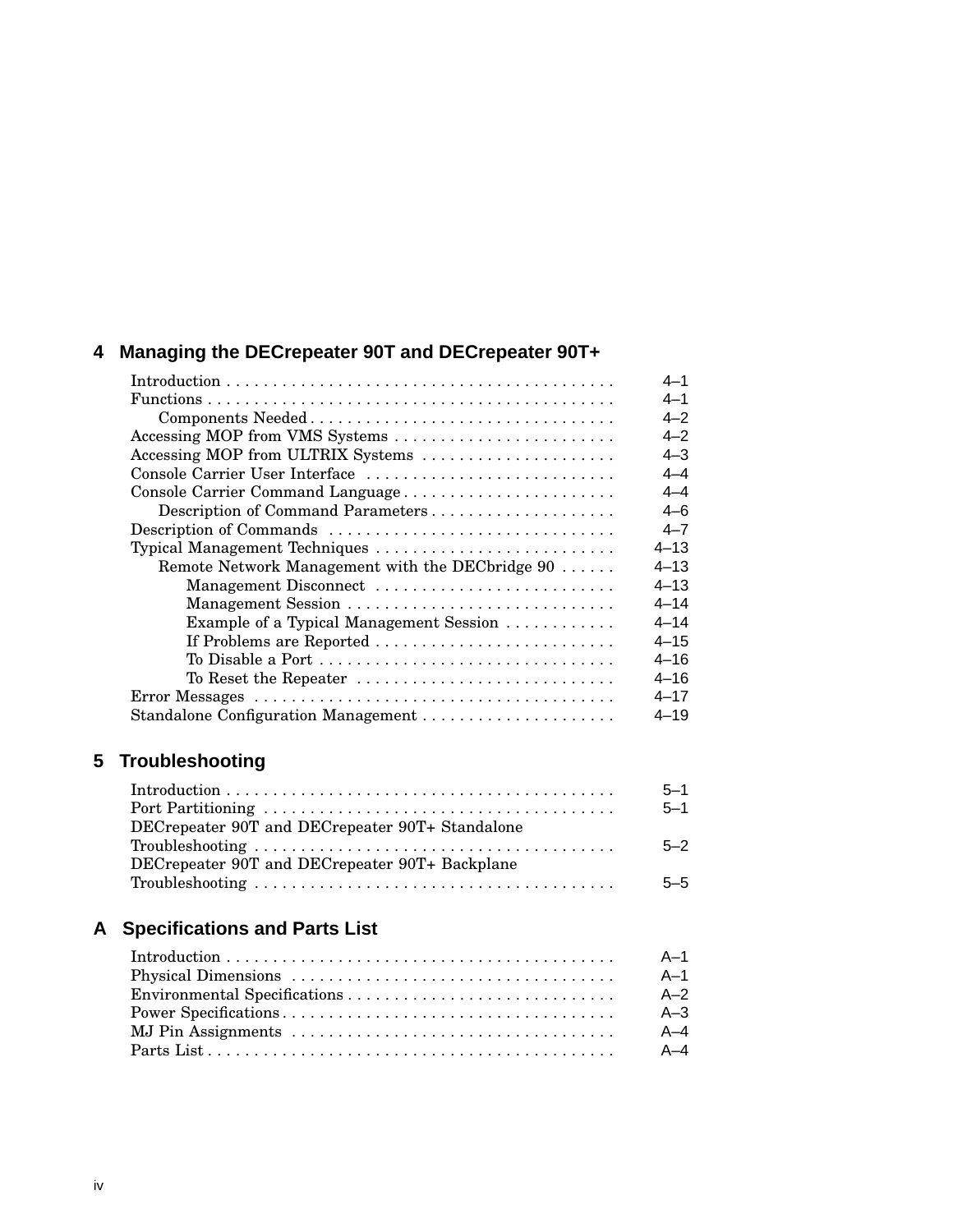## 4 Managing the DECrepeater 90T and DECrepeater 90T+

| | |
|---|---|
| Introduction | 4–1 |
| Functions | 4–1 |
| Components Needed | 4–2 |
| Accessing MOP from VMS Systems | 4–2 |
| Accessing MOP from ULTRIX Systems | 4–3 |
| Console Carrier User Interface | 4–4 |
| Console Carrier Command Language | 4–4 |
| Description of Command Parameters | 4–6 |
| Description of Commands | 4–7 |
| Typical Management Techniques | 4–13 |
| Remote Network Management with the DECbridge 90 | 4–13 |
| Management Disconnect | 4–13 |
| Management Session | 4–14 |
| Example of a Typical Management Session | 4–14 |
| If Problems are Reported | 4–15 |
| To Disable a Port | 4–16 |
| To Reset the Repeater | 4–16 |
| Error Messages | 4–17 |
| Standalone Configuration Management | 4–19 |

## 5 Troubleshooting

| | |
|---|---|
| Introduction | 5–1 |
| Port Partitioning | 5–1 |
| DECrepeater 90T and DECrepeater 90T+ Standalone Troubleshooting | 5–2 |
| DECrepeater 90T and DECrepeater 90T+ Backplane Troubleshooting | 5–5 |

## A Specifications and Parts List

| | |
|---|---|
| Introduction | A–1 |
| Physical Dimensions | A–1 |
| Environmental Specifications | A–2 |
| Power Specifications | A–3 |
| MJ Pin Assignments | A–4 |
| Parts List | A–4 |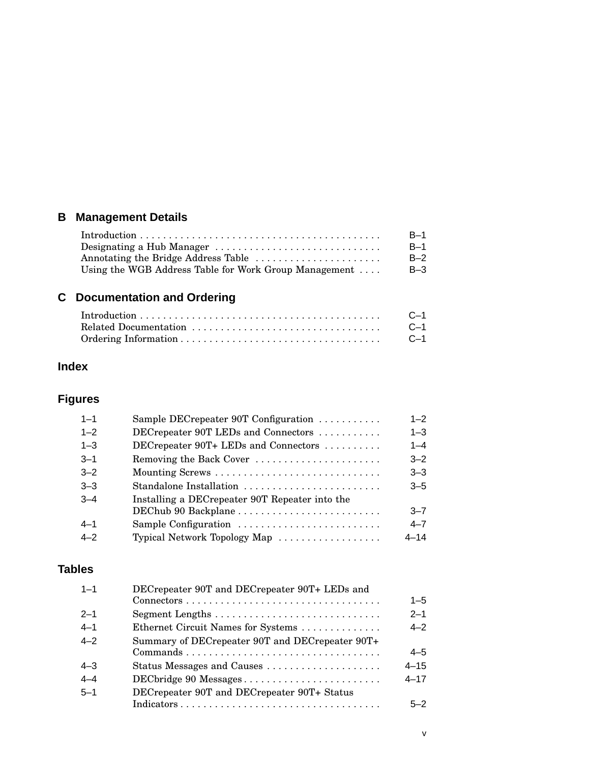## B Management Details

| | |
|---|---|
| Introduction | B–1 |
| Designating a Hub Manager | B–1 |
| Annotating the Bridge Address Table | B–2 |
| Using the WGB Address Table for Work Group Management | B–3 |

## C Documentation and Ordering

| | |
|---|---|
| Introduction | C–1 |
| Related Documentation | C–1 |
| Ordering Information | C–1 |

## Index

## Figures

| | | |
|---|---|---|
| 1–1 | Sample DECrepeater 90T Configuration | 1–2 |
| 1–2 | DECrepeater 90T LEDs and Connectors | 1–3 |
| 1–3 | DECrepeater 90T+ LEDs and Connectors | 1–4 |
| 3–1 | Removing the Back Cover | 3–2 |
| 3–2 | Mounting Screws | 3–3 |
| 3–3 | Standalone Installation | 3–5 |
| 3–4 | Installing a DECrepeater 90T Repeater into the DEChub 90 Backplane | 3–7 |
| 4–1 | Sample Configuration | 4–7 |
| 4–2 | Typical Network Topology Map | 4–14 |

## Tables

| | | |
|---|---|---|
| 1–1 | DECrepeater 90T and DECrepeater 90T+ LEDs and Connectors | 1–5 |
| 2–1 | Segment Lengths | 2–1 |
| 4–1 | Ethernet Circuit Names for Systems | 4–2 |
| 4–2 | Summary of DECrepeater 90T and DECrepeater 90T+ Commands | 4–5 |
| 4–3 | Status Messages and Causes | 4–15 |
| 4–4 | DECbridge 90 Messages | 4–17 |
| 5–1 | DECrepeater 90T and DECrepeater 90T+ Status Indicators | 5–2 |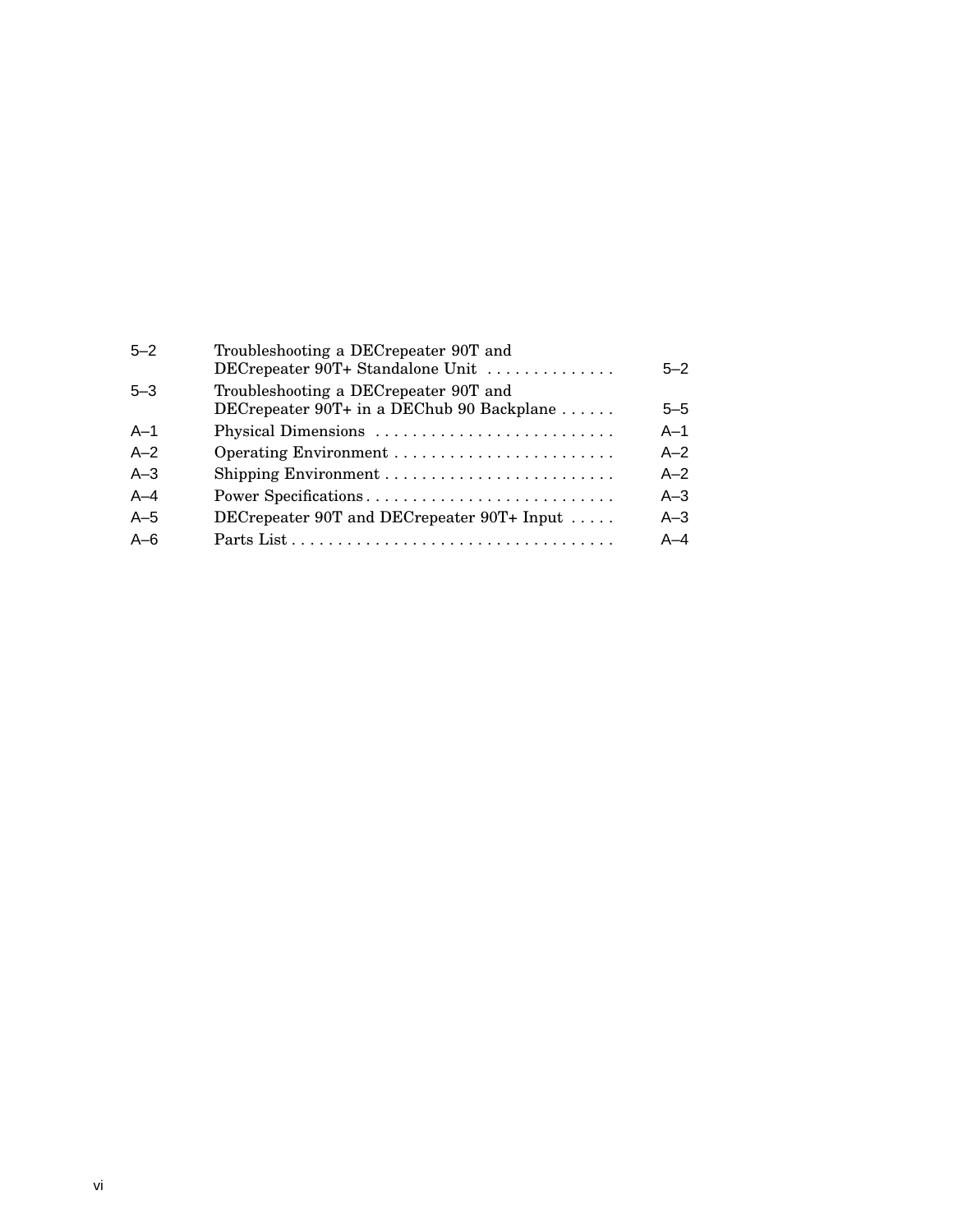| | | |
|---|---|---|
| 5–2 | Troubleshooting a DECrepeater 90T and DECrepeater 90T+ Standalone Unit | 5–2 |
| 5–3 | Troubleshooting a DECrepeater 90T and DECrepeater 90T+ in a DEChub 90 Backplane | 5–5 |
| A–1 | Physical Dimensions | A–1 |
| A–2 | Operating Environment | A–2 |
| A–3 | Shipping Environment | A–2 |
| A–4 | Power Specifications | A–3 |
| A–5 | DECrepeater 90T and DECrepeater 90T+ Input | A–3 |
| A–6 | Parts List | A–4 |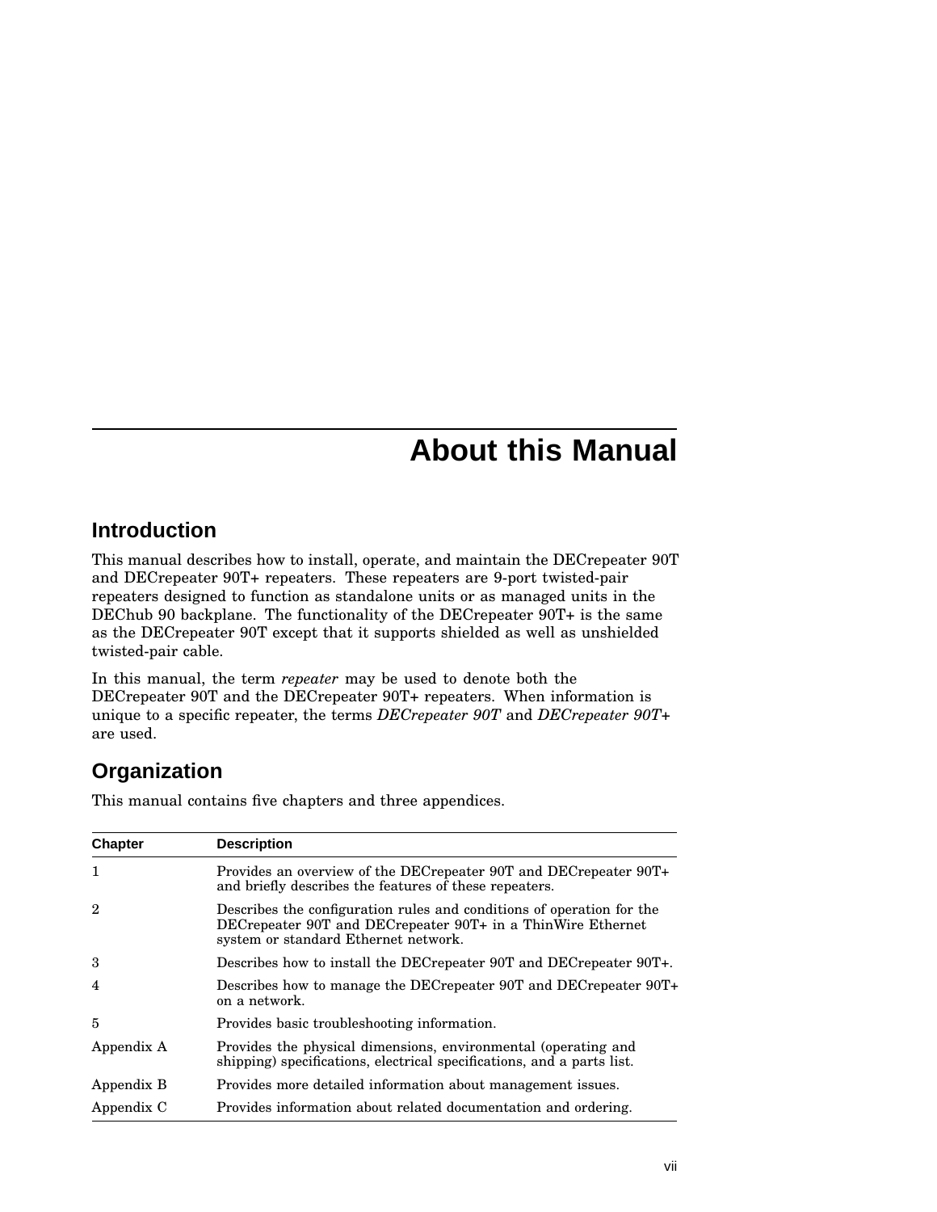# About this Manual

## Introduction

This manual describes how to install, operate, and maintain the DECrepeater 90T and DECrepeater 90T+ repeaters. These repeaters are 9-port twisted-pair repeaters designed to function as standalone units or as managed units in the DEChub 90 backplane. The functionality of the DECrepeater 90T+ is the same as the DECrepeater 90T except that it supports shielded as well as unshielded twisted-pair cable.

In this manual, the term *repeater* may be used to denote both the DECrepeater 90T and the DECrepeater 90T+ repeaters. When information is unique to a specific repeater, the terms *DECrepeater 90T* and *DECrepeater 90T+* are used.

## Organization

This manual contains five chapters and three appendices.

| Chapter | Description |
|---|---|
| 1 | Provides an overview of the DECrepeater 90T and DECrepeater 90T+ and briefly describes the features of these repeaters. |
| 2 | Describes the configuration rules and conditions of operation for the DECrepeater 90T and DECrepeater 90T+ in a ThinWire Ethernet system or standard Ethernet network. |
| 3 | Describes how to install the DECrepeater 90T and DECrepeater 90T+. |
| 4 | Describes how to manage the DECrepeater 90T and DECrepeater 90T+ on a network. |
| 5 | Provides basic troubleshooting information. |
| Appendix A | Provides the physical dimensions, environmental (operating and shipping) specifications, electrical specifications, and a parts list. |
| Appendix B | Provides more detailed information about management issues. |
| Appendix C | Provides information about related documentation and ordering. |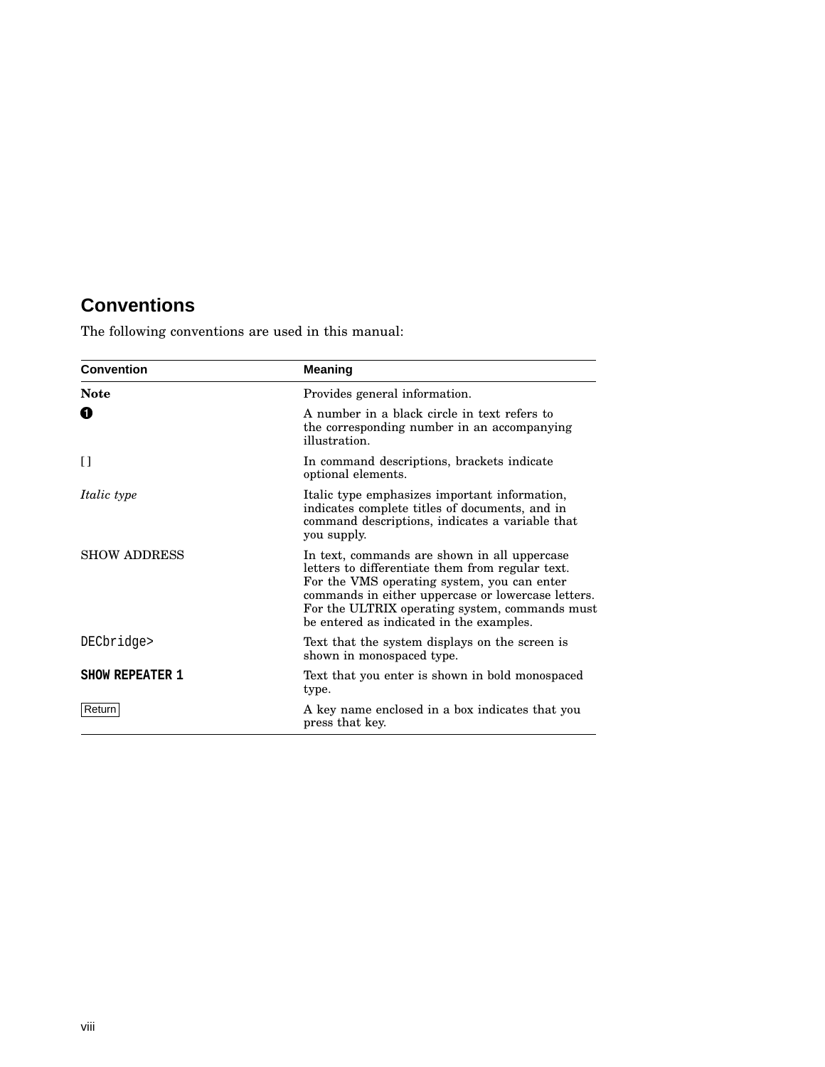## Conventions

The following conventions are used in this manual:

| Convention | Meaning |
|---|---|
| **Note** | Provides general information. |
| ❶ | A number in a black circle in text refers to the corresponding number in an accompanying illustration. |
| [ ] | In command descriptions, brackets indicate optional elements. |
| *Italic type* | Italic type emphasizes important information, indicates complete titles of documents, and in command descriptions, indicates a variable that you supply. |
| SHOW ADDRESS | In text, commands are shown in all uppercase letters to differentiate them from regular text. For the VMS operating system, you can enter commands in either uppercase or lowercase letters. For the ULTRIX operating system, commands must be entered as indicated in the examples. |
| `DECbridge>` | Text that the system displays on the screen is shown in monospaced type. |
| **`SHOW REPEATER 1`** | Text that you enter is shown in bold monospaced type. |
| Return | A key name enclosed in a box indicates that you press that key. |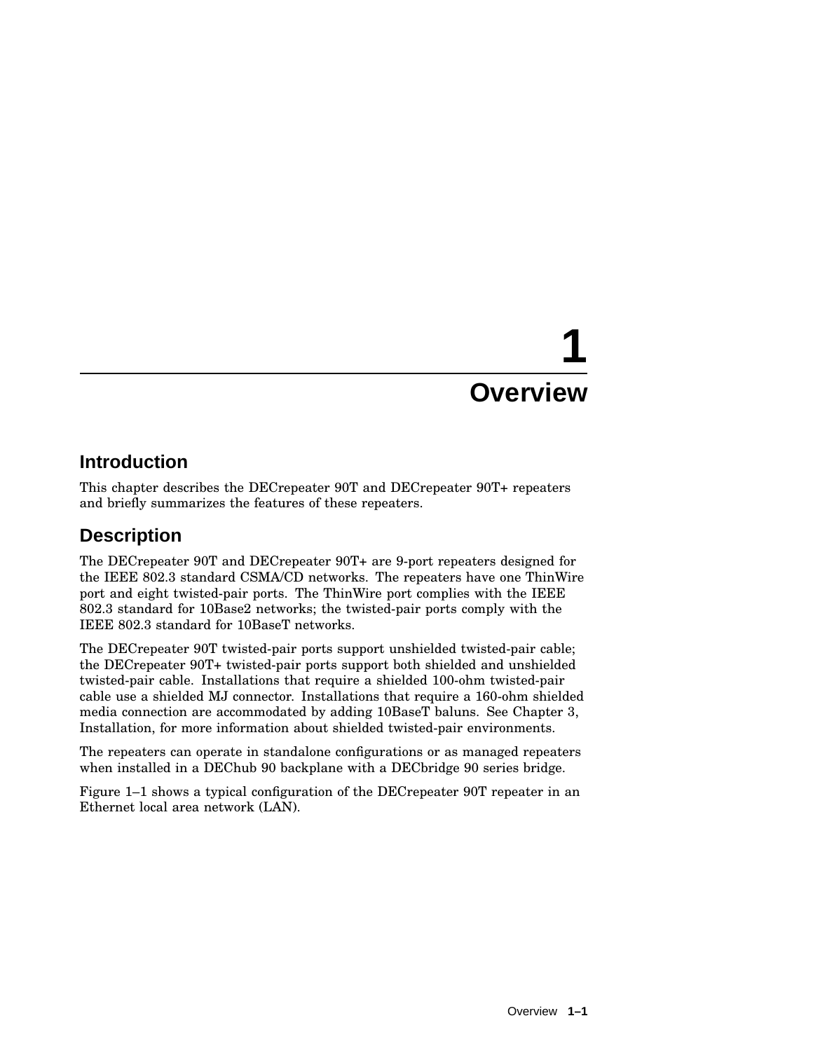# 1 Overview

## Introduction

This chapter describes the DECrepeater 90T and DECrepeater 90T+ repeaters and briefly summarizes the features of these repeaters.

## Description

The DECrepeater 90T and DECrepeater 90T+ are 9-port repeaters designed for the IEEE 802.3 standard CSMA/CD networks. The repeaters have one ThinWire port and eight twisted-pair ports. The ThinWire port complies with the IEEE 802.3 standard for 10Base2 networks; the twisted-pair ports comply with the IEEE 802.3 standard for 10BaseT networks.

The DECrepeater 90T twisted-pair ports support unshielded twisted-pair cable; the DECrepeater 90T+ twisted-pair ports support both shielded and unshielded twisted-pair cable. Installations that require a shielded 100-ohm twisted-pair cable use a shielded MJ connector. Installations that require a 160-ohm shielded media connection are accommodated by adding 10BaseT baluns. See Chapter 3, Installation, for more information about shielded twisted-pair environments.

The repeaters can operate in standalone configurations or as managed repeaters when installed in a DEChub 90 backplane with a DECbridge 90 series bridge.

Figure 1–1 shows a typical configuration of the DECrepeater 90T repeater in an Ethernet local area network (LAN).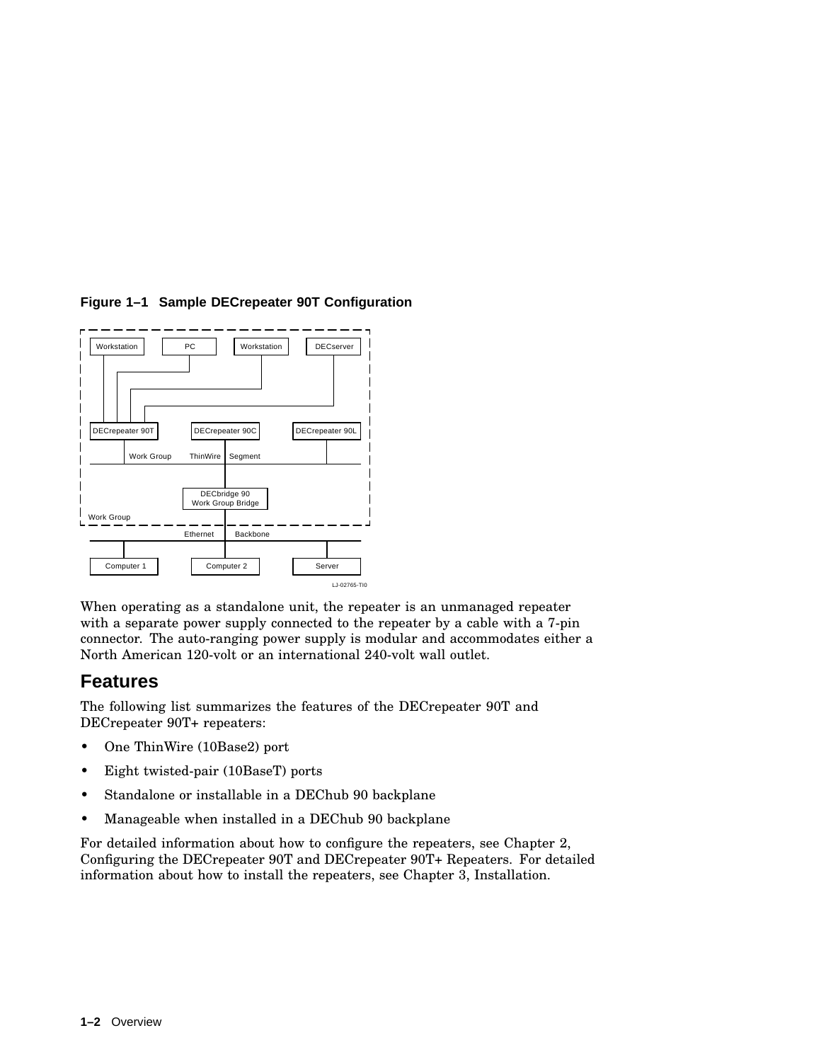**Figure 1–1 Sample DECrepeater 90T Configuration**

When operating as a standalone unit, the repeater is an unmanaged repeater with a separate power supply connected to the repeater by a cable with a 7-pin connector. The auto-ranging power supply is modular and accommodates either a North American 120-volt or an international 240-volt wall outlet.

## Features

The following list summarizes the features of the DECrepeater 90T and DECrepeater 90T+ repeaters:

- One ThinWire (10Base2) port
- Eight twisted-pair (10BaseT) ports
- Standalone or installable in a DEChub 90 backplane
- Manageable when installed in a DEChub 90 backplane

For detailed information about how to configure the repeaters, see Chapter 2, Configuring the DECrepeater 90T and DECrepeater 90T+ Repeaters. For detailed information about how to install the repeaters, see Chapter 3, Installation.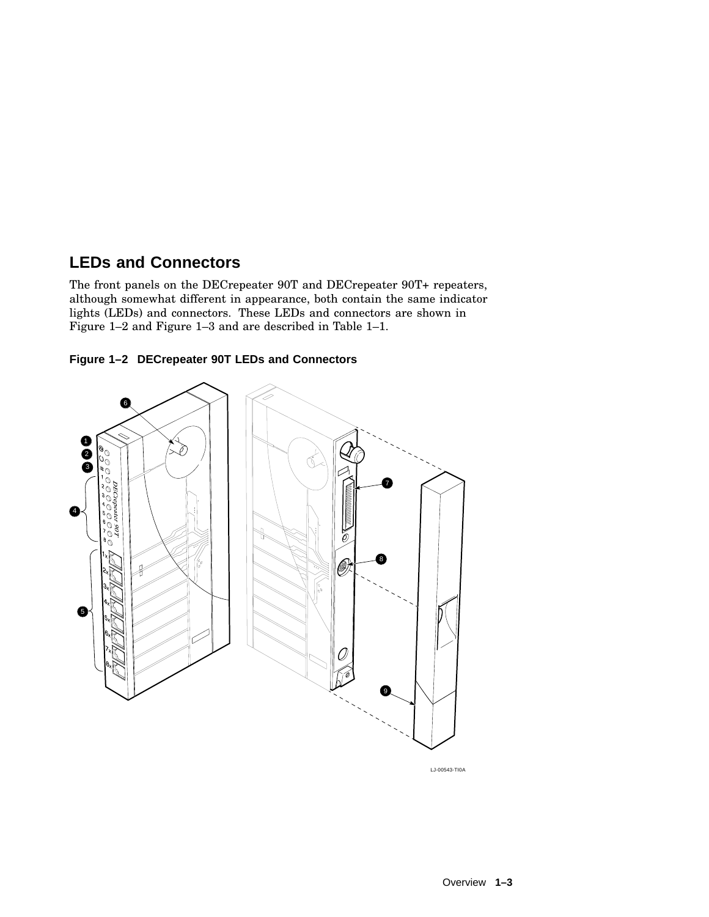## LEDs and Connectors

The front panels on the DECrepeater 90T and DECrepeater 90T+ repeaters, although somewhat different in appearance, both contain the same indicator lights (LEDs) and connectors. These LEDs and connectors are shown in Figure 1–2 and Figure 1–3 and are described in Table 1–1.

**Figure 1–2 DECrepeater 90T LEDs and Connectors**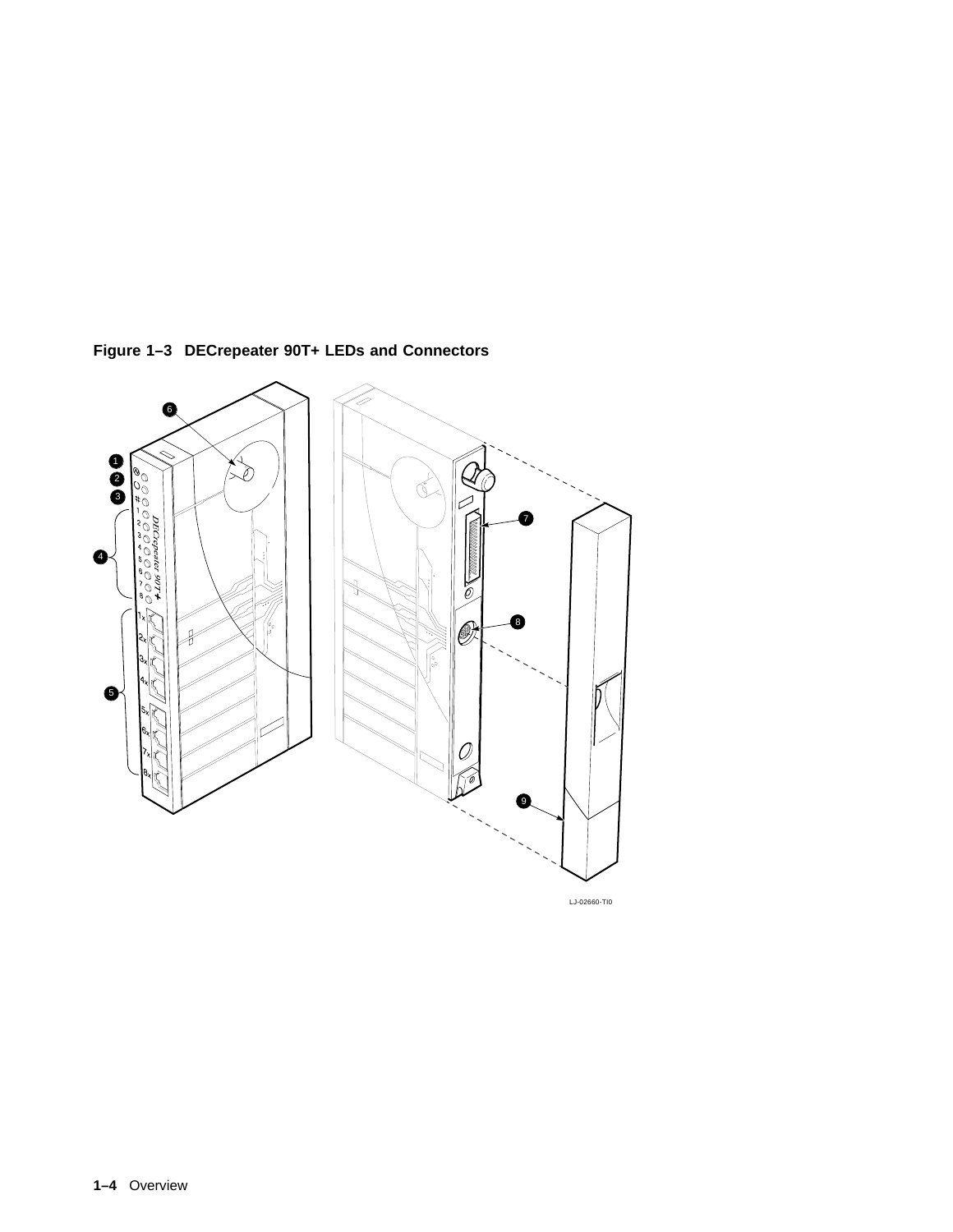**Figure 1–3 DECrepeater 90T+ LEDs and Connectors**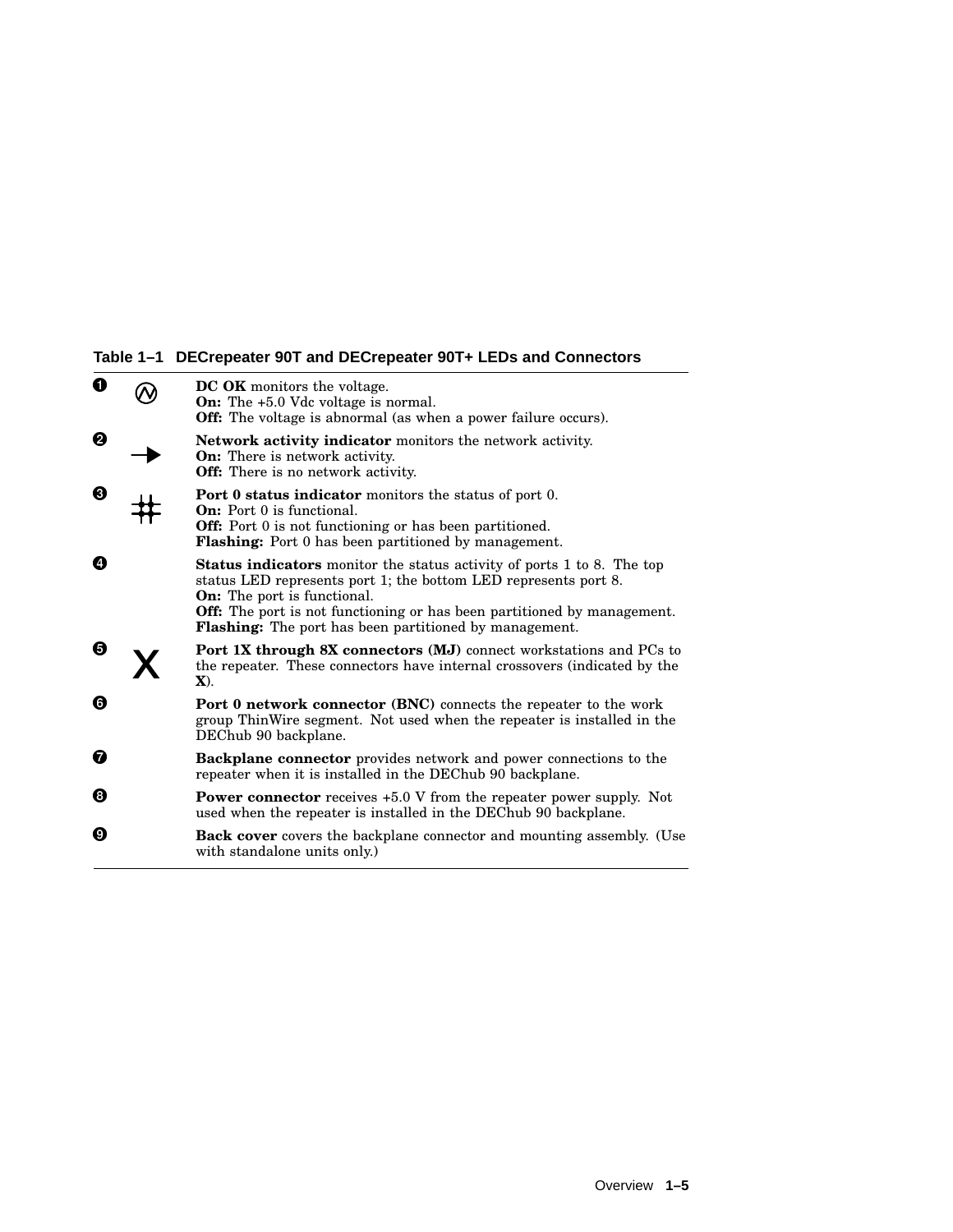**Table 1–1 DECrepeater 90T and DECrepeater 90T+ LEDs and Connectors**

| | | |
|---|---|---|
| ❶ | | **DC OK** monitors the voltage.<br>**On:** The +5.0 Vdc voltage is normal.<br>**Off:** The voltage is abnormal (as when a power failure occurs). |
| ❷ | → | **Network activity indicator** monitors the network activity.<br>**On:** There is network activity.<br>**Off:** There is no network activity. |
| ❸ | | **Port 0 status indicator** monitors the status of port 0.<br>**On:** Port 0 is functional.<br>**Off:** Port 0 is not functioning or has been partitioned.<br>**Flashing:** Port 0 has been partitioned by management. |
| ❹ | | **Status indicators** monitor the status activity of ports 1 to 8. The top status LED represents port 1; the bottom LED represents port 8.<br>**On:** The port is functional.<br>**Off:** The port is not functioning or has been partitioned by management.<br>**Flashing:** The port has been partitioned by management. |
| ❺ | X | **Port 1X through 8X connectors (MJ)** connect workstations and PCs to the repeater. These connectors have internal crossovers (indicated by the **X**). |
| ❻ | | **Port 0 network connector (BNC)** connects the repeater to the work group ThinWire segment. Not used when the repeater is installed in the DEChub 90 backplane. |
| ❼ | | **Backplane connector** provides network and power connections to the repeater when it is installed in the DEChub 90 backplane. |
| ❽ | | **Power connector** receives +5.0 V from the repeater power supply. Not used when the repeater is installed in the DEChub 90 backplane. |
| ❾ | | **Back cover** covers the backplane connector and mounting assembly. (Use with standalone units only.) |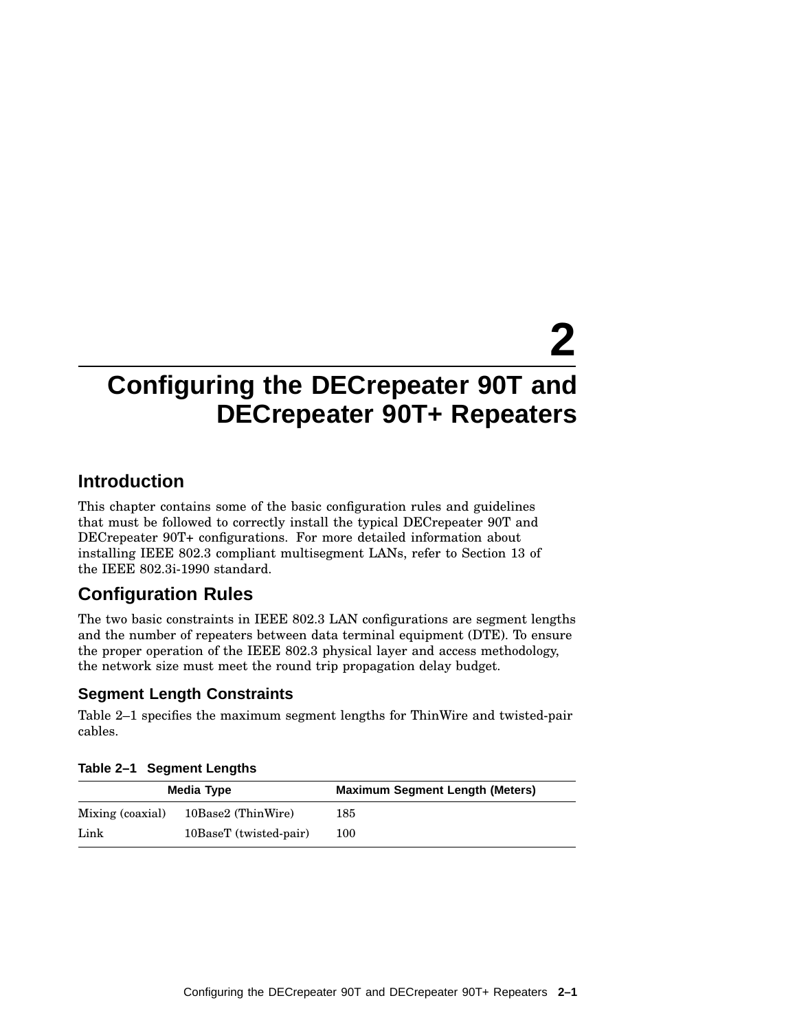# 2 Configuring the DECrepeater 90T and DECrepeater 90T+ Repeaters

## Introduction

This chapter contains some of the basic configuration rules and guidelines that must be followed to correctly install the typical DECrepeater 90T and DECrepeater 90T+ configurations. For more detailed information about installing IEEE 802.3 compliant multisegment LANs, refer to Section 13 of the IEEE 802.3i-1990 standard.

## Configuration Rules

The two basic constraints in IEEE 802.3 LAN configurations are segment lengths and the number of repeaters between data terminal equipment (DTE). To ensure the proper operation of the IEEE 802.3 physical layer and access methodology, the network size must meet the round trip propagation delay budget.

### Segment Length Constraints

Table 2–1 specifies the maximum segment lengths for ThinWire and twisted-pair cables.

**Table 2–1 Segment Lengths**

| Media Type | | Maximum Segment Length (Meters) |
|---|---|---|
| Mixing (coaxial) | 10Base2 (ThinWire) | 185 |
| Link | 10BaseT (twisted-pair) | 100 |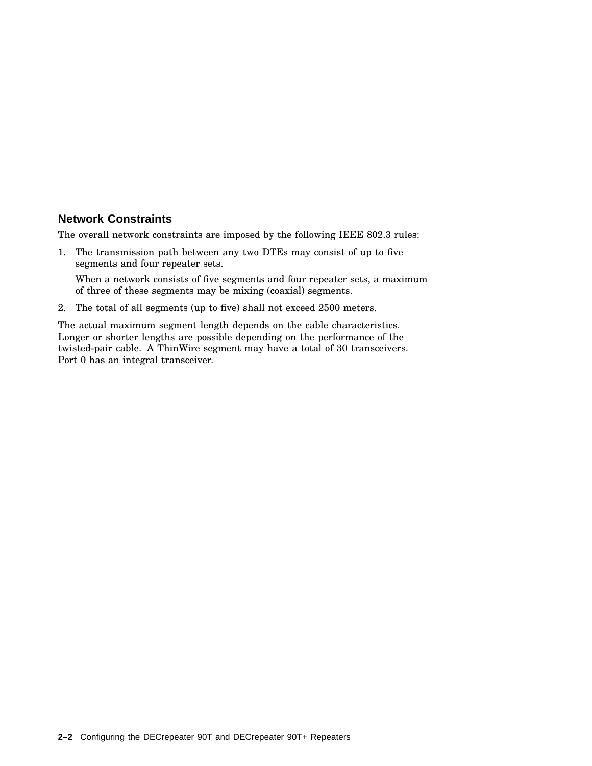## Network Constraints

The overall network constraints are imposed by the following IEEE 802.3 rules:

1. The transmission path between any two DTEs may consist of up to five segments and four repeater sets.

   When a network consists of five segments and four repeater sets, a maximum of three of these segments may be mixing (coaxial) segments.

2. The total of all segments (up to five) shall not exceed 2500 meters.

The actual maximum segment length depends on the cable characteristics. Longer or shorter lengths are possible depending on the performance of the twisted-pair cable. A ThinWire segment may have a total of 30 transceivers. Port 0 has an integral transceiver.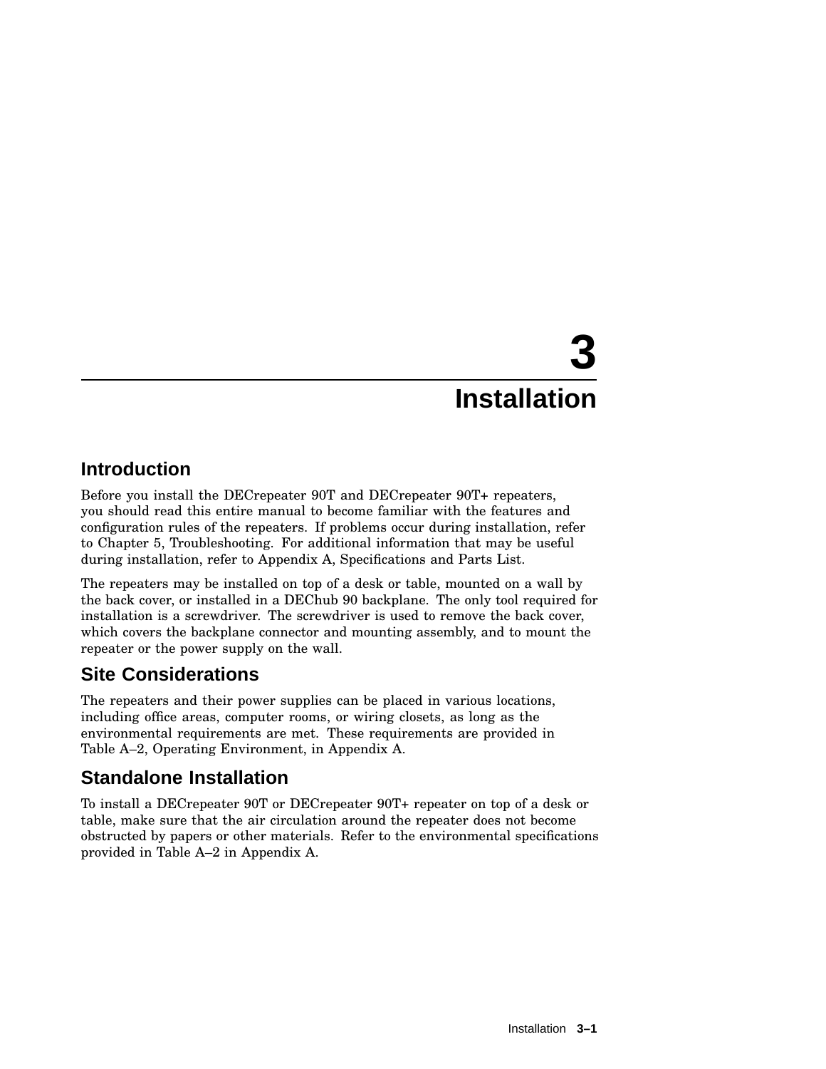# 3 Installation

## Introduction

Before you install the DECrepeater 90T and DECrepeater 90T+ repeaters, you should read this entire manual to become familiar with the features and configuration rules of the repeaters. If problems occur during installation, refer to Chapter 5, Troubleshooting. For additional information that may be useful during installation, refer to Appendix A, Specifications and Parts List.

The repeaters may be installed on top of a desk or table, mounted on a wall by the back cover, or installed in a DEChub 90 backplane. The only tool required for installation is a screwdriver. The screwdriver is used to remove the back cover, which covers the backplane connector and mounting assembly, and to mount the repeater or the power supply on the wall.

## Site Considerations

The repeaters and their power supplies can be placed in various locations, including office areas, computer rooms, or wiring closets, as long as the environmental requirements are met. These requirements are provided in Table A–2, Operating Environment, in Appendix A.

## Standalone Installation

To install a DECrepeater 90T or DECrepeater 90T+ repeater on top of a desk or table, make sure that the air circulation around the repeater does not become obstructed by papers or other materials. Refer to the environmental specifications provided in Table A–2 in Appendix A.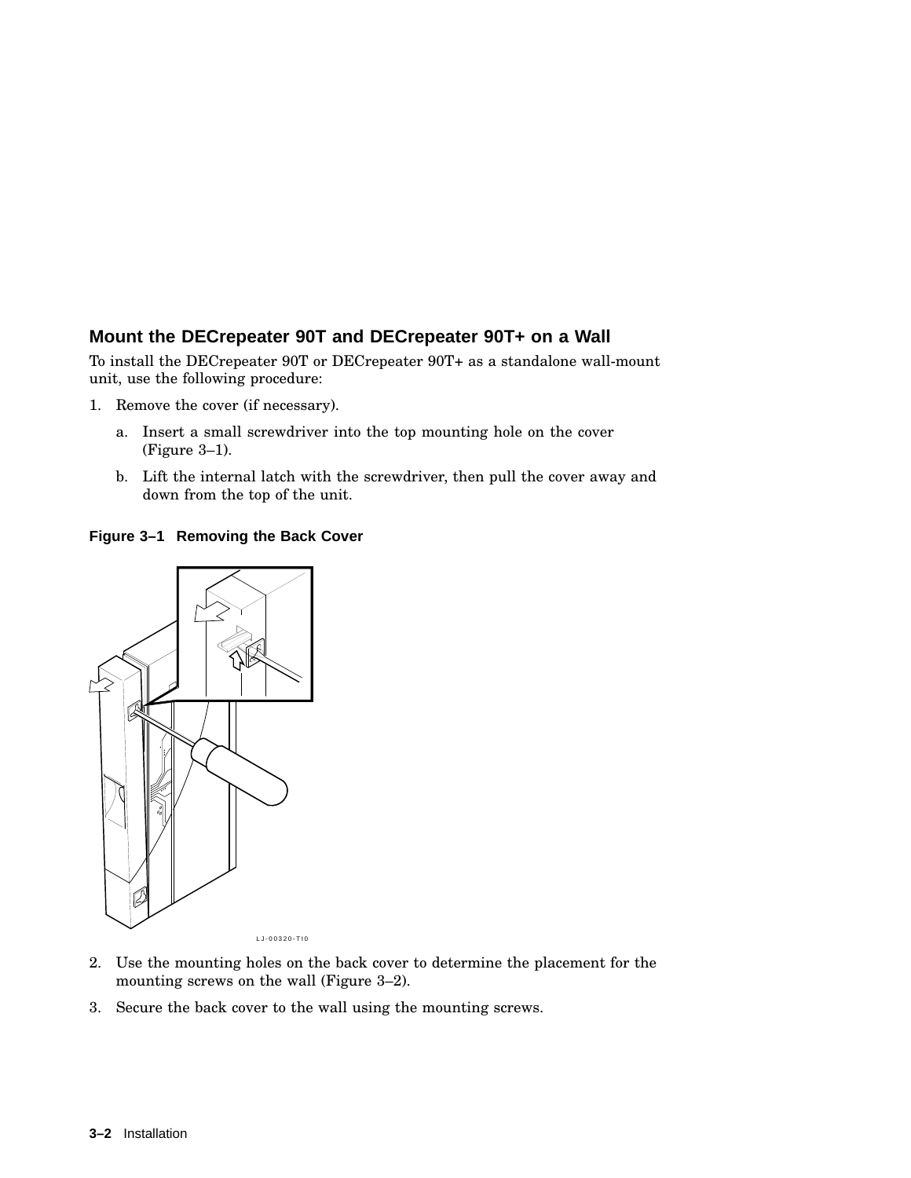## Mount the DECrepeater 90T and DECrepeater 90T+ on a Wall

To install the DECrepeater 90T or DECrepeater 90T+ as a standalone wall-mount unit, use the following procedure:

1. Remove the cover (if necessary).

   a. Insert a small screwdriver into the top mounting hole on the cover (Figure 3–1).

   b. Lift the internal latch with the screwdriver, then pull the cover away and down from the top of the unit.

**Figure 3–1 Removing the Back Cover**

LJ-00320-TI0

2. Use the mounting holes on the back cover to determine the placement for the mounting screws on the wall (Figure 3–2).
3. Secure the back cover to the wall using the mounting screws.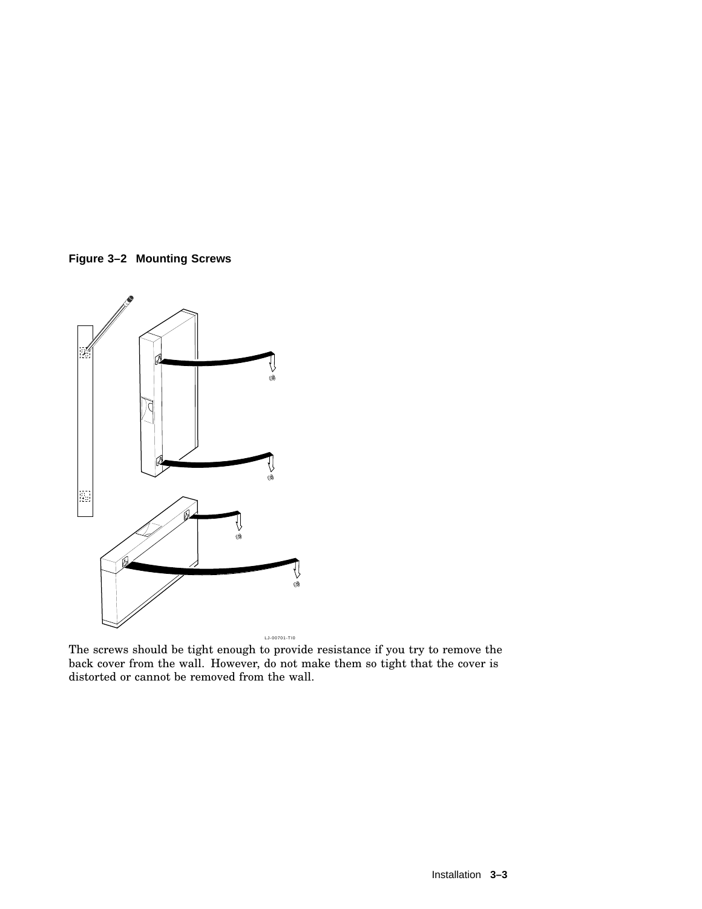**Figure 3–2 Mounting Screws**

LJ-00701-TI0

The screws should be tight enough to provide resistance if you try to remove the back cover from the wall. However, do not make them so tight that the cover is distorted or cannot be removed from the wall.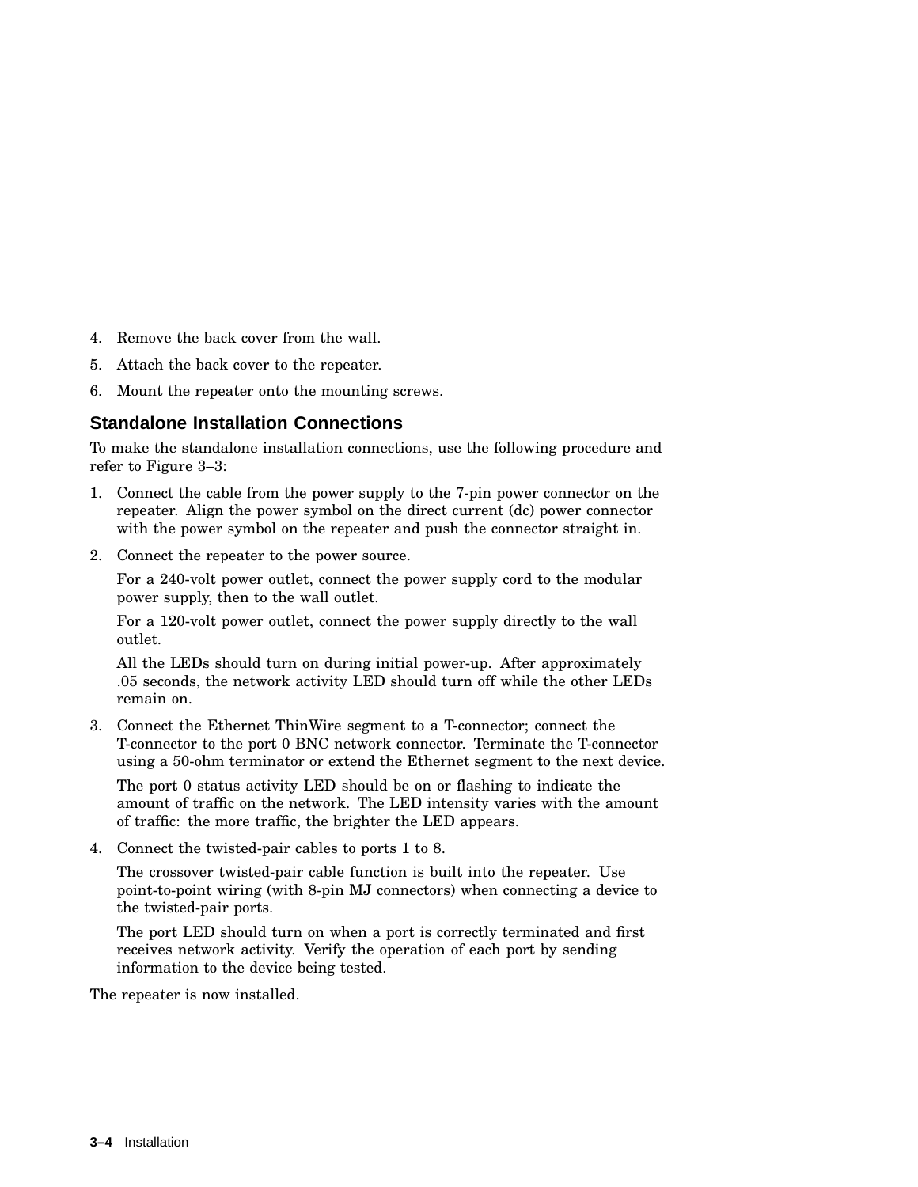4. Remove the back cover from the wall.
5. Attach the back cover to the repeater.
6. Mount the repeater onto the mounting screws.

## Standalone Installation Connections

To make the standalone installation connections, use the following procedure and refer to Figure 3–3:

1. Connect the cable from the power supply to the 7-pin power connector on the repeater. Align the power symbol on the direct current (dc) power connector with the power symbol on the repeater and push the connector straight in.
2. Connect the repeater to the power source.

   For a 240-volt power outlet, connect the power supply cord to the modular power supply, then to the wall outlet.

   For a 120-volt power outlet, connect the power supply directly to the wall outlet.

   All the LEDs should turn on during initial power-up. After approximately .05 seconds, the network activity LED should turn off while the other LEDs remain on.
3. Connect the Ethernet ThinWire segment to a T-connector; connect the T-connector to the port 0 BNC network connector. Terminate the T-connector using a 50-ohm terminator or extend the Ethernet segment to the next device.

   The port 0 status activity LED should be on or flashing to indicate the amount of traffic on the network. The LED intensity varies with the amount of traffic: the more traffic, the brighter the LED appears.
4. Connect the twisted-pair cables to ports 1 to 8.

   The crossover twisted-pair cable function is built into the repeater. Use point-to-point wiring (with 8-pin MJ connectors) when connecting a device to the twisted-pair ports.

   The port LED should turn on when a port is correctly terminated and first receives network activity. Verify the operation of each port by sending information to the device being tested.

The repeater is now installed.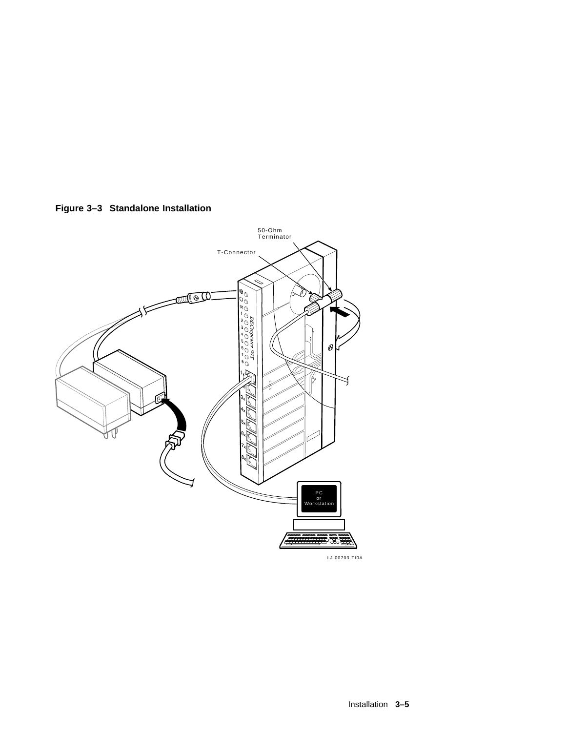**Figure 3–3 Standalone Installation**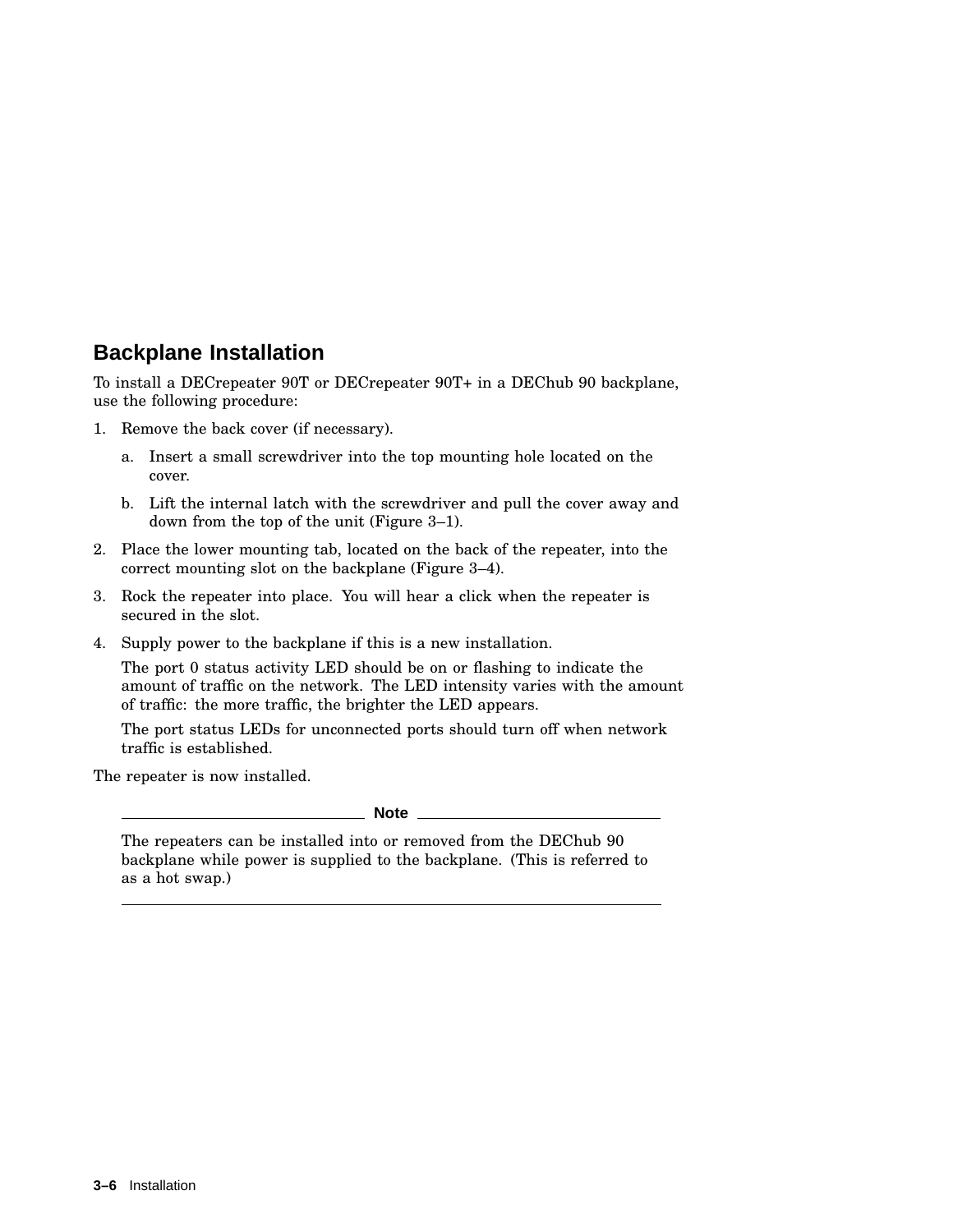## Backplane Installation

To install a DECrepeater 90T or DECrepeater 90T+ in a DEChub 90 backplane, use the following procedure:

1. Remove the back cover (if necessary).
   a. Insert a small screwdriver into the top mounting hole located on the cover.
   b. Lift the internal latch with the screwdriver and pull the cover away and down from the top of the unit (Figure 3–1).
2. Place the lower mounting tab, located on the back of the repeater, into the correct mounting slot on the backplane (Figure 3–4).
3. Rock the repeater into place. You will hear a click when the repeater is secured in the slot.
4. Supply power to the backplane if this is a new installation.

   The port 0 status activity LED should be on or flashing to indicate the amount of traffic on the network. The LED intensity varies with the amount of traffic: the more traffic, the brighter the LED appears.

   The port status LEDs for unconnected ports should turn off when network traffic is established.

The repeater is now installed.

**Note**

The repeaters can be installed into or removed from the DEChub 90 backplane while power is supplied to the backplane. (This is referred to as a hot swap.)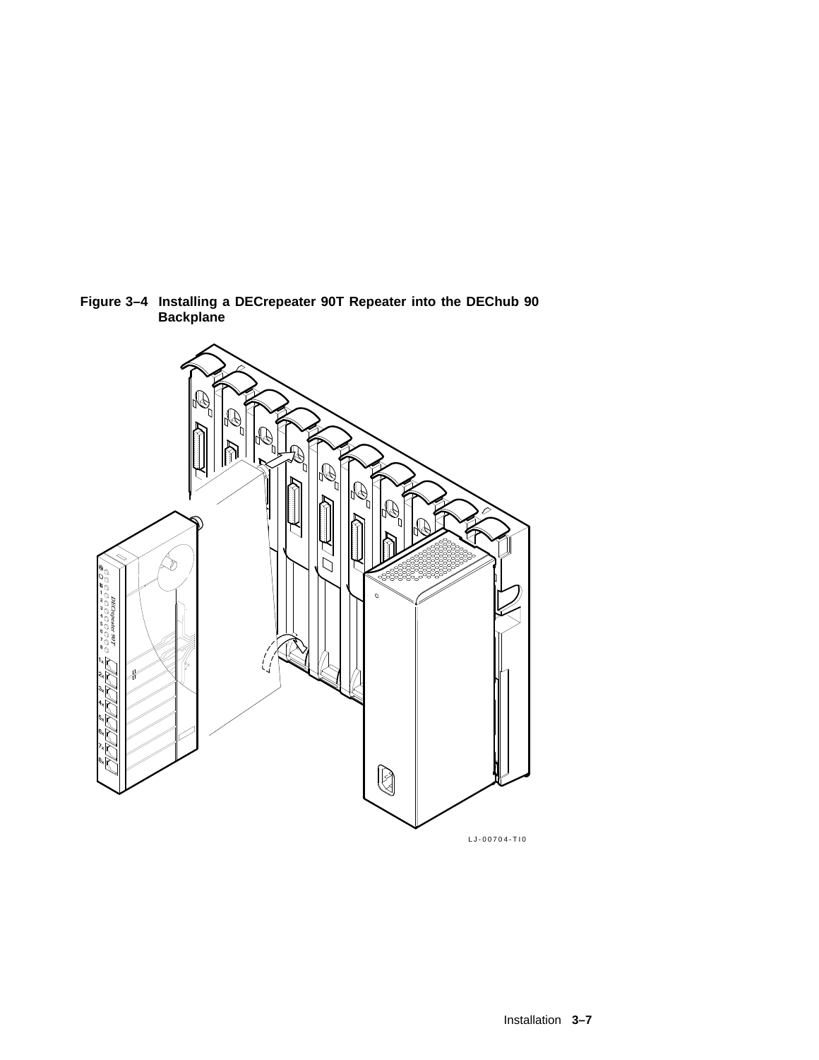**Figure 3–4 Installing a DECrepeater 90T Repeater into the DEChub 90 Backplane**

LJ-00704-TI0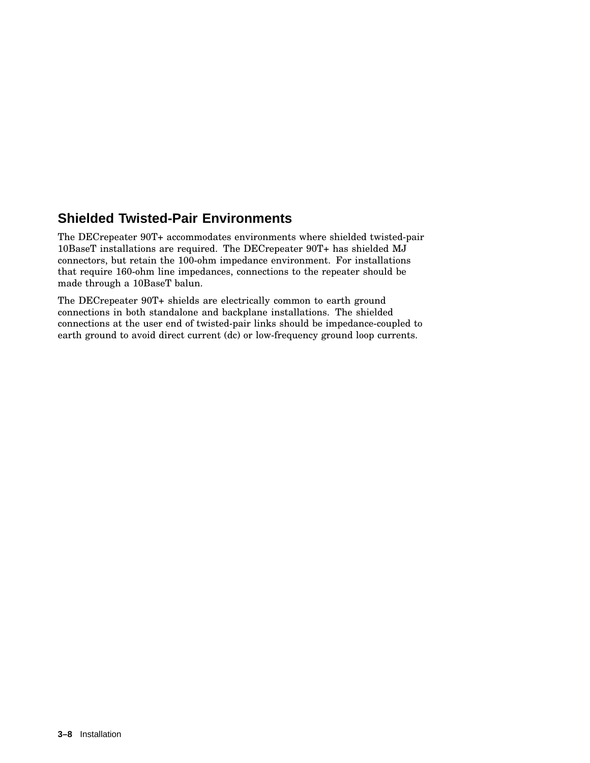## Shielded Twisted-Pair Environments

The DECrepeater 90T+ accommodates environments where shielded twisted-pair 10BaseT installations are required. The DECrepeater 90T+ has shielded MJ connectors, but retain the 100-ohm impedance environment. For installations that require 160-ohm line impedances, connections to the repeater should be made through a 10BaseT balun.

The DECrepeater 90T+ shields are electrically common to earth ground connections in both standalone and backplane installations. The shielded connections at the user end of twisted-pair links should be impedance-coupled to earth ground to avoid direct current (dc) or low-frequency ground loop currents.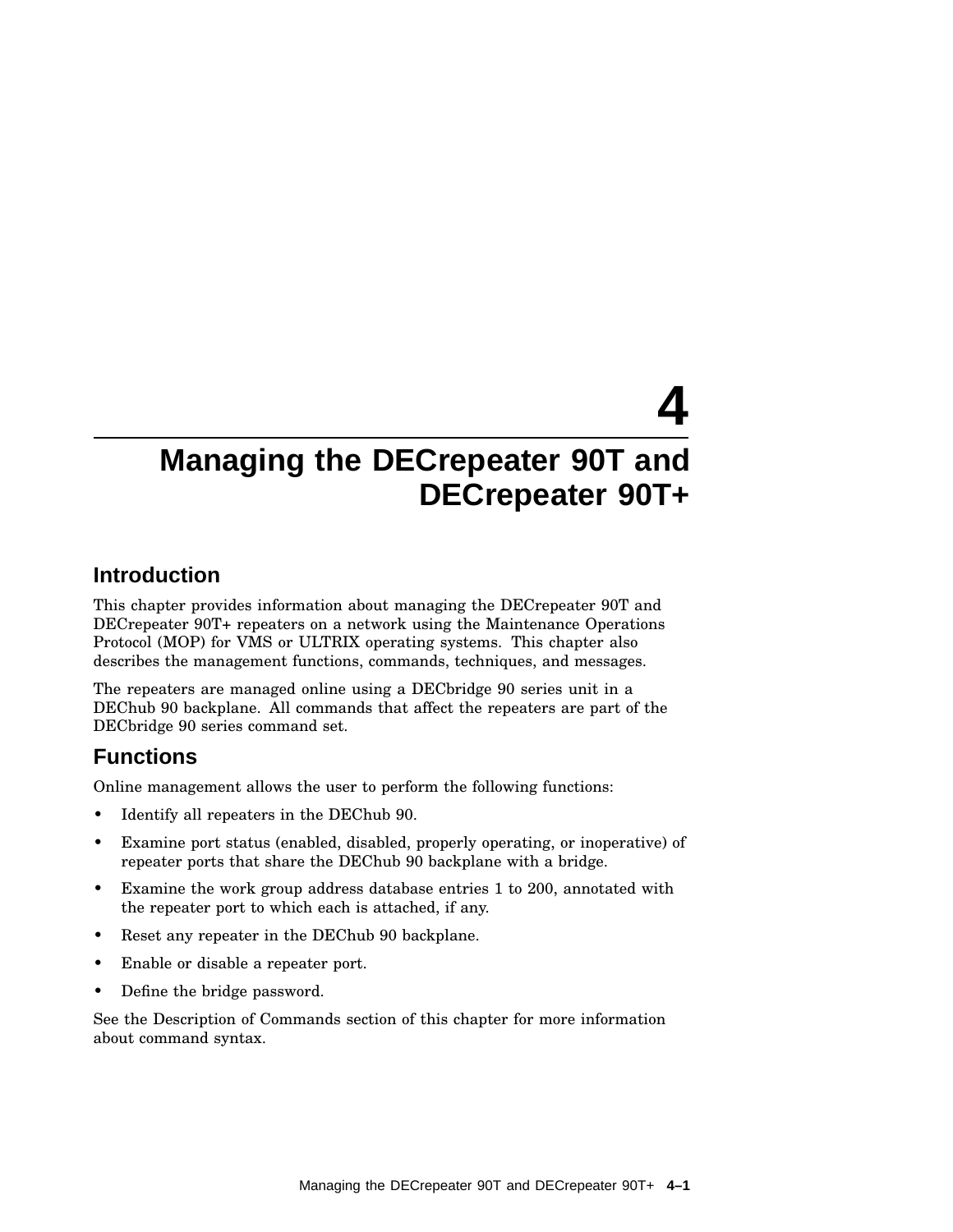# 4 Managing the DECrepeater 90T and DECrepeater 90T+

## Introduction

This chapter provides information about managing the DECrepeater 90T and DECrepeater 90T+ repeaters on a network using the Maintenance Operations Protocol (MOP) for VMS or ULTRIX operating systems. This chapter also describes the management functions, commands, techniques, and messages.

The repeaters are managed online using a DECbridge 90 series unit in a DEChub 90 backplane. All commands that affect the repeaters are part of the DECbridge 90 series command set.

## Functions

Online management allows the user to perform the following functions:

- Identify all repeaters in the DEChub 90.
- Examine port status (enabled, disabled, properly operating, or inoperative) of repeater ports that share the DEChub 90 backplane with a bridge.
- Examine the work group address database entries 1 to 200, annotated with the repeater port to which each is attached, if any.
- Reset any repeater in the DEChub 90 backplane.
- Enable or disable a repeater port.
- Define the bridge password.

See the Description of Commands section of this chapter for more information about command syntax.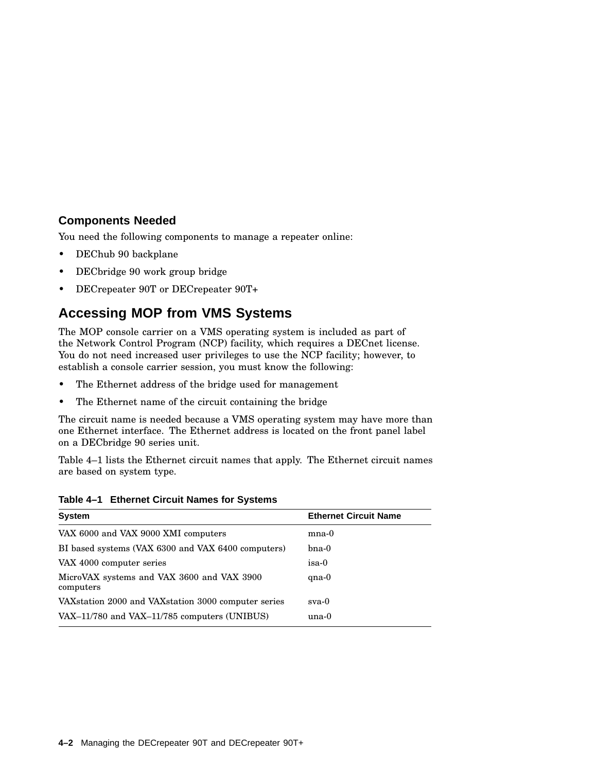### Components Needed

You need the following components to manage a repeater online:

- DEChub 90 backplane
- DECbridge 90 work group bridge
- DECrepeater 90T or DECrepeater 90T+

## Accessing MOP from VMS Systems

The MOP console carrier on a VMS operating system is included as part of the Network Control Program (NCP) facility, which requires a DECnet license. You do not need increased user privileges to use the NCP facility; however, to establish a console carrier session, you must know the following:

- The Ethernet address of the bridge used for management
- The Ethernet name of the circuit containing the bridge

The circuit name is needed because a VMS operating system may have more than one Ethernet interface. The Ethernet address is located on the front panel label on a DECbridge 90 series unit.

Table 4–1 lists the Ethernet circuit names that apply. The Ethernet circuit names are based on system type.

**Table 4–1 Ethernet Circuit Names for Systems**

| System | Ethernet Circuit Name |
|---|---|
| VAX 6000 and VAX 9000 XMI computers | mna-0 |
| BI based systems (VAX 6300 and VAX 6400 computers) | bna-0 |
| VAX 4000 computer series | isa-0 |
| MicroVAX systems and VAX 3600 and VAX 3900 computers | qna-0 |
| VAXstation 2000 and VAXstation 3000 computer series | sva-0 |
| VAX–11/780 and VAX–11/785 computers (UNIBUS) | una-0 |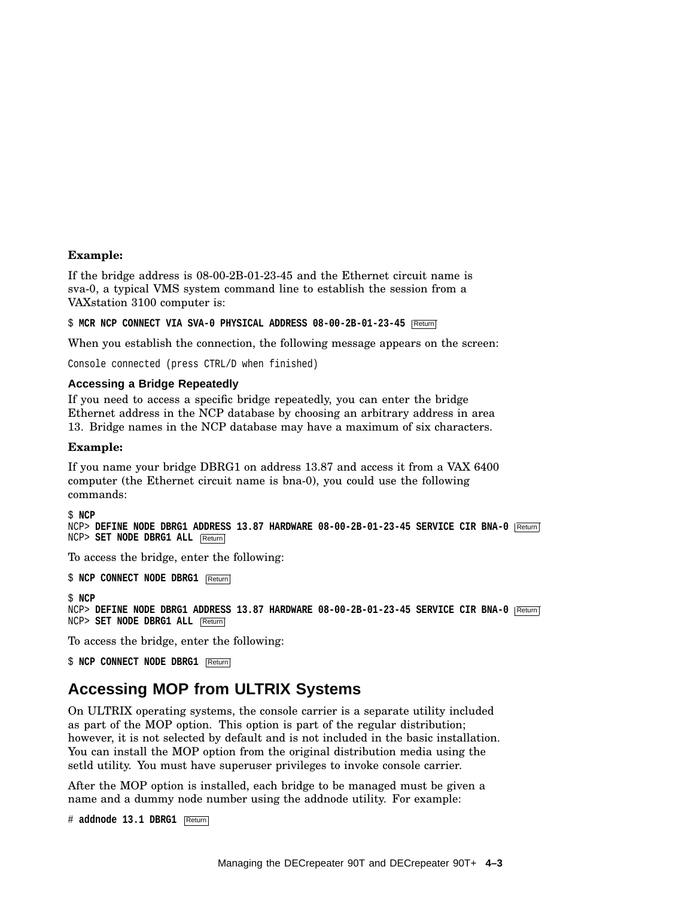**Example:**

If the bridge address is 08-00-2B-01-23-45 and the Ethernet circuit name is sva-0, a typical VMS system command line to establish the session from a VAXstation 3100 computer is:

```
$ MCR NCP CONNECT VIA SVA-0 PHYSICAL ADDRESS 08-00-2B-01-23-45 Return
```

When you establish the connection, the following message appears on the screen:

```
Console connected (press CTRL/D when finished)
```

### Accessing a Bridge Repeatedly

If you need to access a specific bridge repeatedly, you can enter the bridge Ethernet address in the NCP database by choosing an arbitrary address in area 13. Bridge names in the NCP database may have a maximum of six characters.

**Example:**

If you name your bridge DBRG1 on address 13.87 and access it from a VAX 6400 computer (the Ethernet circuit name is bna-0), you could use the following commands:

```
$ NCP
NCP> DEFINE NODE DBRG1 ADDRESS 13.87 HARDWARE 08-00-2B-01-23-45 SERVICE CIR BNA-0 Return
NCP> SET NODE DBRG1 ALL Return
```

To access the bridge, enter the following:

```
$ NCP CONNECT NODE DBRG1 Return
```

```
$ NCP
NCP> DEFINE NODE DBRG1 ADDRESS 13.87 HARDWARE 08-00-2B-01-23-45 SERVICE CIR BNA-0 Return
NCP> SET NODE DBRG1 ALL Return
```

To access the bridge, enter the following:

```
$ NCP CONNECT NODE DBRG1 Return
```

## Accessing MOP from ULTRIX Systems

On ULTRIX operating systems, the console carrier is a separate utility included as part of the MOP option. This option is part of the regular distribution; however, it is not selected by default and is not included in the basic installation. You can install the MOP option from the original distribution media using the setld utility. You must have superuser privileges to invoke console carrier.

After the MOP option is installed, each bridge to be managed must be given a name and a dummy node number using the addnode utility. For example:

```
# addnode 13.1 DBRG1 Return
```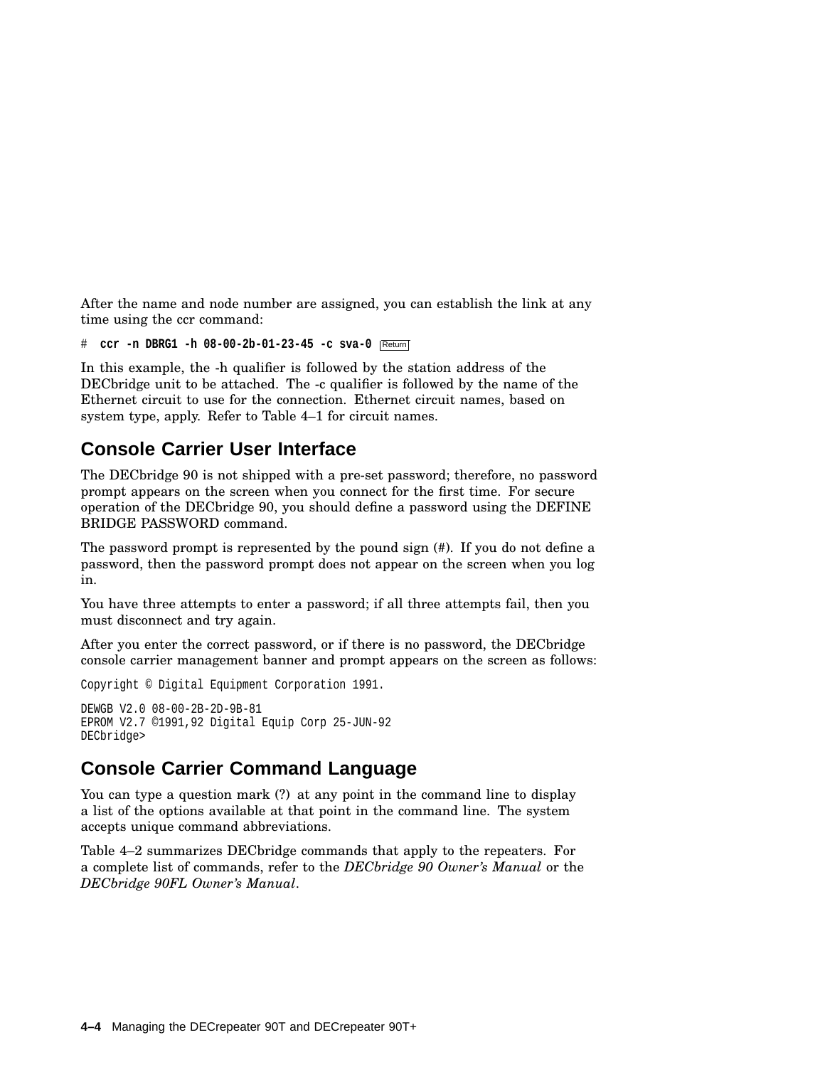After the name and node number are assigned, you can establish the link at any time using the ccr command:

```
# ccr -n DBRG1 -h 08-00-2b-01-23-45 -c sva-0 Return
```

In this example, the -h qualifier is followed by the station address of the DECbridge unit to be attached. The -c qualifier is followed by the name of the Ethernet circuit to use for the connection. Ethernet circuit names, based on system type, apply. Refer to Table 4–1 for circuit names.

## Console Carrier User Interface

The DECbridge 90 is not shipped with a pre-set password; therefore, no password prompt appears on the screen when you connect for the first time. For secure operation of the DECbridge 90, you should define a password using the DEFINE BRIDGE PASSWORD command.

The password prompt is represented by the pound sign (#). If you do not define a password, then the password prompt does not appear on the screen when you log in.

You have three attempts to enter a password; if all three attempts fail, then you must disconnect and try again.

After you enter the correct password, or if there is no password, the DECbridge console carrier management banner and prompt appears on the screen as follows:

```
Copyright © Digital Equipment Corporation 1991.

DEWGB V2.0 08-00-2B-2D-9B-81
EPROM V2.7 ©1991,92 Digital Equip Corp 25-JUN-92
DECbridge>
```

## Console Carrier Command Language

You can type a question mark (?) at any point in the command line to display a list of the options available at that point in the command line. The system accepts unique command abbreviations.

Table 4–2 summarizes DECbridge commands that apply to the repeaters. For a complete list of commands, refer to the *DECbridge 90 Owner's Manual* or the *DECbridge 90FL Owner's Manual*.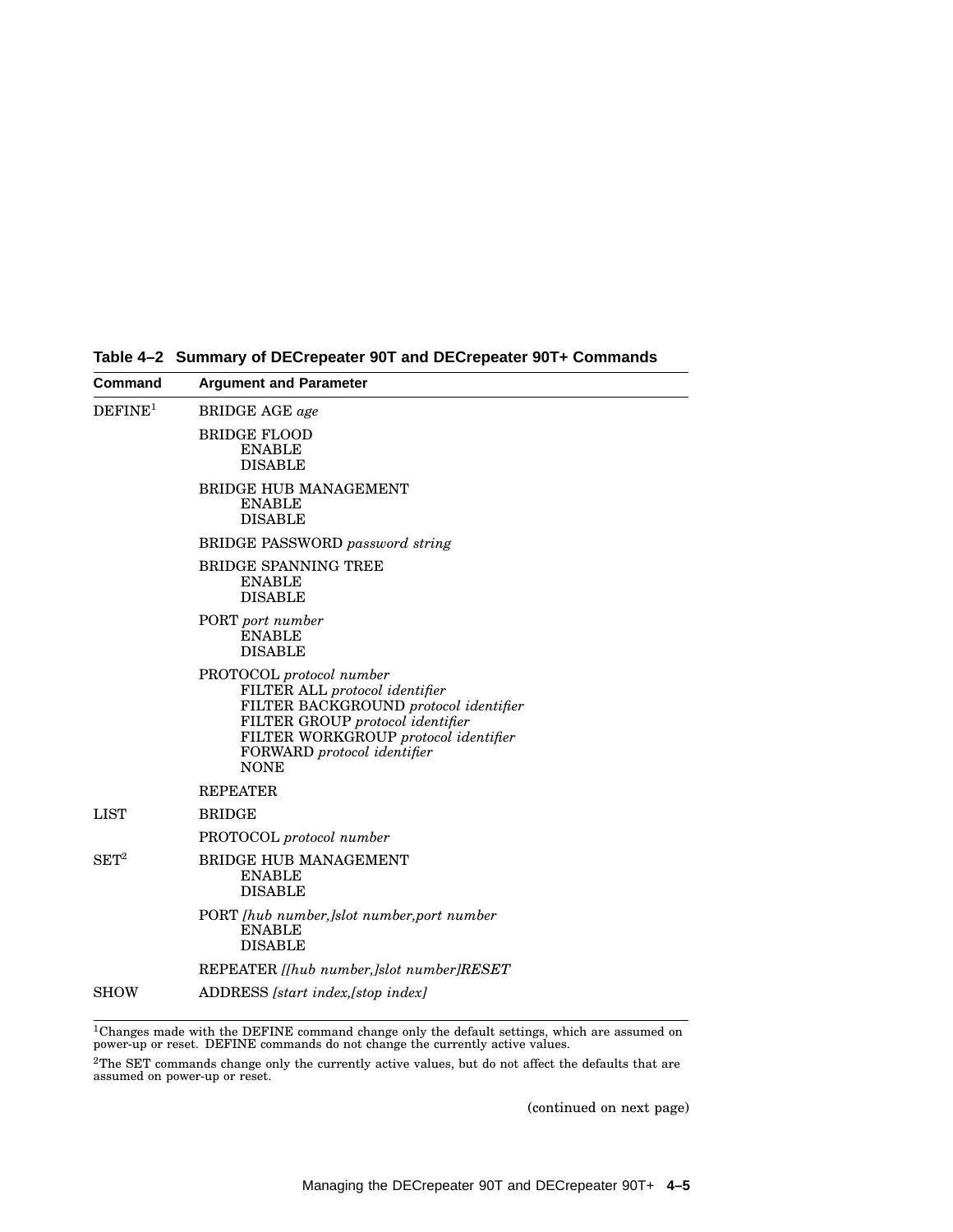**Table 4–2 Summary of DECrepeater 90T and DECrepeater 90T+ Commands**

| Command | Argument and Parameter |
|---|---|
| DEFINE[1] | BRIDGE AGE *age* |
| | BRIDGE FLOOD<br>ENABLE<br>DISABLE |
| | BRIDGE HUB MANAGEMENT<br>ENABLE<br>DISABLE |
| | BRIDGE PASSWORD *password string* |
| | BRIDGE SPANNING TREE<br>ENABLE<br>DISABLE |
| | PORT *port number*<br>ENABLE<br>DISABLE |
| | PROTOCOL *protocol number*<br>FILTER ALL *protocol identifier*<br>FILTER BACKGROUND *protocol identifier*<br>FILTER GROUP *protocol identifier*<br>FILTER WORKGROUP *protocol identifier*<br>FORWARD *protocol identifier*<br>NONE |
| | REPEATER |
| LIST | BRIDGE |
| | PROTOCOL *protocol number* |
| SET[2] | BRIDGE HUB MANAGEMENT<br>ENABLE<br>DISABLE |
| | PORT *[hub number,]slot number,port number*<br>ENABLE<br>DISABLE |
| | REPEATER *[[hub number,]slot number]RESET* |
| SHOW | ADDRESS *[start index,[stop index]* |

[1]Changes made with the DEFINE command change only the default settings, which are assumed on power-up or reset. DEFINE commands do not change the currently active values.

[2]The SET commands change only the currently active values, but do not affect the defaults that are assumed on power-up or reset.

(continued on next page)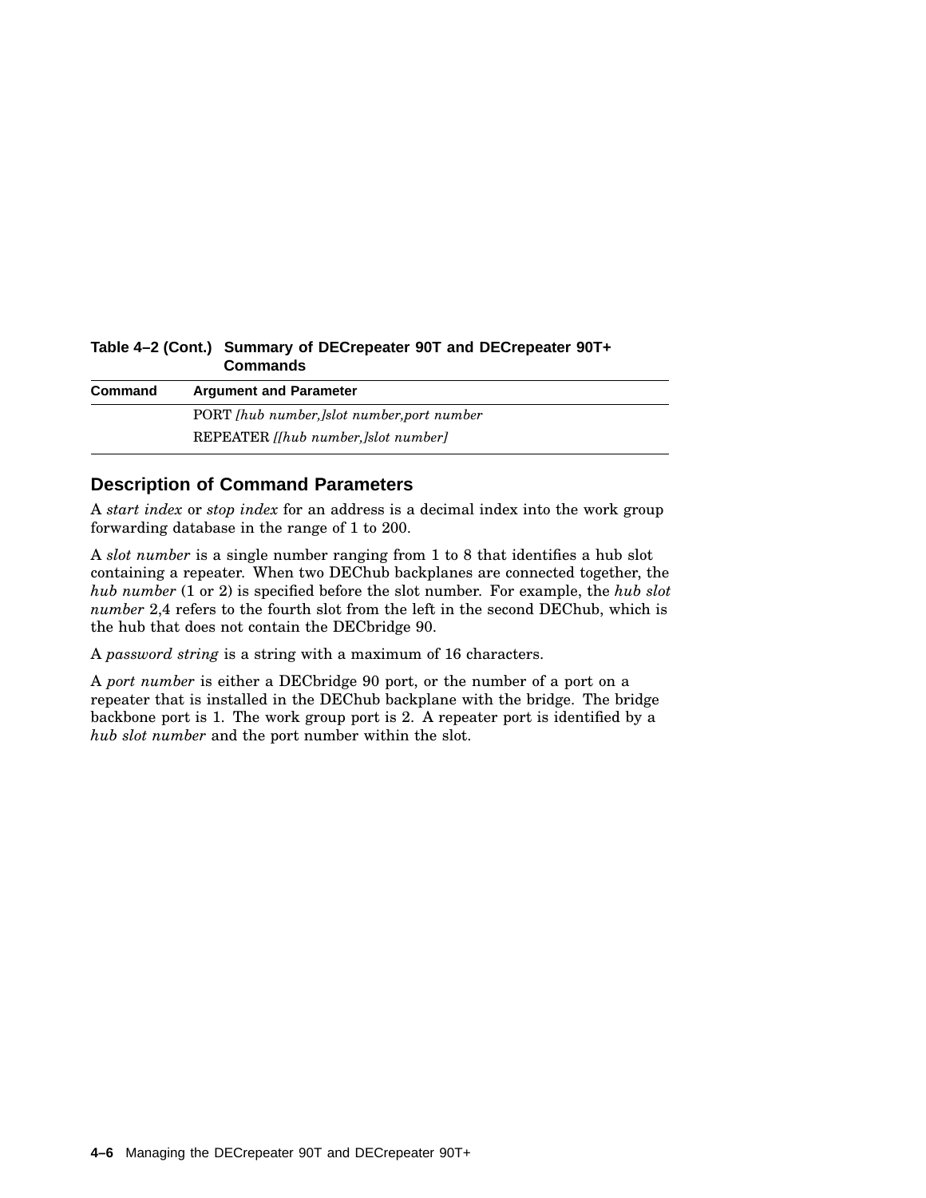**Table 4–2 (Cont.) Summary of DECrepeater 90T and DECrepeater 90T+ Commands**

| Command | Argument and Parameter |
|---|---|
| | PORT *[hub number,]slot number,port number* |
| | REPEATER *[[hub number,]slot number]* |

## Description of Command Parameters

A *start index* or *stop index* for an address is a decimal index into the work group forwarding database in the range of 1 to 200.

A *slot number* is a single number ranging from 1 to 8 that identifies a hub slot containing a repeater. When two DEChub backplanes are connected together, the *hub number* (1 or 2) is specified before the slot number. For example, the *hub slot number* 2,4 refers to the fourth slot from the left in the second DEChub, which is the hub that does not contain the DECbridge 90.

A *password string* is a string with a maximum of 16 characters.

A *port number* is either a DECbridge 90 port, or the number of a port on a repeater that is installed in the DEChub backplane with the bridge. The bridge backbone port is 1. The work group port is 2. A repeater port is identified by a *hub slot number* and the port number within the slot.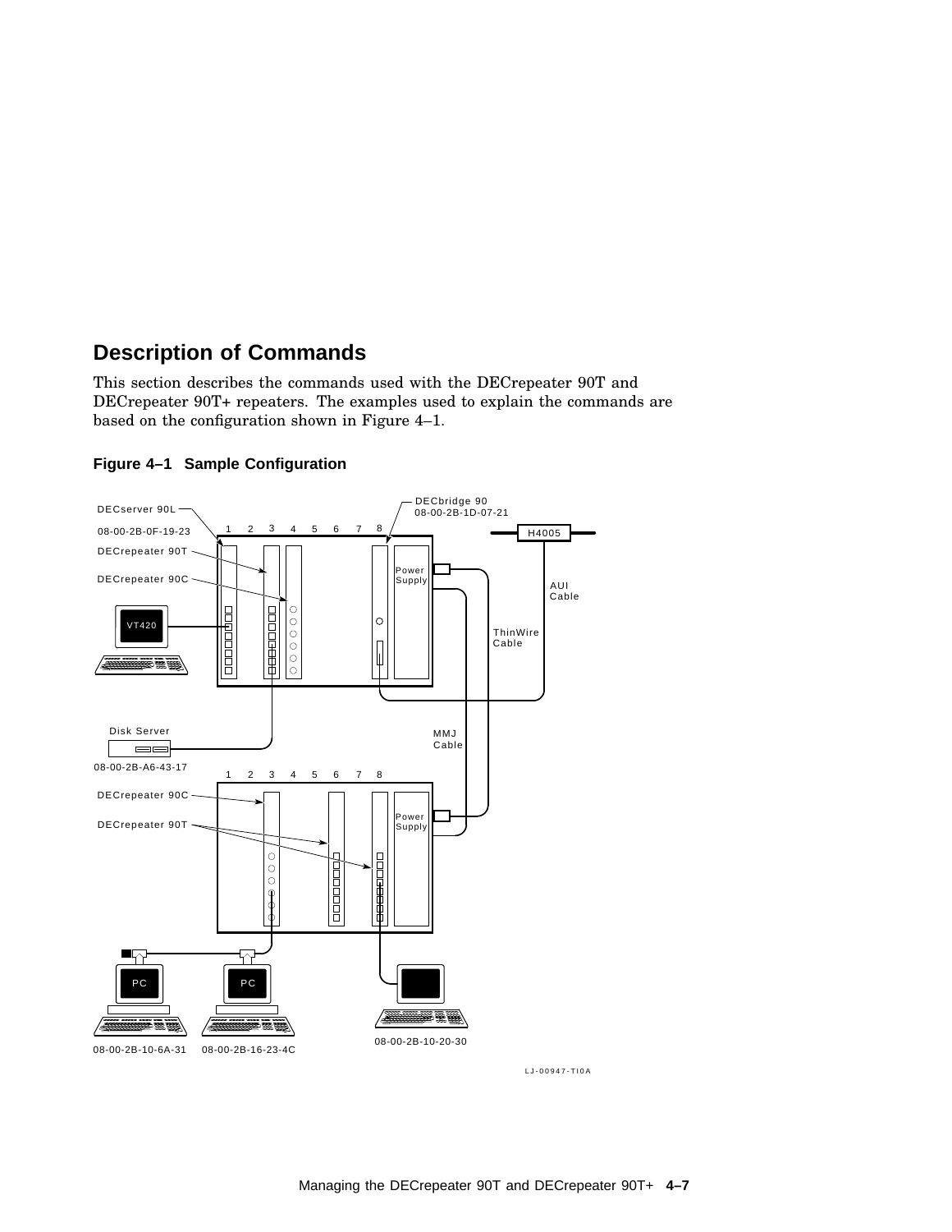## Description of Commands

This section describes the commands used with the DECrepeater 90T and DECrepeater 90T+ repeaters. The examples used to explain the commands are based on the configuration shown in Figure 4–1.

**Figure 4–1 Sample Configuration**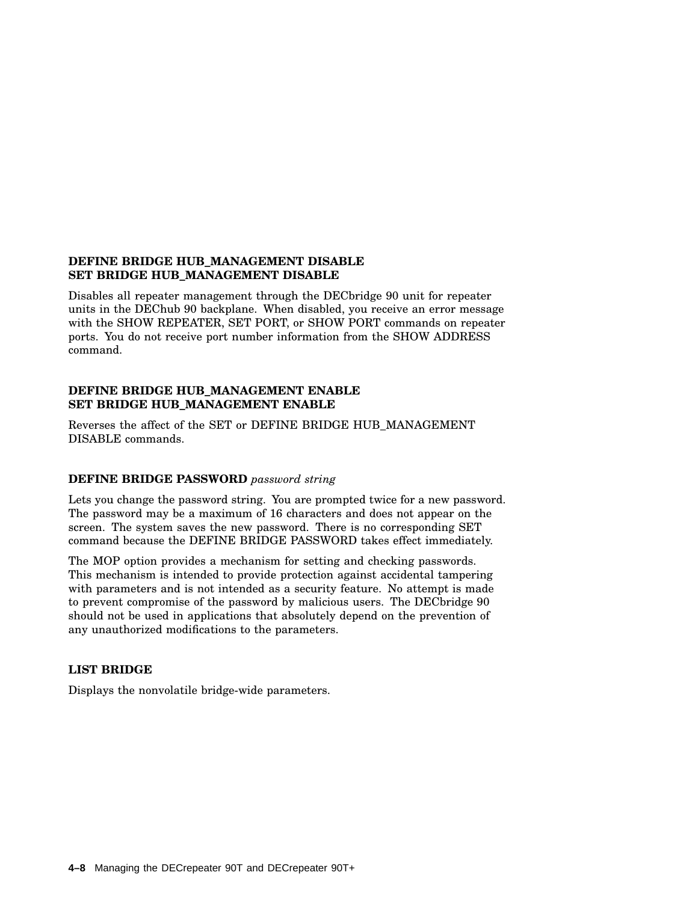**DEFINE BRIDGE HUB_MANAGEMENT DISABLE**
**SET BRIDGE HUB_MANAGEMENT DISABLE**

Disables all repeater management through the DECbridge 90 unit for repeater units in the DEChub 90 backplane. When disabled, you receive an error message with the SHOW REPEATER, SET PORT, or SHOW PORT commands on repeater ports. You do not receive port number information from the SHOW ADDRESS command.

**DEFINE BRIDGE HUB_MANAGEMENT ENABLE**
**SET BRIDGE HUB_MANAGEMENT ENABLE**

Reverses the affect of the SET or DEFINE BRIDGE HUB_MANAGEMENT DISABLE commands.

**DEFINE BRIDGE PASSWORD** *password string*

Lets you change the password string. You are prompted twice for a new password. The password may be a maximum of 16 characters and does not appear on the screen. The system saves the new password. There is no corresponding SET command because the DEFINE BRIDGE PASSWORD takes effect immediately.

The MOP option provides a mechanism for setting and checking passwords. This mechanism is intended to provide protection against accidental tampering with parameters and is not intended as a security feature. No attempt is made to prevent compromise of the password by malicious users. The DECbridge 90 should not be used in applications that absolutely depend on the prevention of any unauthorized modifications to the parameters.

**LIST BRIDGE**

Displays the nonvolatile bridge-wide parameters.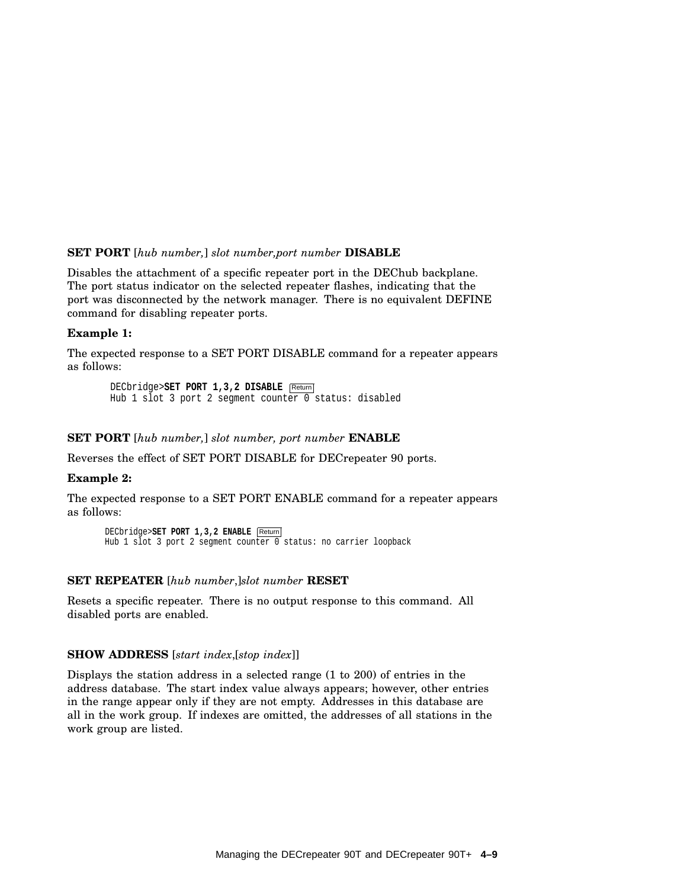**SET PORT** [*hub number,*] *slot number,port number* **DISABLE**

Disables the attachment of a specific repeater port in the DEChub backplane. The port status indicator on the selected repeater flashes, indicating that the port was disconnected by the network manager. There is no equivalent DEFINE command for disabling repeater ports.

**Example 1:**

The expected response to a SET PORT DISABLE command for a repeater appears as follows:

```
DECbridge>SET PORT 1,3,2 DISABLE  Return
Hub 1 slot 3 port 2 segment counter 0 status: disabled
```

**SET PORT** [*hub number,*] *slot number, port number* **ENABLE**

Reverses the effect of SET PORT DISABLE for DECrepeater 90 ports.

**Example 2:**

The expected response to a SET PORT ENABLE command for a repeater appears as follows:

```
DECbridge>SET PORT 1,3,2 ENABLE  Return
Hub 1 slot 3 port 2 segment counter 0 status: no carrier loopback
```

**SET REPEATER** [*hub number*,]*slot number* **RESET**

Resets a specific repeater. There is no output response to this command. All disabled ports are enabled.

**SHOW ADDRESS** [*start index*,[*stop index*]]

Displays the station address in a selected range (1 to 200) of entries in the address database. The start index value always appears; however, other entries in the range appear only if they are not empty. Addresses in this database are all in the work group. If indexes are omitted, the addresses of all stations in the work group are listed.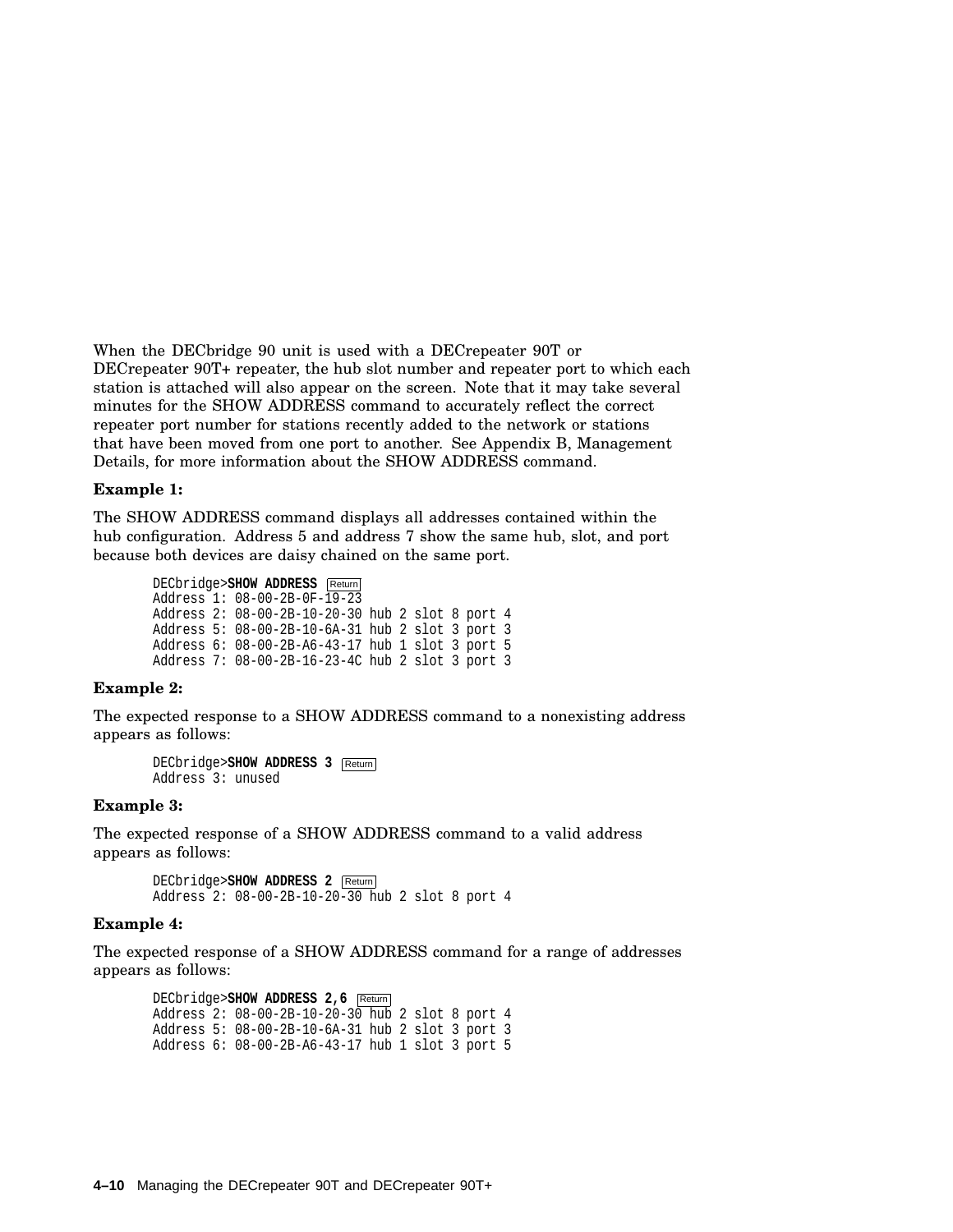When the DECbridge 90 unit is used with a DECrepeater 90T or DECrepeater 90T+ repeater, the hub slot number and repeater port to which each station is attached will also appear on the screen. Note that it may take several minutes for the SHOW ADDRESS command to accurately reflect the correct repeater port number for stations recently added to the network or stations that have been moved from one port to another. See Appendix B, Management Details, for more information about the SHOW ADDRESS command.

**Example 1:**

The SHOW ADDRESS command displays all addresses contained within the hub configuration. Address 5 and address 7 show the same hub, slot, and port because both devices are daisy chained on the same port.

```
DECbridge>SHOW ADDRESS Return
Address 1: 08-00-2B-0F-19-23
Address 2: 08-00-2B-10-20-30 hub 2 slot 8 port 4
Address 5: 08-00-2B-10-6A-31 hub 2 slot 3 port 3
Address 6: 08-00-2B-A6-43-17 hub 1 slot 3 port 5
Address 7: 08-00-2B-16-23-4C hub 2 slot 3 port 3
```

**Example 2:**

The expected response to a SHOW ADDRESS command to a nonexisting address appears as follows:

```
DECbridge>SHOW ADDRESS 3 Return
Address 3: unused
```

**Example 3:**

The expected response of a SHOW ADDRESS command to a valid address appears as follows:

```
DECbridge>SHOW ADDRESS 2 Return
Address 2: 08-00-2B-10-20-30 hub 2 slot 8 port 4
```

**Example 4:**

The expected response of a SHOW ADDRESS command for a range of addresses appears as follows:

```
DECbridge>SHOW ADDRESS 2,6 Return
Address 2: 08-00-2B-10-20-30 hub 2 slot 8 port 4
Address 5: 08-00-2B-10-6A-31 hub 2 slot 3 port 3
Address 6: 08-00-2B-A6-43-17 hub 1 slot 3 port 5
```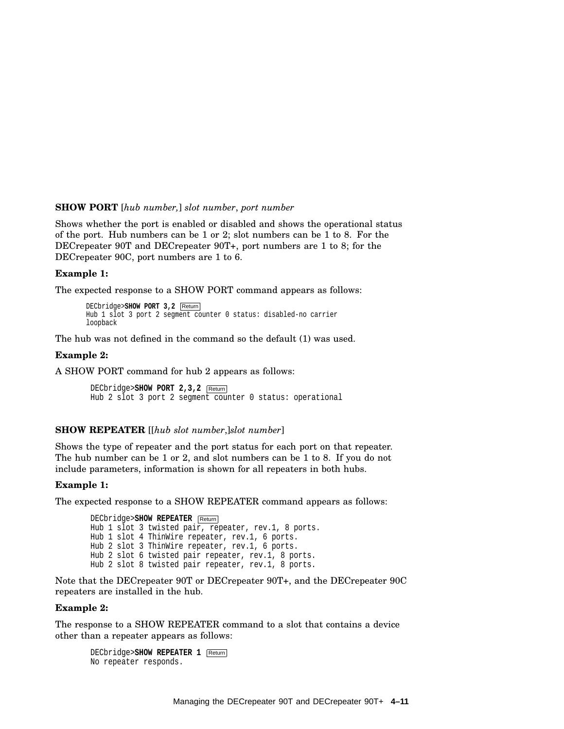**SHOW PORT** [*hub number,*] *slot number*, *port number*

Shows whether the port is enabled or disabled and shows the operational status of the port. Hub numbers can be 1 or 2; slot numbers can be 1 to 8. For the DECrepeater 90T and DECrepeater 90T+, port numbers are 1 to 8; for the DECrepeater 90C, port numbers are 1 to 6.

**Example 1:**

The expected response to a SHOW PORT command appears as follows:

```
DECbridge>SHOW PORT 3,2 Return
Hub 1 slot 3 port 2 segment counter 0 status: disabled-no carrier
loopback
```

The hub was not defined in the command so the default (1) was used.

**Example 2:**

A SHOW PORT command for hub 2 appears as follows:

```
DECbridge>SHOW PORT 2,3,2 Return
Hub 2 slot 3 port 2 segment counter 0 status: operational
```

**SHOW REPEATER** [[*hub slot number*,]*slot number*]

Shows the type of repeater and the port status for each port on that repeater. The hub number can be 1 or 2, and slot numbers can be 1 to 8. If you do not include parameters, information is shown for all repeaters in both hubs.

**Example 1:**

The expected response to a SHOW REPEATER command appears as follows:

```
DECbridge>SHOW REPEATER Return
Hub 1 slot 3 twisted pair, repeater, rev.1, 8 ports.
Hub 1 slot 4 ThinWire repeater, rev.1, 6 ports.
Hub 2 slot 3 ThinWire repeater, rev.1, 6 ports.
Hub 2 slot 6 twisted pair repeater, rev.1, 8 ports.
Hub 2 slot 8 twisted pair repeater, rev.1, 8 ports.
```

Note that the DECrepeater 90T or DECrepeater 90T+, and the DECrepeater 90C repeaters are installed in the hub.

**Example 2:**

The response to a SHOW REPEATER command to a slot that contains a device other than a repeater appears as follows:

```
DECbridge>SHOW REPEATER 1 Return
No repeater responds.
```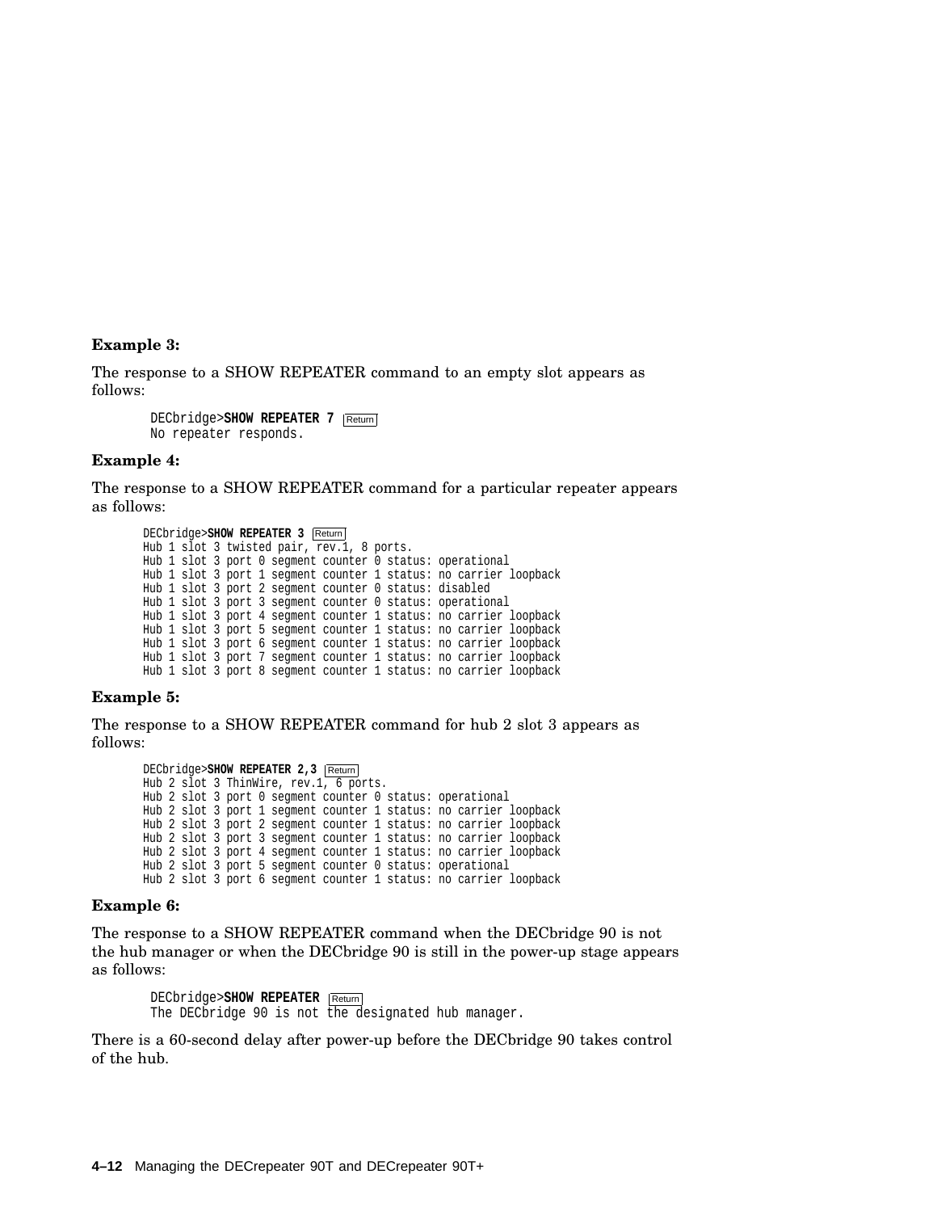**Example 3:**

The response to a SHOW REPEATER command to an empty slot appears as follows:

```
DECbridge>SHOW REPEATER 7 Return
No repeater responds.
```

**Example 4:**

The response to a SHOW REPEATER command for a particular repeater appears as follows:

```
DECbridge>SHOW REPEATER 3 Return
Hub 1 slot 3 twisted pair, rev.1, 8 ports.
Hub 1 slot 3 port 0 segment counter 0 status: operational
Hub 1 slot 3 port 1 segment counter 1 status: no carrier loopback
Hub 1 slot 3 port 2 segment counter 0 status: disabled
Hub 1 slot 3 port 3 segment counter 0 status: operational
Hub 1 slot 3 port 4 segment counter 1 status: no carrier loopback
Hub 1 slot 3 port 5 segment counter 1 status: no carrier loopback
Hub 1 slot 3 port 6 segment counter 1 status: no carrier loopback
Hub 1 slot 3 port 7 segment counter 1 status: no carrier loopback
Hub 1 slot 3 port 8 segment counter 1 status: no carrier loopback
```

**Example 5:**

The response to a SHOW REPEATER command for hub 2 slot 3 appears as follows:

```
DECbridge>SHOW REPEATER 2,3 Return
Hub 2 slot 3 ThinWire, rev.1, 6 ports.
Hub 2 slot 3 port 0 segment counter 0 status: operational
Hub 2 slot 3 port 1 segment counter 1 status: no carrier loopback
Hub 2 slot 3 port 2 segment counter 1 status: no carrier loopback
Hub 2 slot 3 port 3 segment counter 1 status: no carrier loopback
Hub 2 slot 3 port 4 segment counter 1 status: no carrier loopback
Hub 2 slot 3 port 5 segment counter 0 status: operational
Hub 2 slot 3 port 6 segment counter 1 status: no carrier loopback
```

**Example 6:**

The response to a SHOW REPEATER command when the DECbridge 90 is not the hub manager or when the DECbridge 90 is still in the power-up stage appears as follows:

```
DECbridge>SHOW REPEATER Return
The DECbridge 90 is not the designated hub manager.
```

There is a 60-second delay after power-up before the DECbridge 90 takes control of the hub.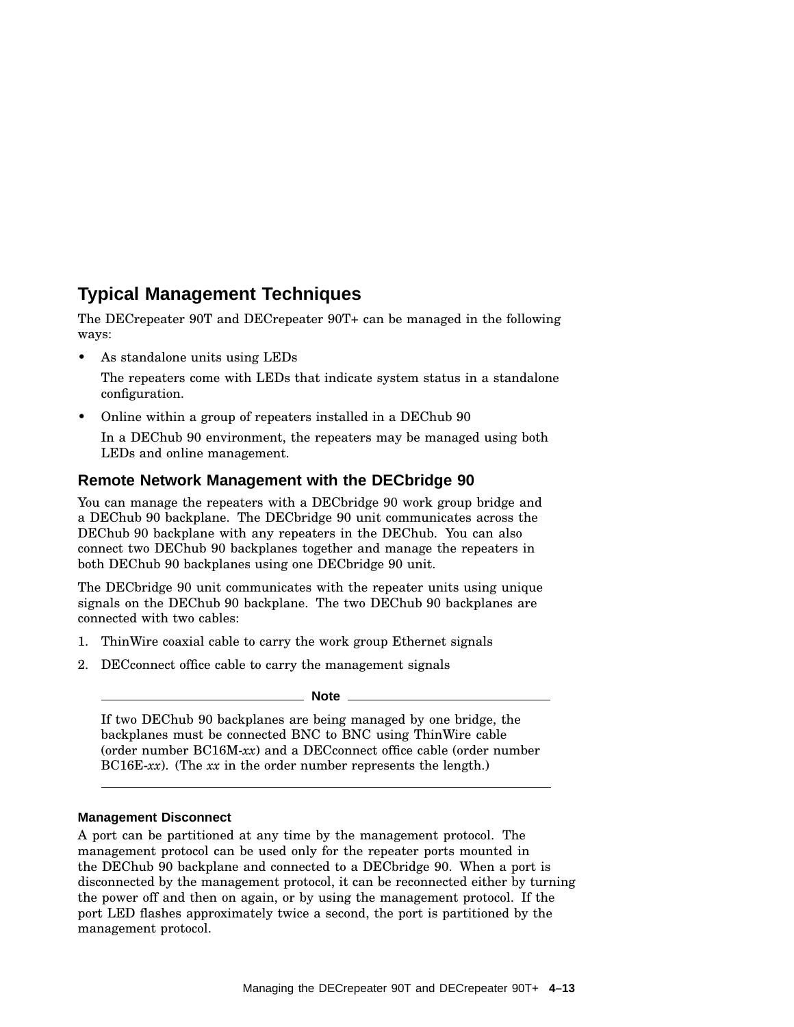## Typical Management Techniques

The DECrepeater 90T and DECrepeater 90T+ can be managed in the following ways:

- As standalone units using LEDs

  The repeaters come with LEDs that indicate system status in a standalone configuration.

- Online within a group of repeaters installed in a DEChub 90

  In a DEChub 90 environment, the repeaters may be managed using both LEDs and online management.

### Remote Network Management with the DECbridge 90

You can manage the repeaters with a DECbridge 90 work group bridge and a DEChub 90 backplane. The DECbridge 90 unit communicates across the DEChub 90 backplane with any repeaters in the DEChub. You can also connect two DEChub 90 backplanes together and manage the repeaters in both DEChub 90 backplanes using one DECbridge 90 unit.

The DECbridge 90 unit communicates with the repeater units using unique signals on the DEChub 90 backplane. The two DEChub 90 backplanes are connected with two cables:

1. ThinWire coaxial cable to carry the work group Ethernet signals
2. DECconnect office cable to carry the management signals

---

**Note**

If two DEChub 90 backplanes are being managed by one bridge, the backplanes must be connected BNC to BNC using ThinWire cable (order number BC16M-*xx*) and a DECconnect office cable (order number BC16E-*xx*). (The *xx* in the order number represents the length.)

---

#### Management Disconnect

A port can be partitioned at any time by the management protocol. The management protocol can be used only for the repeater ports mounted in the DEChub 90 backplane and connected to a DECbridge 90. When a port is disconnected by the management protocol, it can be reconnected either by turning the power off and then on again, or by using the management protocol. If the port LED flashes approximately twice a second, the port is partitioned by the management protocol.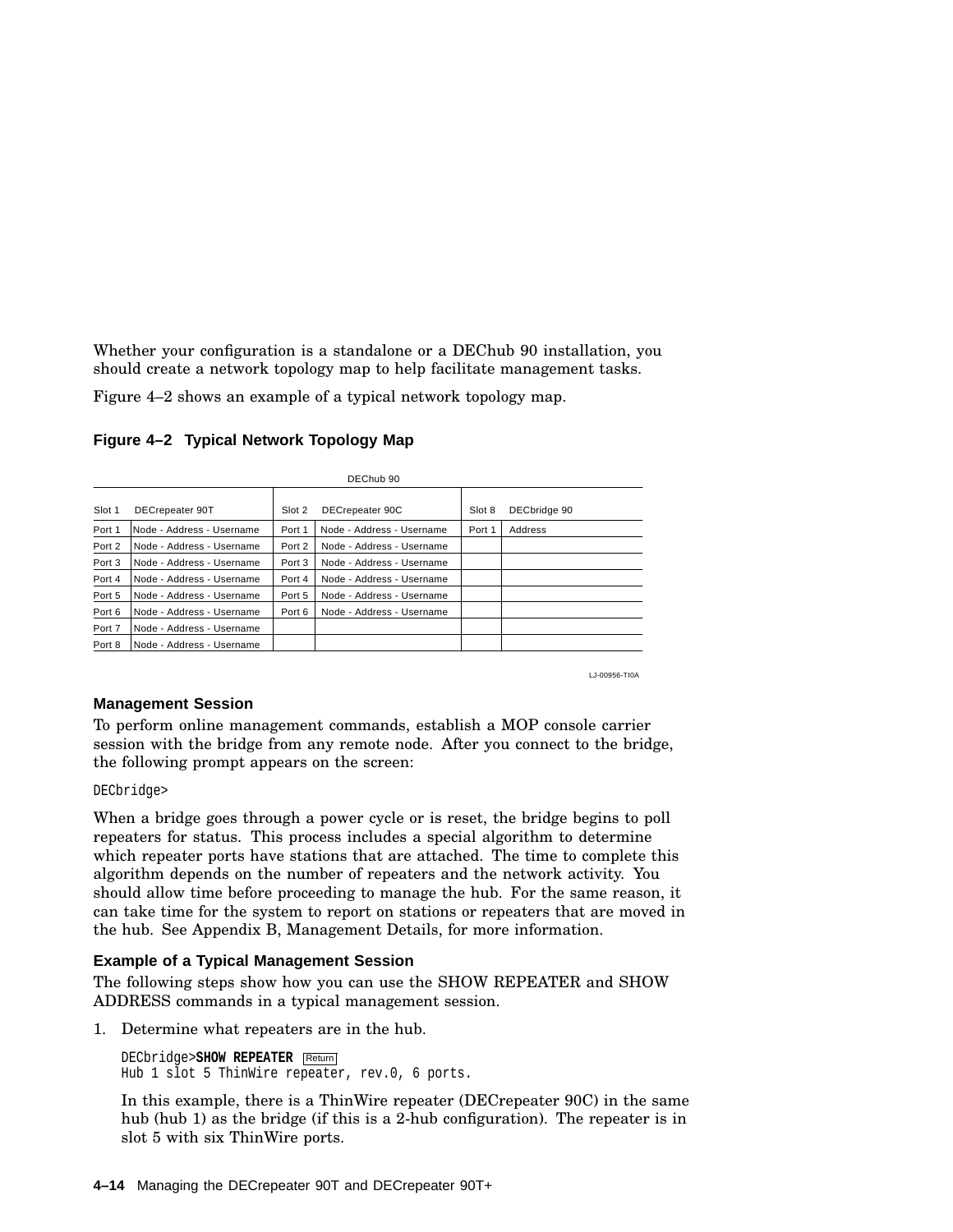Whether your configuration is a standalone or a DEChub 90 installation, you should create a network topology map to help facilitate management tasks.

Figure 4–2 shows an example of a typical network topology map.

**Figure 4–2 Typical Network Topology Map**

DEChub 90

| Slot 1 | DECrepeater 90T | Slot 2 | DECrepeater 90C | Slot 8 | DECbridge 90 |
|---|---|---|---|---|---|
| Port 1 | Node - Address - Username | Port 1 | Node - Address - Username | Port 1 | Address |
| Port 2 | Node - Address - Username | Port 2 | Node - Address - Username | | |
| Port 3 | Node - Address - Username | Port 3 | Node - Address - Username | | |
| Port 4 | Node - Address - Username | Port 4 | Node - Address - Username | | |
| Port 5 | Node - Address - Username | Port 5 | Node - Address - Username | | |
| Port 6 | Node - Address - Username | Port 6 | Node - Address - Username | | |
| Port 7 | Node - Address - Username | | | | |
| Port 8 | Node - Address - Username | | | | |

LJ-00956-TI0A

### Management Session

To perform online management commands, establish a MOP console carrier session with the bridge from any remote node. After you connect to the bridge, the following prompt appears on the screen:

```
DECbridge>
```

When a bridge goes through a power cycle or is reset, the bridge begins to poll repeaters for status. This process includes a special algorithm to determine which repeater ports have stations that are attached. The time to complete this algorithm depends on the number of repeaters and the network activity. You should allow time before proceeding to manage the hub. For the same reason, it can take time for the system to report on stations or repeaters that are moved in the hub. See Appendix B, Management Details, for more information.

### Example of a Typical Management Session

The following steps show how you can use the SHOW REPEATER and SHOW ADDRESS commands in a typical management session.

1. Determine what repeaters are in the hub.

   ```
   DECbridge>SHOW REPEATER Return
   Hub 1 slot 5 ThinWire repeater, rev.0, 6 ports.
   ```

   In this example, there is a ThinWire repeater (DECrepeater 90C) in the same hub (hub 1) as the bridge (if this is a 2-hub configuration). The repeater is in slot 5 with six ThinWire ports.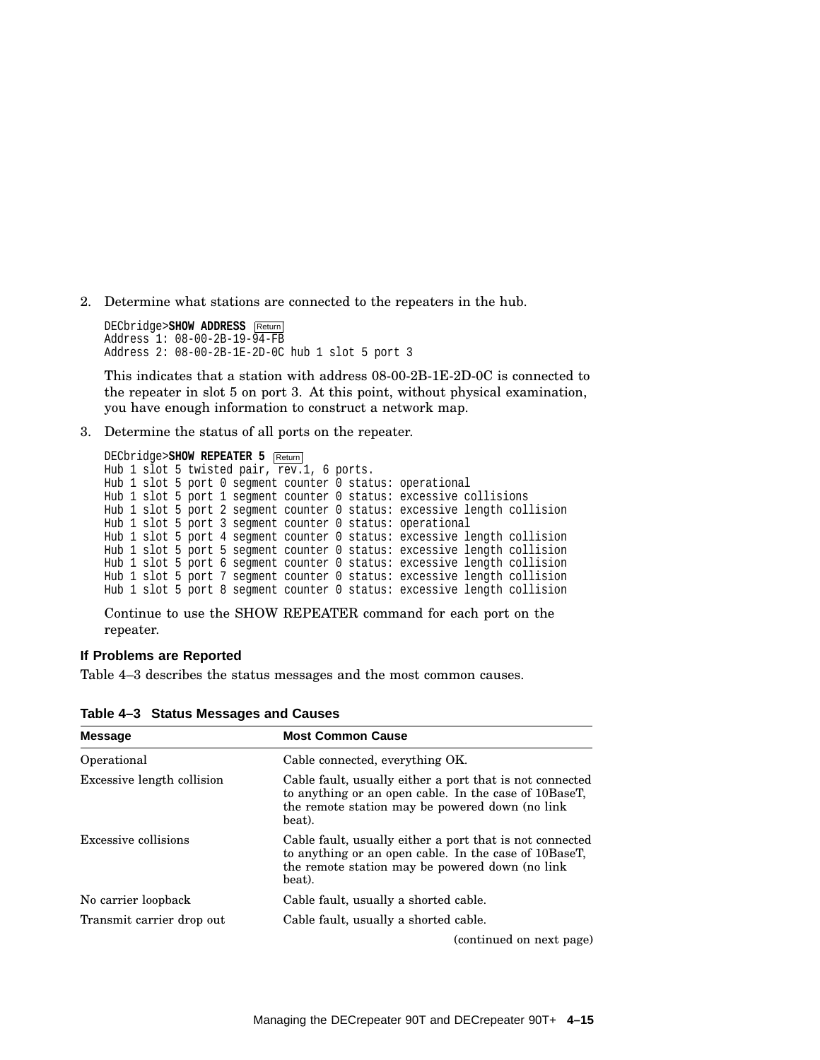2. Determine what stations are connected to the repeaters in the hub.

   ```
   DECbridge>SHOW ADDRESS Return
   Address 1: 08-00-2B-19-94-FB
   Address 2: 08-00-2B-1E-2D-0C hub 1 slot 5 port 3
   ```

   This indicates that a station with address 08-00-2B-1E-2D-0C is connected to the repeater in slot 5 on port 3. At this point, without physical examination, you have enough information to construct a network map.

3. Determine the status of all ports on the repeater.

   ```
   DECbridge>SHOW REPEATER 5 Return
   Hub 1 slot 5 twisted pair, rev.1, 6 ports.
   Hub 1 slot 5 port 0 segment counter 0 status: operational
   Hub 1 slot 5 port 1 segment counter 0 status: excessive collisions
   Hub 1 slot 5 port 2 segment counter 0 status: excessive length collision
   Hub 1 slot 5 port 3 segment counter 0 status: operational
   Hub 1 slot 5 port 4 segment counter 0 status: excessive length collision
   Hub 1 slot 5 port 5 segment counter 0 status: excessive length collision
   Hub 1 slot 5 port 6 segment counter 0 status: excessive length collision
   Hub 1 slot 5 port 7 segment counter 0 status: excessive length collision
   Hub 1 slot 5 port 8 segment counter 0 status: excessive length collision
   ```

   Continue to use the SHOW REPEATER command for each port on the repeater.

### If Problems are Reported

Table 4–3 describes the status messages and the most common causes.

**Table 4–3 Status Messages and Causes**

| Message | Most Common Cause |
|---|---|
| Operational | Cable connected, everything OK. |
| Excessive length collision | Cable fault, usually either a port that is not connected to anything or an open cable. In the case of 10BaseT, the remote station may be powered down (no link beat). |
| Excessive collisions | Cable fault, usually either a port that is not connected to anything or an open cable. In the case of 10BaseT, the remote station may be powered down (no link beat). |
| No carrier loopback | Cable fault, usually a shorted cable. |
| Transmit carrier drop out | Cable fault, usually a shorted cable. |

(continued on next page)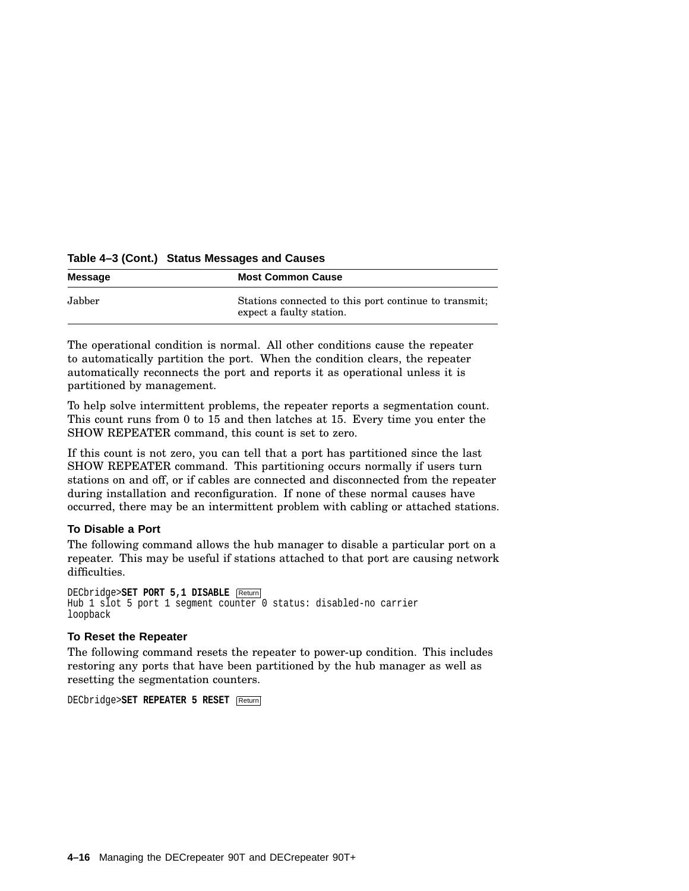**Table 4–3 (Cont.) Status Messages and Causes**

| Message | Most Common Cause |
|---|---|
| Jabber | Stations connected to this port continue to transmit; expect a faulty station. |

The operational condition is normal. All other conditions cause the repeater to automatically partition the port. When the condition clears, the repeater automatically reconnects the port and reports it as operational unless it is partitioned by management.

To help solve intermittent problems, the repeater reports a segmentation count. This count runs from 0 to 15 and then latches at 15. Every time you enter the SHOW REPEATER command, this count is set to zero.

If this count is not zero, you can tell that a port has partitioned since the last SHOW REPEATER command. This partitioning occurs normally if users turn stations on and off, or if cables are connected and disconnected from the repeater during installation and reconfiguration. If none of these normal causes have occurred, there may be an intermittent problem with cabling or attached stations.

### To Disable a Port

The following command allows the hub manager to disable a particular port on a repeater. This may be useful if stations attached to that port are causing network difficulties.

```
DECbridge>SET PORT 5,1 DISABLE Return
Hub 1 slot 5 port 1 segment counter 0 status: disabled-no carrier
loopback
```

### To Reset the Repeater

The following command resets the repeater to power-up condition. This includes restoring any ports that have been partitioned by the hub manager as well as resetting the segmentation counters.

```
DECbridge>SET REPEATER 5 RESET Return
```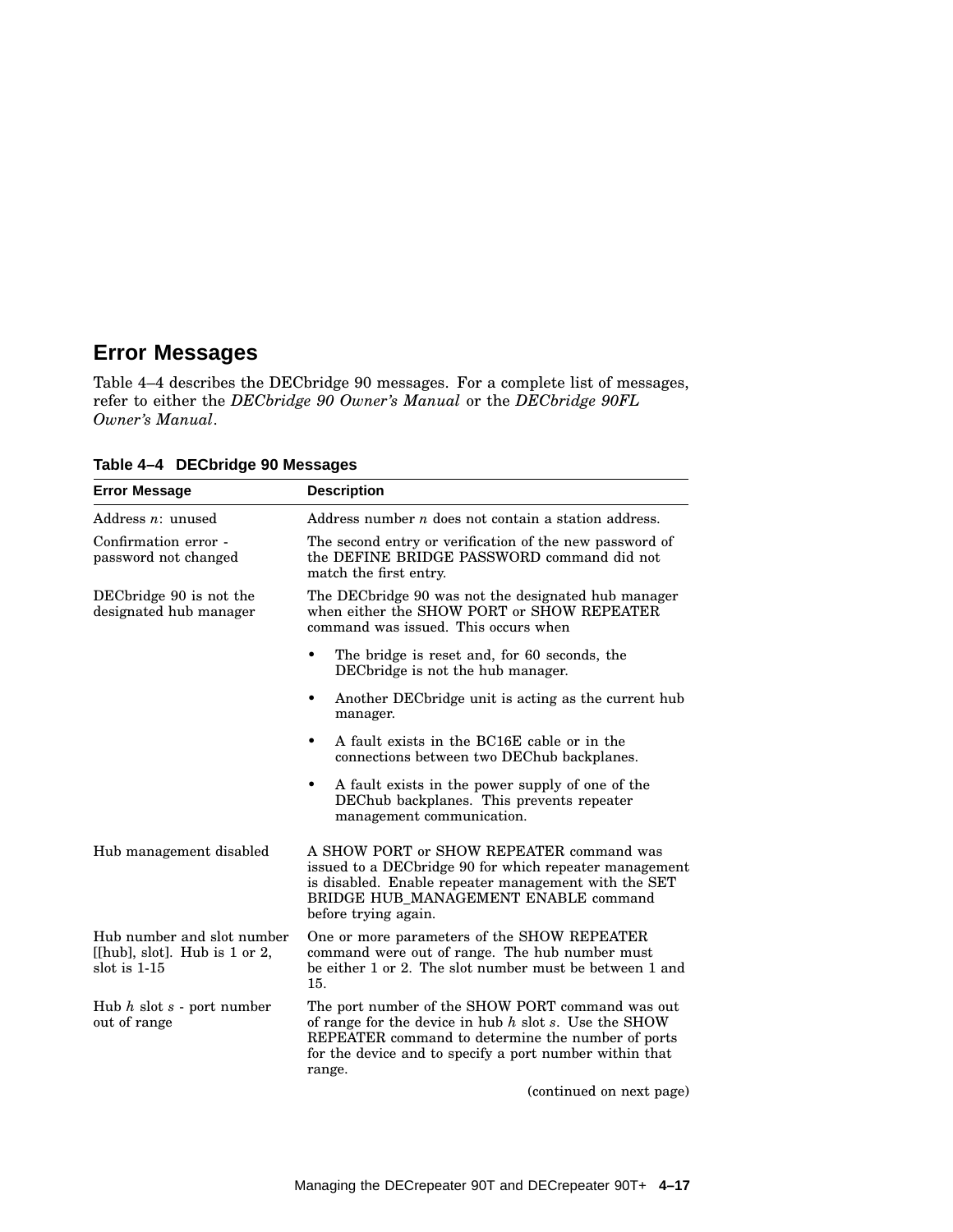## Error Messages

Table 4–4 describes the DECbridge 90 messages. For a complete list of messages, refer to either the *DECbridge 90 Owner's Manual* or the *DECbridge 90FL Owner's Manual*.

**Table 4–4 DECbridge 90 Messages**

| Error Message | Description |
|---|---|
| Address *n*: unused | Address number *n* does not contain a station address. |
| Confirmation error - password not changed | The second entry or verification of the new password of the DEFINE BRIDGE PASSWORD command did not match the first entry. |
| DECbridge 90 is not the designated hub manager | The DECbridge 90 was not the designated hub manager when either the SHOW PORT or SHOW REPEATER command was issued. This occurs when<br>• The bridge is reset and, for 60 seconds, the DECbridge is not the hub manager.<br>• Another DECbridge unit is acting as the current hub manager.<br>• A fault exists in the BC16E cable or in the connections between two DEChub backplanes.<br>• A fault exists in the power supply of one of the DEChub backplanes. This prevents repeater management communication. |
| Hub management disabled | A SHOW PORT or SHOW REPEATER command was issued to a DECbridge 90 for which repeater management is disabled. Enable repeater management with the SET BRIDGE HUB_MANAGEMENT ENABLE command before trying again. |
| Hub number and slot number [[hub], slot]. Hub is 1 or 2, slot is 1-15 | One or more parameters of the SHOW REPEATER command were out of range. The hub number must be either 1 or 2. The slot number must be between 1 and 15. |
| Hub *h* slot *s* - port number out of range | The port number of the SHOW PORT command was out of range for the device in hub *h* slot *s*. Use the SHOW REPEATER command to determine the number of ports for the device and to specify a port number within that range. |

(continued on next page)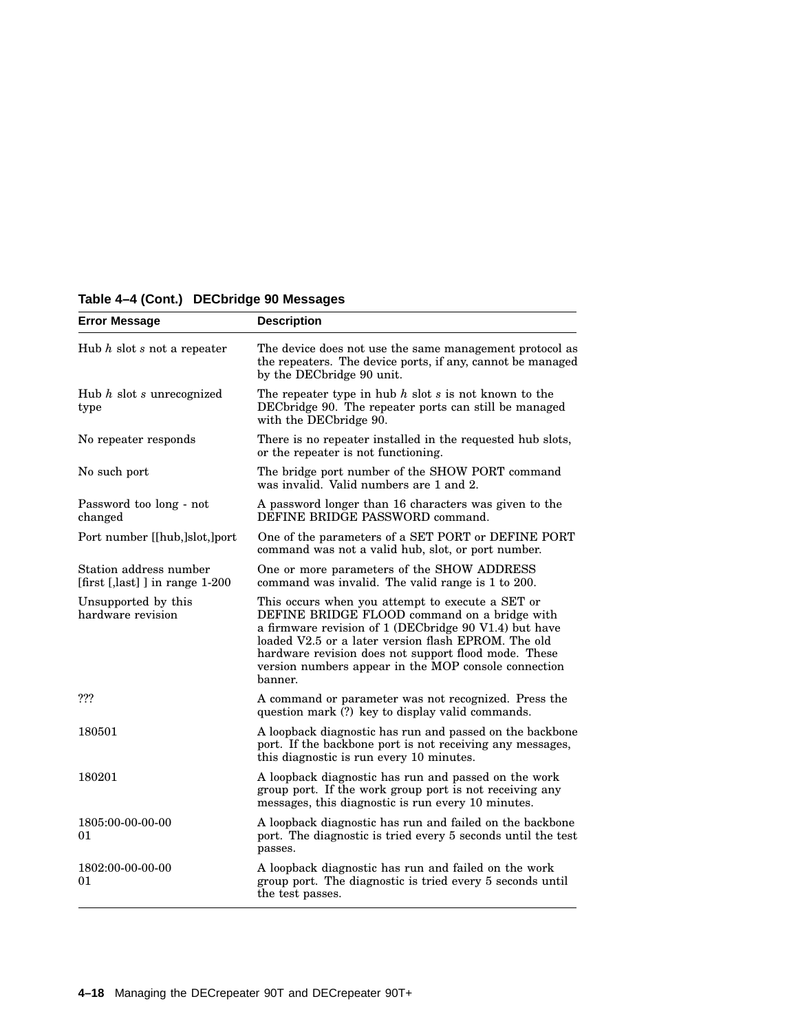**Table 4–4 (Cont.) DECbridge 90 Messages**

| Error Message | Description |
|---|---|
| Hub *h* slot *s* not a repeater | The device does not use the same management protocol as the repeaters. The device ports, if any, cannot be managed by the DECbridge 90 unit. |
| Hub *h* slot *s* unrecognized type | The repeater type in hub *h* slot *s* is not known to the DECbridge 90. The repeater ports can still be managed with the DECbridge 90. |
| No repeater responds | There is no repeater installed in the requested hub slots, or the repeater is not functioning. |
| No such port | The bridge port number of the SHOW PORT command was invalid. Valid numbers are 1 and 2. |
| Password too long - not changed | A password longer than 16 characters was given to the DEFINE BRIDGE PASSWORD command. |
| Port number [[hub,]slot,]port | One of the parameters of a SET PORT or DEFINE PORT command was not a valid hub, slot, or port number. |
| Station address number [first [,last] ] in range 1-200 | One or more parameters of the SHOW ADDRESS command was invalid. The valid range is 1 to 200. |
| Unsupported by this hardware revision | This occurs when you attempt to execute a SET or DEFINE BRIDGE FLOOD command on a bridge with a firmware revision of 1 (DECbridge 90 V1.4) but have loaded V2.5 or a later version flash EPROM. The old hardware revision does not support flood mode. These version numbers appear in the MOP console connection banner. |
| ??? | A command or parameter was not recognized. Press the question mark (?) key to display valid commands. |
| 180501 | A loopback diagnostic has run and passed on the backbone port. If the backbone port is not receiving any messages, this diagnostic is run every 10 minutes. |
| 180201 | A loopback diagnostic has run and passed on the work group port. If the work group port is not receiving any messages, this diagnostic is run every 10 minutes. |
| 1805:00-00-00-00 01 | A loopback diagnostic has run and failed on the backbone port. The diagnostic is tried every 5 seconds until the test passes. |
| 1802:00-00-00-00 01 | A loopback diagnostic has run and failed on the work group port. The diagnostic is tried every 5 seconds until the test passes. |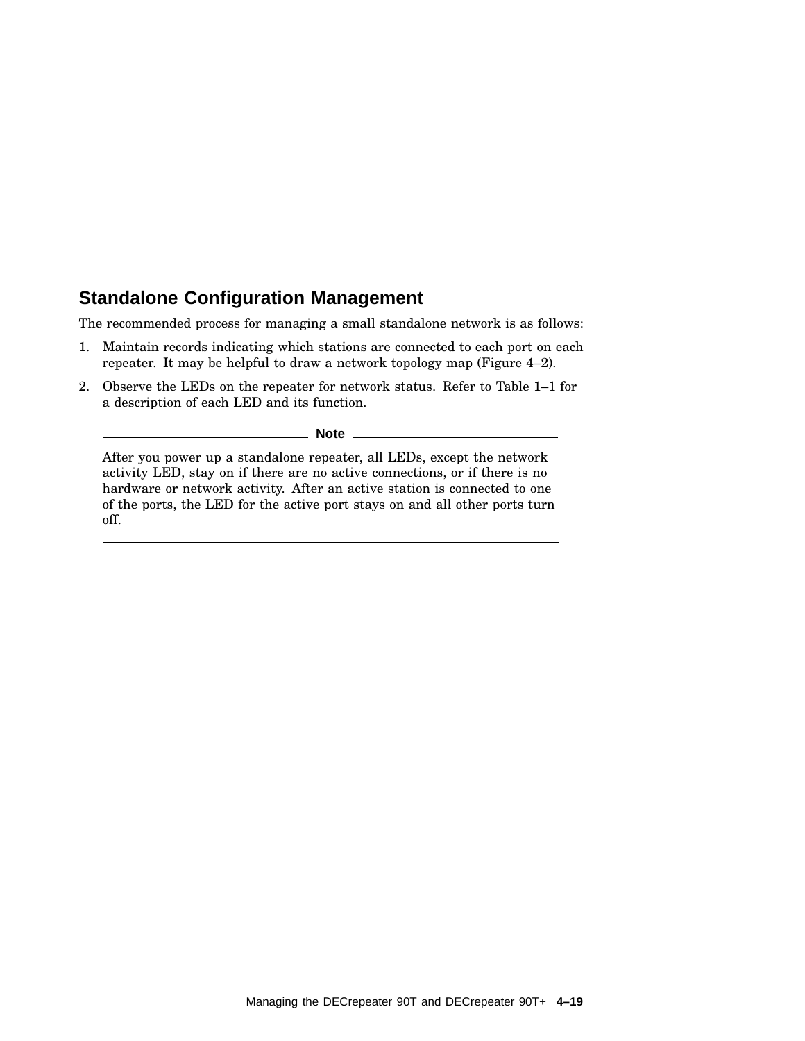## Standalone Configuration Management

The recommended process for managing a small standalone network is as follows:

1. Maintain records indicating which stations are connected to each port on each repeater. It may be helpful to draw a network topology map (Figure 4–2).
2. Observe the LEDs on the repeater for network status. Refer to Table 1–1 for a description of each LED and its function.

---

**Note**

After you power up a standalone repeater, all LEDs, except the network activity LED, stay on if there are no active connections, or if there is no hardware or network activity. After an active station is connected to one of the ports, the LED for the active port stays on and all other ports turn off.

---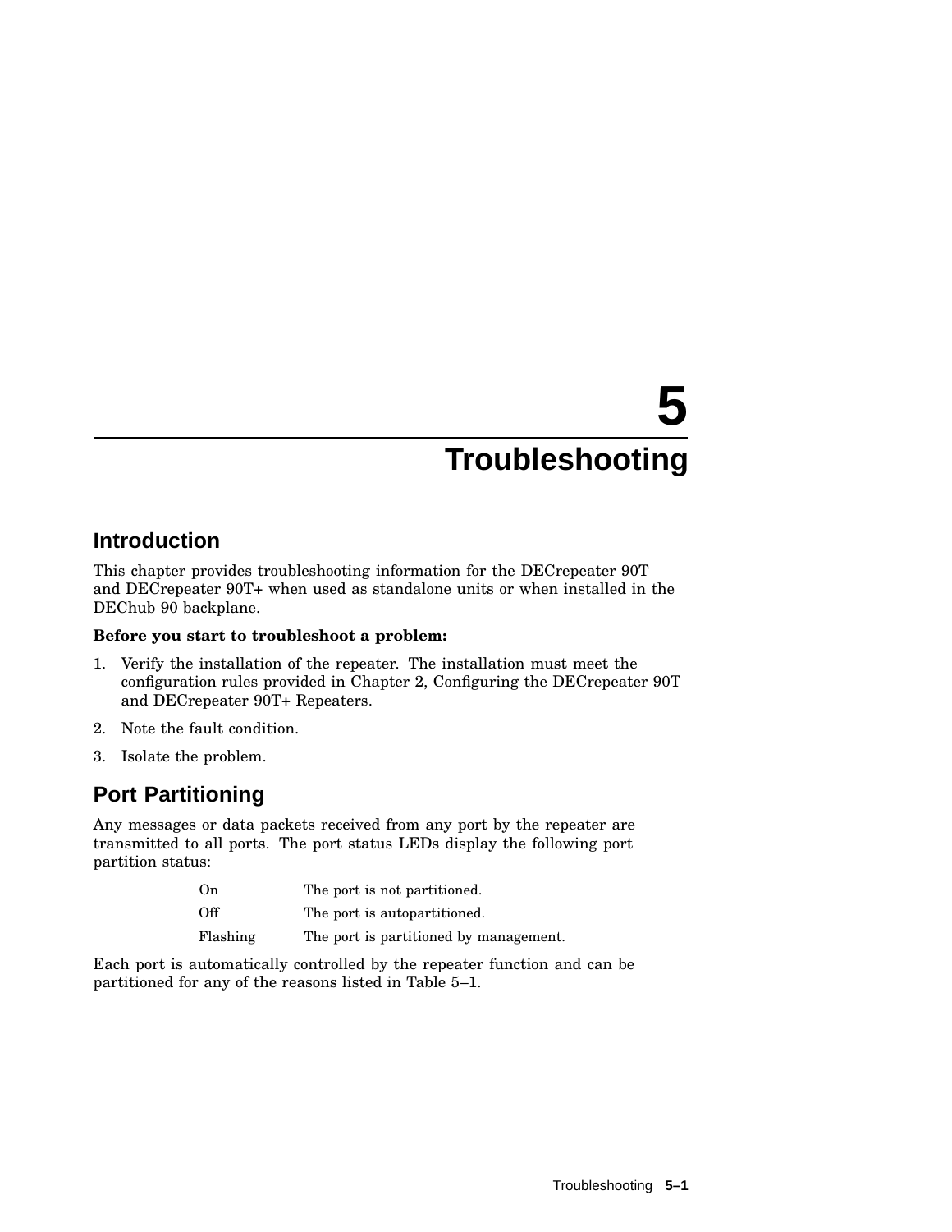# 5 Troubleshooting

## Introduction

This chapter provides troubleshooting information for the DECrepeater 90T and DECrepeater 90T+ when used as standalone units or when installed in the DEChub 90 backplane.

**Before you start to troubleshoot a problem:**

1. Verify the installation of the repeater. The installation must meet the configuration rules provided in Chapter 2, Configuring the DECrepeater 90T and DECrepeater 90T+ Repeaters.
2. Note the fault condition.
3. Isolate the problem.

## Port Partitioning

Any messages or data packets received from any port by the repeater are transmitted to all ports. The port status LEDs display the following port partition status:

| | |
|---|---|
| On | The port is not partitioned. |
| Off | The port is autopartitioned. |
| Flashing | The port is partitioned by management. |

Each port is automatically controlled by the repeater function and can be partitioned for any of the reasons listed in Table 5–1.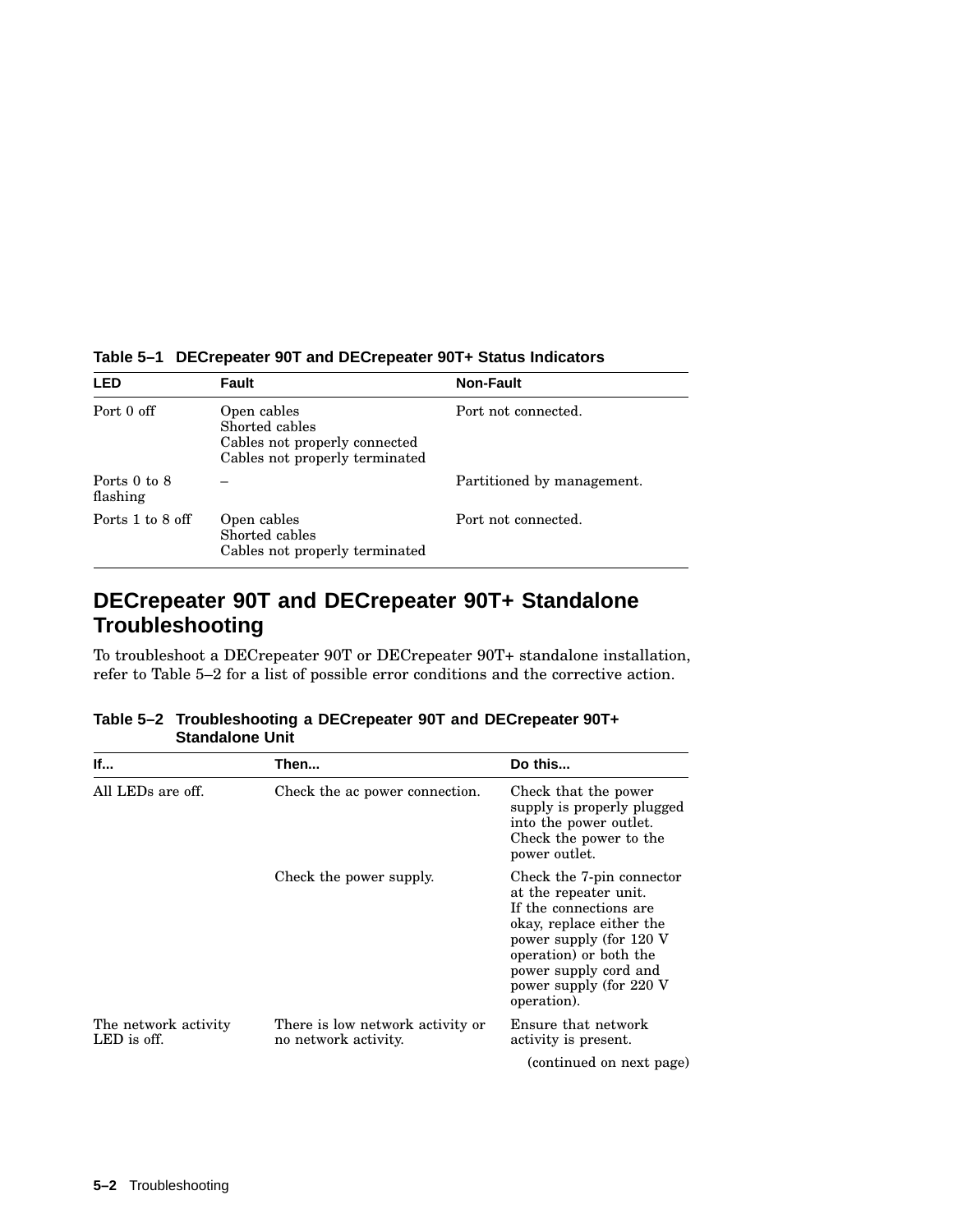**Table 5–1 DECrepeater 90T and DECrepeater 90T+ Status Indicators**

| LED | Fault | Non-Fault |
|---|---|---|
| Port 0 off | Open cables<br>Shorted cables<br>Cables not properly connected<br>Cables not properly terminated | Port not connected. |
| Ports 0 to 8 flashing | – | Partitioned by management. |
| Ports 1 to 8 off | Open cables<br>Shorted cables<br>Cables not properly terminated | Port not connected. |

## DECrepeater 90T and DECrepeater 90T+ Standalone Troubleshooting

To troubleshoot a DECrepeater 90T or DECrepeater 90T+ standalone installation, refer to Table 5–2 for a list of possible error conditions and the corrective action.

**Table 5–2 Troubleshooting a DECrepeater 90T and DECrepeater 90T+ Standalone Unit**

| If... | Then... | Do this... |
|---|---|---|
| All LEDs are off. | Check the ac power connection. | Check that the power supply is properly plugged into the power outlet. Check the power to the power outlet. |
| | Check the power supply. | Check the 7-pin connector at the repeater unit. If the connections are okay, replace either the power supply (for 120 V operation) or both the power supply cord and power supply (for 220 V operation). |
| The network activity LED is off. | There is low network activity or no network activity. | Ensure that network activity is present. |

(continued on next page)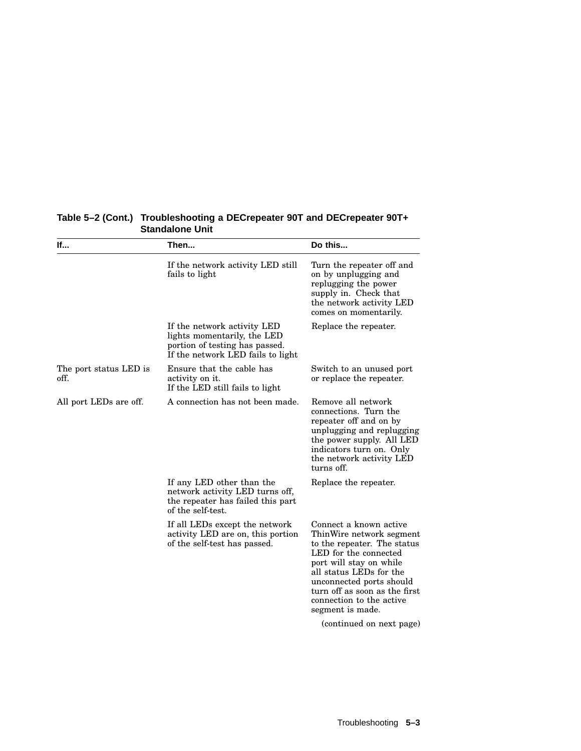**Table 5–2 (Cont.) Troubleshooting a DECrepeater 90T and DECrepeater 90T+ Standalone Unit**

| If... | Then... | Do this... |
|---|---|---|
| | If the network activity LED still fails to light | Turn the repeater off and on by unplugging and replugging the power supply in. Check that the network activity LED comes on momentarily. |
| | If the network activity LED lights momentarily, the LED portion of testing has passed. If the network LED fails to light | Replace the repeater. |
| The port status LED is off. | Ensure that the cable has activity on it. If the LED still fails to light | Switch to an unused port or replace the repeater. |
| All port LEDs are off. | A connection has not been made. | Remove all network connections. Turn the repeater off and on by unplugging and replugging the power supply. All LED indicators turn on. Only the network activity LED turns off. |
| | If any LED other than the network activity LED turns off, the repeater has failed this part of the self-test. | Replace the repeater. |
| | If all LEDs except the network activity LED are on, this portion of the self-test has passed. | Connect a known active ThinWire network segment to the repeater. The status LED for the connected port will stay on while all status LEDs for the unconnected ports should turn off as soon as the first connection to the active segment is made. |

(continued on next page)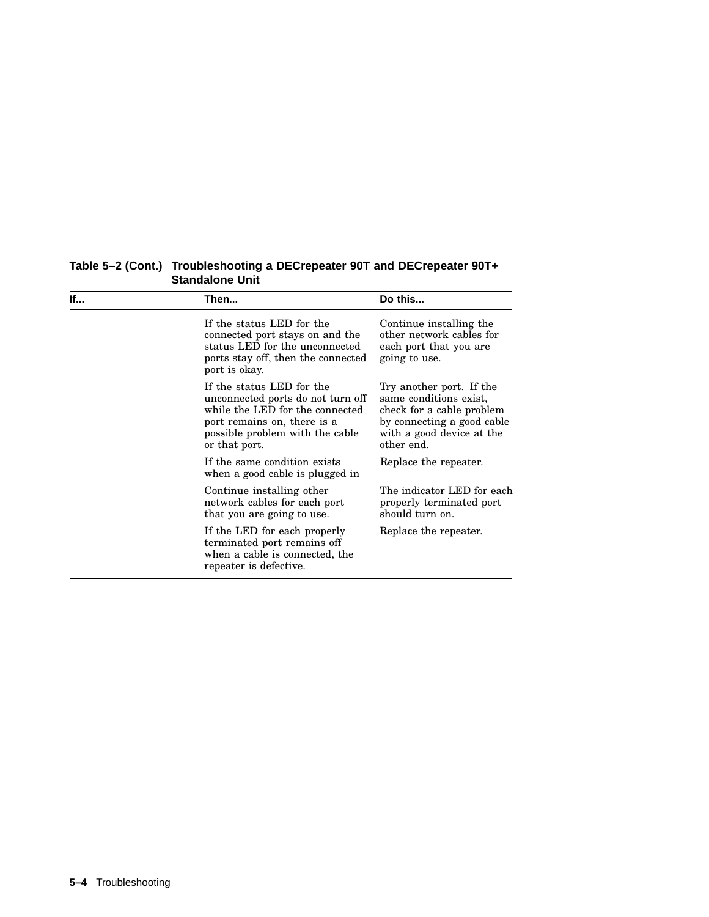**Table 5–2 (Cont.) Troubleshooting a DECrepeater 90T and DECrepeater 90T+ Standalone Unit**

| If... | Then... | Do this... |
|---|---|---|
| | If the status LED for the connected port stays on and the status LED for the unconnected ports stay off, then the connected port is okay. | Continue installing the other network cables for each port that you are going to use. |
| | If the status LED for the unconnected ports do not turn off while the LED for the connected port remains on, there is a possible problem with the cable or that port. | Try another port. If the same conditions exist, check for a cable problem by connecting a good cable with a good device at the other end. |
| | If the same condition exists when a good cable is plugged in | Replace the repeater. |
| | Continue installing other network cables for each port that you are going to use. | The indicator LED for each properly terminated port should turn on. |
| | If the LED for each properly terminated port remains off when a cable is connected, the repeater is defective. | Replace the repeater. |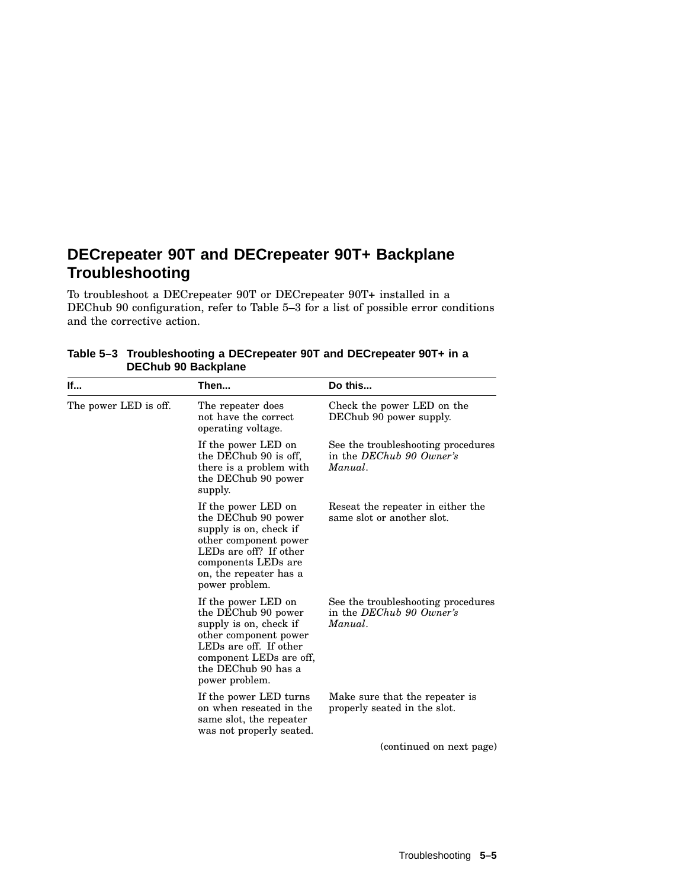## DECrepeater 90T and DECrepeater 90T+ Backplane Troubleshooting

To troubleshoot a DECrepeater 90T or DECrepeater 90T+ installed in a DEChub 90 configuration, refer to Table 5–3 for a list of possible error conditions and the corrective action.

**Table 5–3 Troubleshooting a DECrepeater 90T and DECrepeater 90T+ in a DEChub 90 Backplane**

| If... | Then... | Do this... |
|---|---|---|
| The power LED is off. | The repeater does not have the correct operating voltage. | Check the power LED on the DEChub 90 power supply. |
| | If the power LED on the DEChub 90 is off, there is a problem with the DEChub 90 power supply. | See the troubleshooting procedures in the *DEChub 90 Owner's Manual*. |
| | If the power LED on the DEChub 90 power supply is on, check if other component power LEDs are off? If other components LEDs are on, the repeater has a power problem. | Reseat the repeater in either the same slot or another slot. |
| | If the power LED on the DEChub 90 power supply is on, check if other component power LEDs are off. If other component LEDs are off, the DEChub 90 has a power problem. | See the troubleshooting procedures in the *DEChub 90 Owner's Manual*. |
| | If the power LED turns on when reseated in the same slot, the repeater was not properly seated. | Make sure that the repeater is properly seated in the slot. |

(continued on next page)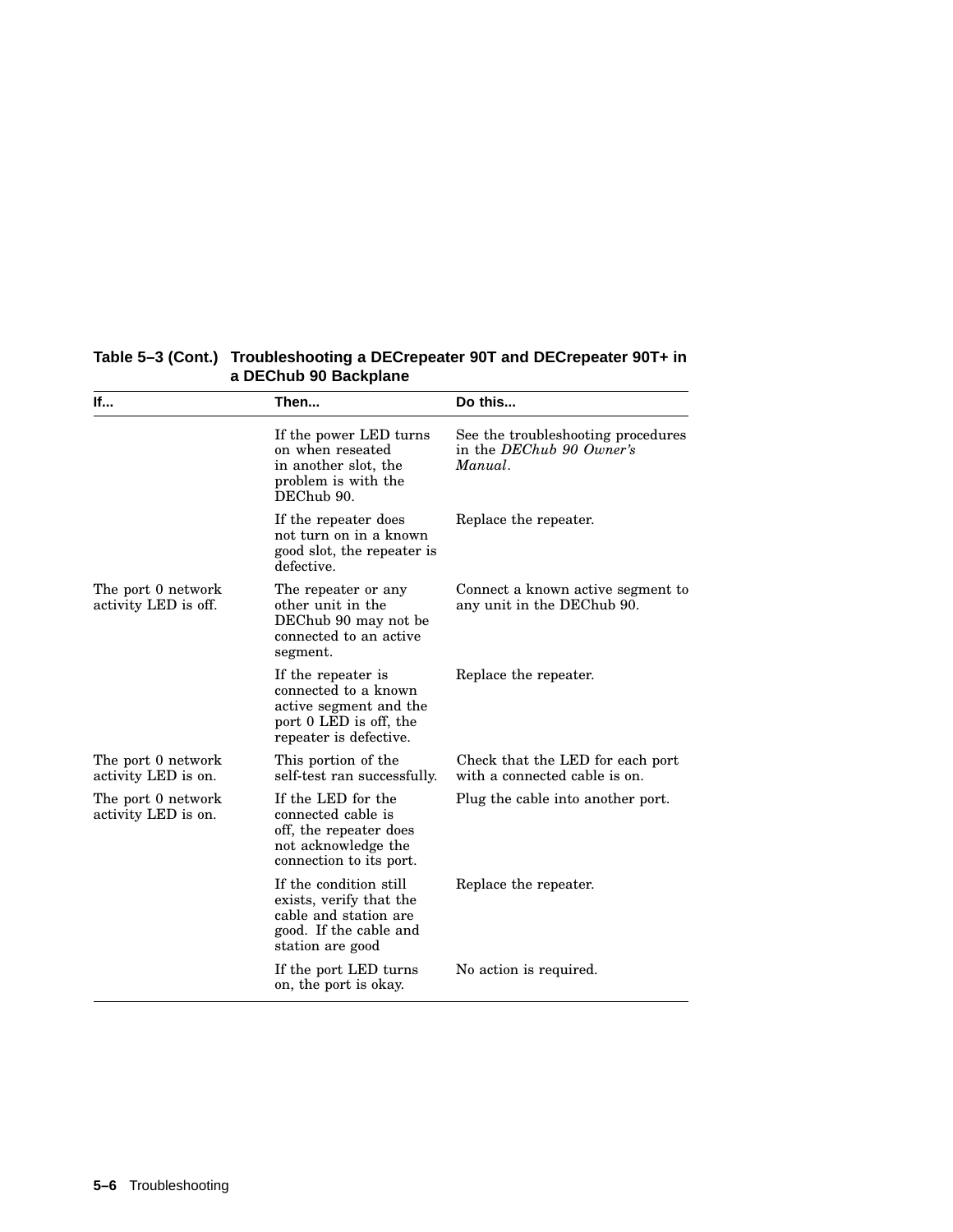**Table 5–3 (Cont.) Troubleshooting a DECrepeater 90T and DECrepeater 90T+ in a DEChub 90 Backplane**

| If... | Then... | Do this... |
|---|---|---|
| | If the power LED turns on when reseated in another slot, the problem is with the DEChub 90. | See the troubleshooting procedures in the *DEChub 90 Owner's Manual*. |
| | If the repeater does not turn on in a known good slot, the repeater is defective. | Replace the repeater. |
| The port 0 network activity LED is off. | The repeater or any other unit in the DEChub 90 may not be connected to an active segment. | Connect a known active segment to any unit in the DEChub 90. |
| | If the repeater is connected to a known active segment and the port 0 LED is off, the repeater is defective. | Replace the repeater. |
| The port 0 network activity LED is on. | This portion of the self-test ran successfully. | Check that the LED for each port with a connected cable is on. |
| The port 0 network activity LED is on. | If the LED for the connected cable is off, the repeater does not acknowledge the connection to its port. | Plug the cable into another port. |
| | If the condition still exists, verify that the cable and station are good. If the cable and station are good | Replace the repeater. |
| | If the port LED turns on, the port is okay. | No action is required. |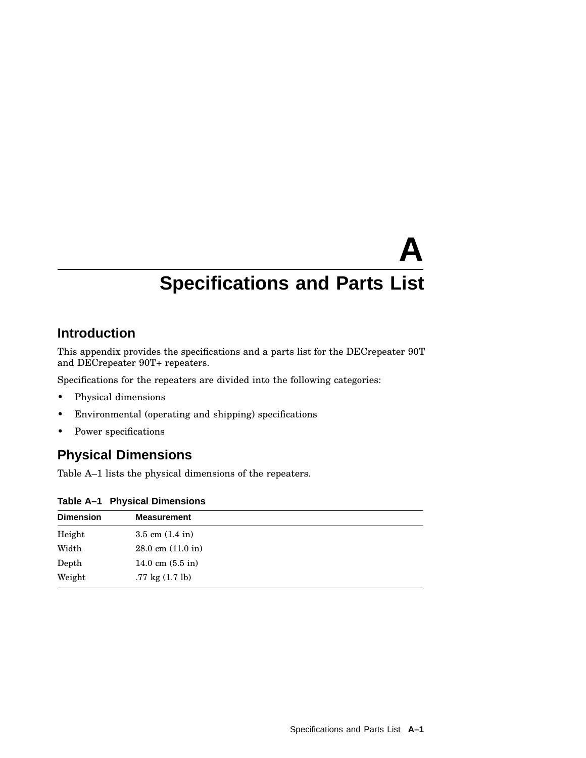# A Specifications and Parts List

## Introduction

This appendix provides the specifications and a parts list for the DECrepeater 90T and DECrepeater 90T+ repeaters.

Specifications for the repeaters are divided into the following categories:

- Physical dimensions
- Environmental (operating and shipping) specifications
- Power specifications

## Physical Dimensions

Table A–1 lists the physical dimensions of the repeaters.

**Table A–1 Physical Dimensions**

| Dimension | Measurement |
|---|---|
| Height | 3.5 cm (1.4 in) |
| Width | 28.0 cm (11.0 in) |
| Depth | 14.0 cm (5.5 in) |
| Weight | .77 kg (1.7 lb) |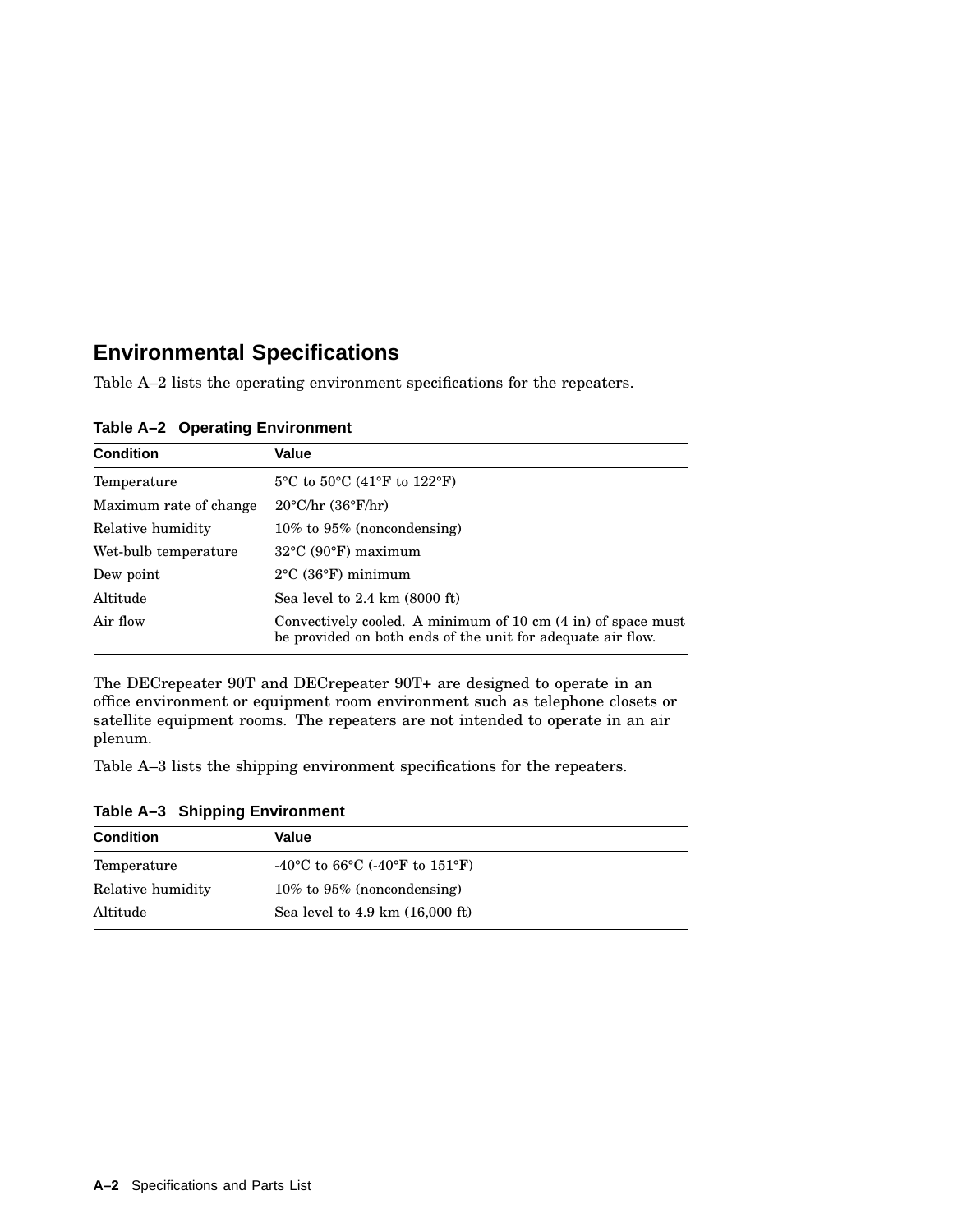## Environmental Specifications

Table A–2 lists the operating environment specifications for the repeaters.

**Table A–2 Operating Environment**

| Condition | Value |
|---|---|
| Temperature | 5°C to 50°C (41°F to 122°F) |
| Maximum rate of change | 20°C/hr (36°F/hr) |
| Relative humidity | 10% to 95% (noncondensing) |
| Wet-bulb temperature | 32°C (90°F) maximum |
| Dew point | 2°C (36°F) minimum |
| Altitude | Sea level to 2.4 km (8000 ft) |
| Air flow | Convectively cooled. A minimum of 10 cm (4 in) of space must be provided on both ends of the unit for adequate air flow. |

The DECrepeater 90T and DECrepeater 90T+ are designed to operate in an office environment or equipment room environment such as telephone closets or satellite equipment rooms. The repeaters are not intended to operate in an air plenum.

Table A–3 lists the shipping environment specifications for the repeaters.

**Table A–3 Shipping Environment**

| Condition | Value |
|---|---|
| Temperature | -40°C to 66°C (-40°F to 151°F) |
| Relative humidity | 10% to 95% (noncondensing) |
| Altitude | Sea level to 4.9 km (16,000 ft) |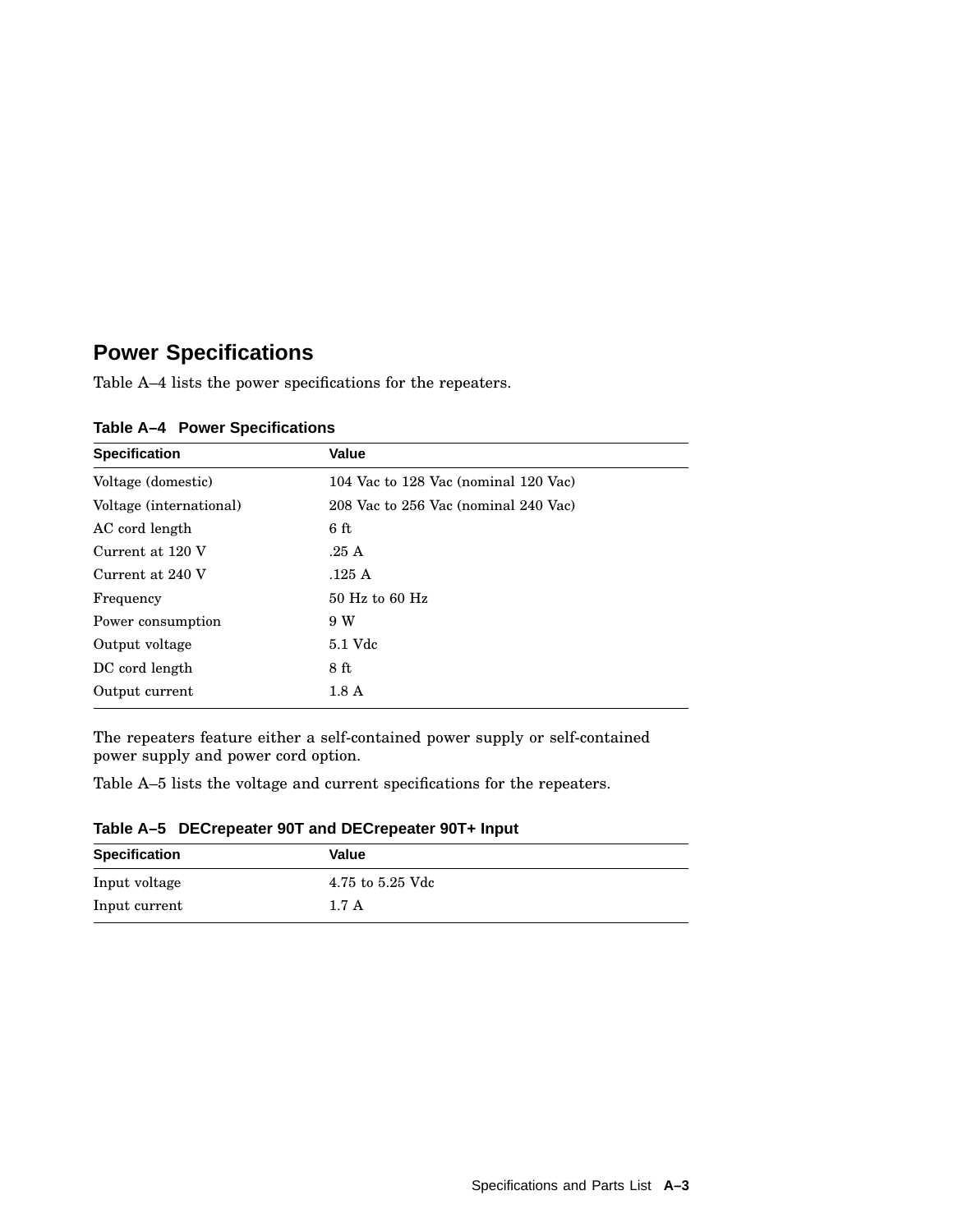## Power Specifications

Table A–4 lists the power specifications for the repeaters.

**Table A–4 Power Specifications**

| Specification | Value |
|---|---|
| Voltage (domestic) | 104 Vac to 128 Vac (nominal 120 Vac) |
| Voltage (international) | 208 Vac to 256 Vac (nominal 240 Vac) |
| AC cord length | 6 ft |
| Current at 120 V | .25 A |
| Current at 240 V | .125 A |
| Frequency | 50 Hz to 60 Hz |
| Power consumption | 9 W |
| Output voltage | 5.1 Vdc |
| DC cord length | 8 ft |
| Output current | 1.8 A |

The repeaters feature either a self-contained power supply or self-contained power supply and power cord option.

Table A–5 lists the voltage and current specifications for the repeaters.

**Table A–5 DECrepeater 90T and DECrepeater 90T+ Input**

| Specification | Value |
|---|---|
| Input voltage | 4.75 to 5.25 Vdc |
| Input current | 1.7 A |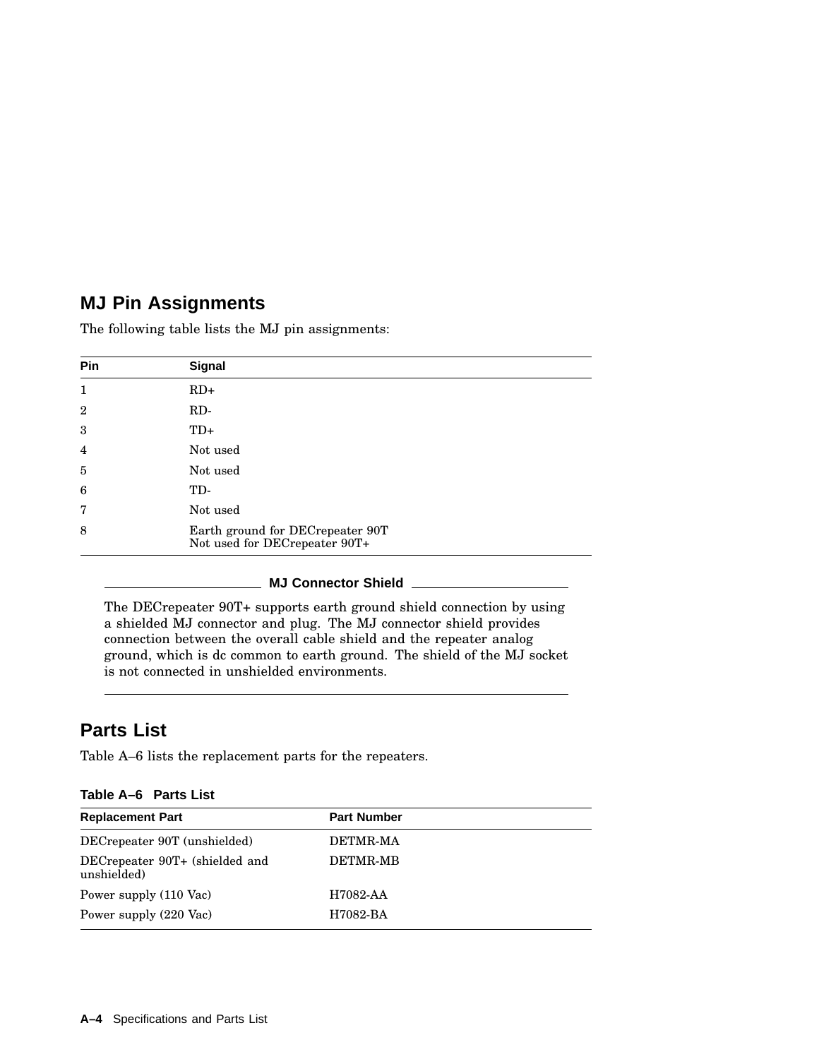## MJ Pin Assignments

The following table lists the MJ pin assignments:

| Pin | Signal |
|---|---|
| 1 | RD+ |
| 2 | RD- |
| 3 | TD+ |
| 4 | Not used |
| 5 | Not used |
| 6 | TD- |
| 7 | Not used |
| 8 | Earth ground for DECrepeater 90T<br>Not used for DECrepeater 90T+ |

**MJ Connector Shield**

The DECrepeater 90T+ supports earth ground shield connection by using a shielded MJ connector and plug. The MJ connector shield provides connection between the overall cable shield and the repeater analog ground, which is dc common to earth ground. The shield of the MJ socket is not connected in unshielded environments.

## Parts List

Table A–6 lists the replacement parts for the repeaters.

**Table A–6 Parts List**

| Replacement Part | Part Number |
|---|---|
| DECrepeater 90T (unshielded) | DETMR-MA |
| DECrepeater 90T+ (shielded and unshielded) | DETMR-MB |
| Power supply (110 Vac) | H7082-AA |
| Power supply (220 Vac) | H7082-BA |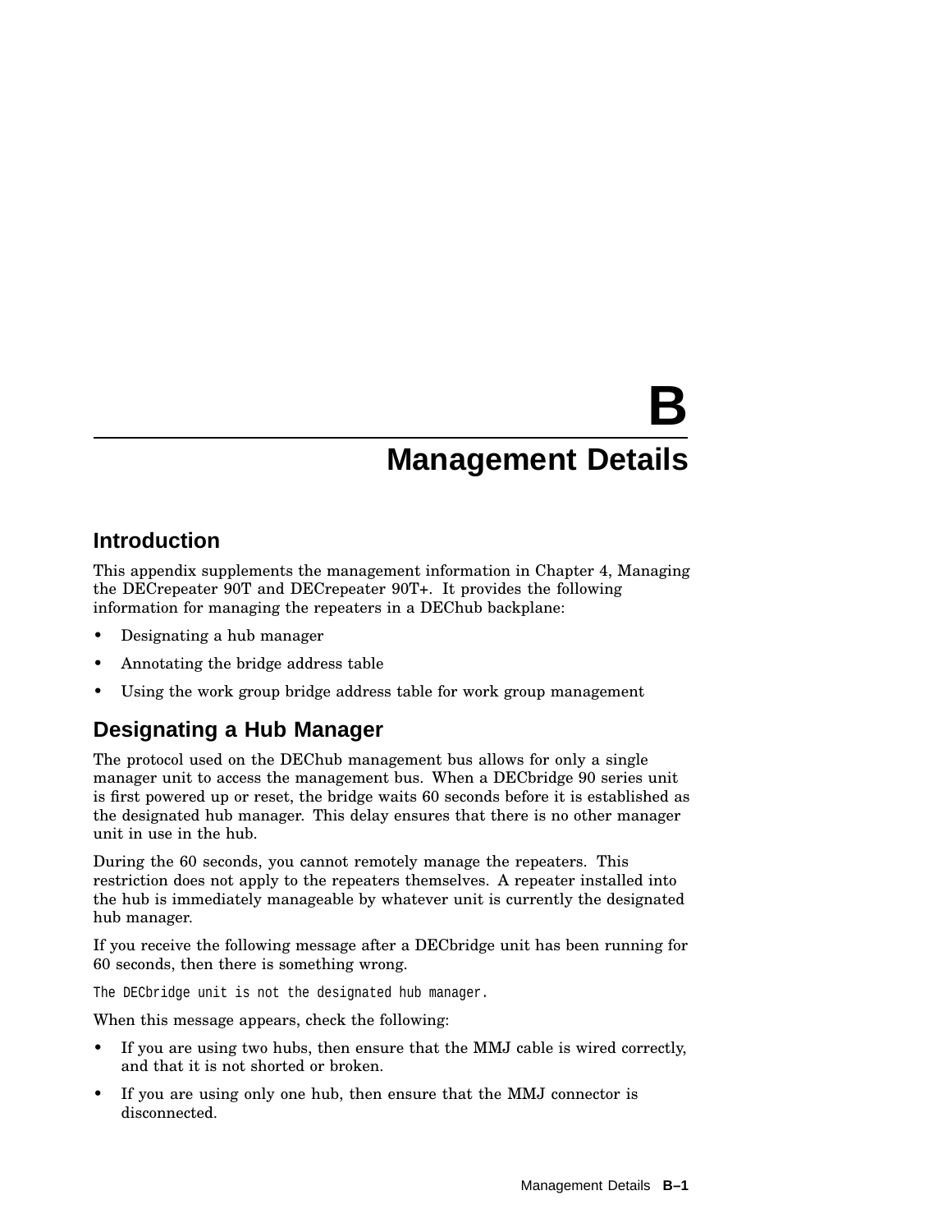# B Management Details

## Introduction

This appendix supplements the management information in Chapter 4, Managing the DECrepeater 90T and DECrepeater 90T+. It provides the following information for managing the repeaters in a DEChub backplane:

- Designating a hub manager
- Annotating the bridge address table
- Using the work group bridge address table for work group management

## Designating a Hub Manager

The protocol used on the DEChub management bus allows for only a single manager unit to access the management bus. When a DECbridge 90 series unit is first powered up or reset, the bridge waits 60 seconds before it is established as the designated hub manager. This delay ensures that there is no other manager unit in use in the hub.

During the 60 seconds, you cannot remotely manage the repeaters. This restriction does not apply to the repeaters themselves. A repeater installed into the hub is immediately manageable by whatever unit is currently the designated hub manager.

If you receive the following message after a DECbridge unit has been running for 60 seconds, then there is something wrong.

```
The DECbridge unit is not the designated hub manager.
```

When this message appears, check the following:

- If you are using two hubs, then ensure that the MMJ cable is wired correctly, and that it is not shorted or broken.
- If you are using only one hub, then ensure that the MMJ connector is disconnected.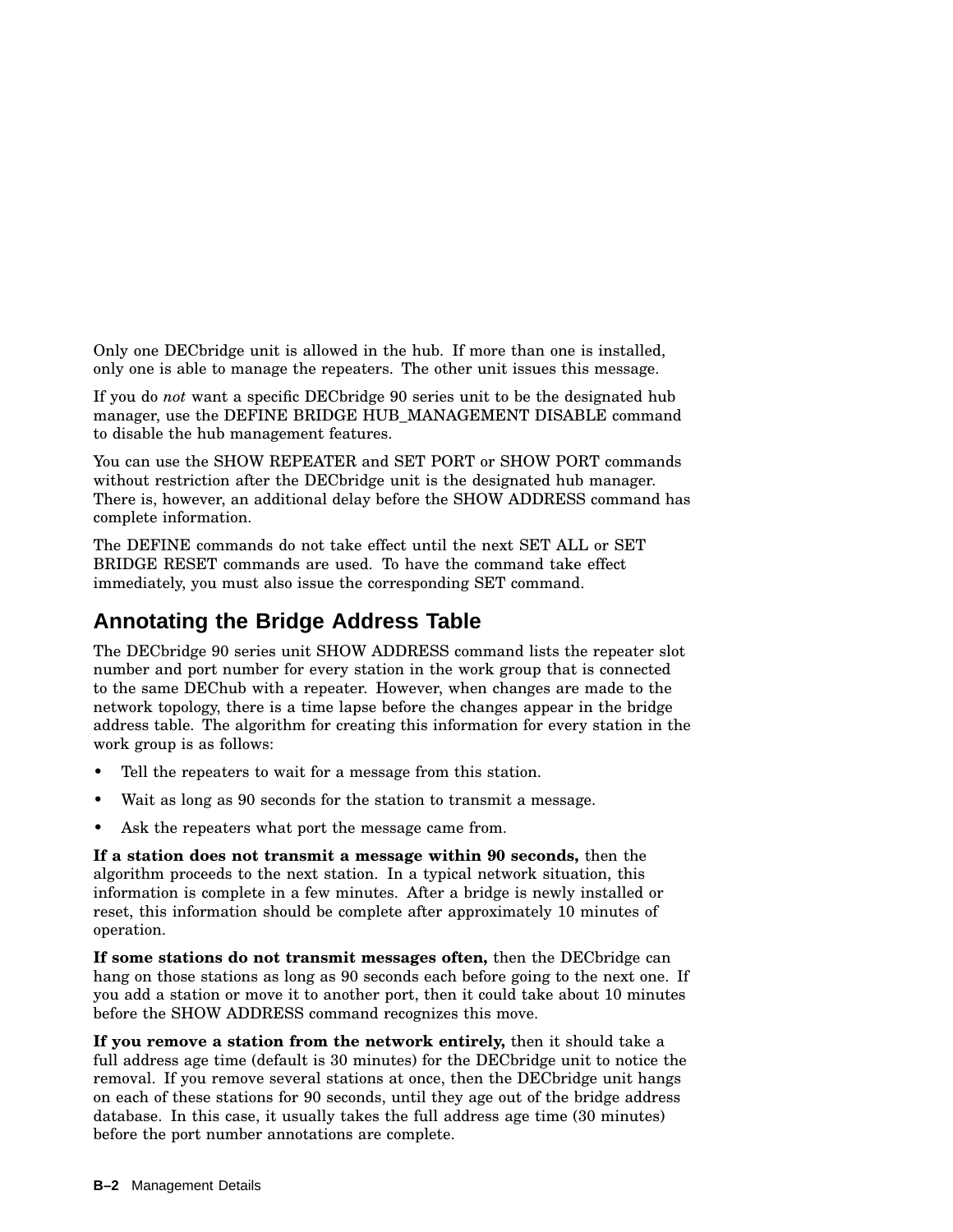Only one DECbridge unit is allowed in the hub. If more than one is installed, only one is able to manage the repeaters. The other unit issues this message.

If you do *not* want a specific DECbridge 90 series unit to be the designated hub manager, use the DEFINE BRIDGE HUB_MANAGEMENT DISABLE command to disable the hub management features.

You can use the SHOW REPEATER and SET PORT or SHOW PORT commands without restriction after the DECbridge unit is the designated hub manager. There is, however, an additional delay before the SHOW ADDRESS command has complete information.

The DEFINE commands do not take effect until the next SET ALL or SET BRIDGE RESET commands are used. To have the command take effect immediately, you must also issue the corresponding SET command.

## Annotating the Bridge Address Table

The DECbridge 90 series unit SHOW ADDRESS command lists the repeater slot number and port number for every station in the work group that is connected to the same DEChub with a repeater. However, when changes are made to the network topology, there is a time lapse before the changes appear in the bridge address table. The algorithm for creating this information for every station in the work group is as follows:

- Tell the repeaters to wait for a message from this station.
- Wait as long as 90 seconds for the station to transmit a message.
- Ask the repeaters what port the message came from.

**If a station does not transmit a message within 90 seconds,** then the algorithm proceeds to the next station. In a typical network situation, this information is complete in a few minutes. After a bridge is newly installed or reset, this information should be complete after approximately 10 minutes of operation.

**If some stations do not transmit messages often,** then the DECbridge can hang on those stations as long as 90 seconds each before going to the next one. If you add a station or move it to another port, then it could take about 10 minutes before the SHOW ADDRESS command recognizes this move.

**If you remove a station from the network entirely,** then it should take a full address age time (default is 30 minutes) for the DECbridge unit to notice the removal. If you remove several stations at once, then the DECbridge unit hangs on each of these stations for 90 seconds, until they age out of the bridge address database. In this case, it usually takes the full address age time (30 minutes) before the port number annotations are complete.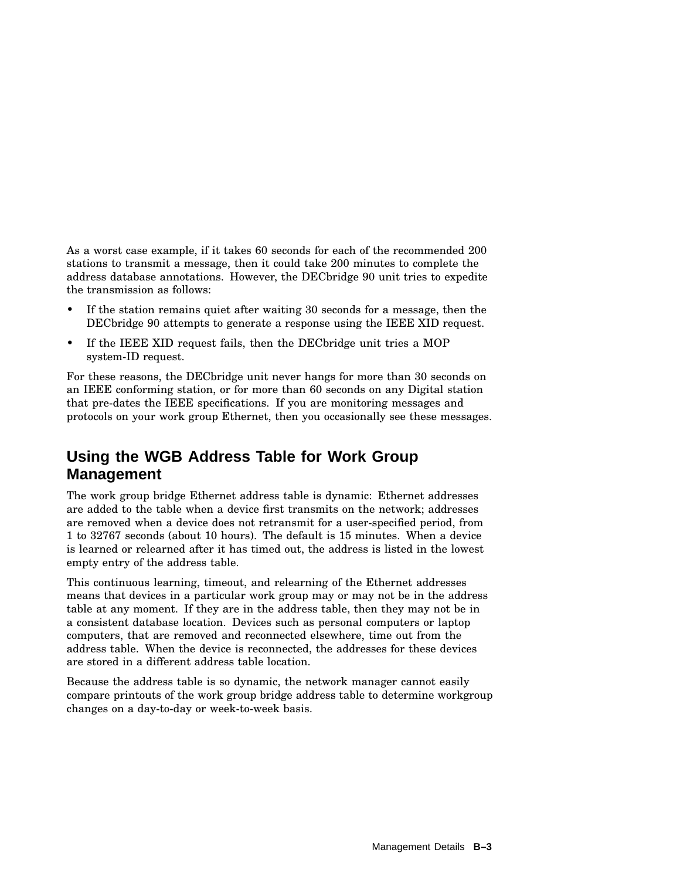As a worst case example, if it takes 60 seconds for each of the recommended 200 stations to transmit a message, then it could take 200 minutes to complete the address database annotations. However, the DECbridge 90 unit tries to expedite the transmission as follows:

- If the station remains quiet after waiting 30 seconds for a message, then the DECbridge 90 attempts to generate a response using the IEEE XID request.
- If the IEEE XID request fails, then the DECbridge unit tries a MOP system-ID request.

For these reasons, the DECbridge unit never hangs for more than 30 seconds on an IEEE conforming station, or for more than 60 seconds on any Digital station that pre-dates the IEEE specifications. If you are monitoring messages and protocols on your work group Ethernet, then you occasionally see these messages.

## Using the WGB Address Table for Work Group Management

The work group bridge Ethernet address table is dynamic: Ethernet addresses are added to the table when a device first transmits on the network; addresses are removed when a device does not retransmit for a user-specified period, from 1 to 32767 seconds (about 10 hours). The default is 15 minutes. When a device is learned or relearned after it has timed out, the address is listed in the lowest empty entry of the address table.

This continuous learning, timeout, and relearning of the Ethernet addresses means that devices in a particular work group may or may not be in the address table at any moment. If they are in the address table, then they may not be in a consistent database location. Devices such as personal computers or laptop computers, that are removed and reconnected elsewhere, time out from the address table. When the device is reconnected, the addresses for these devices are stored in a different address table location.

Because the address table is so dynamic, the network manager cannot easily compare printouts of the work group bridge address table to determine workgroup changes on a day-to-day or week-to-week basis.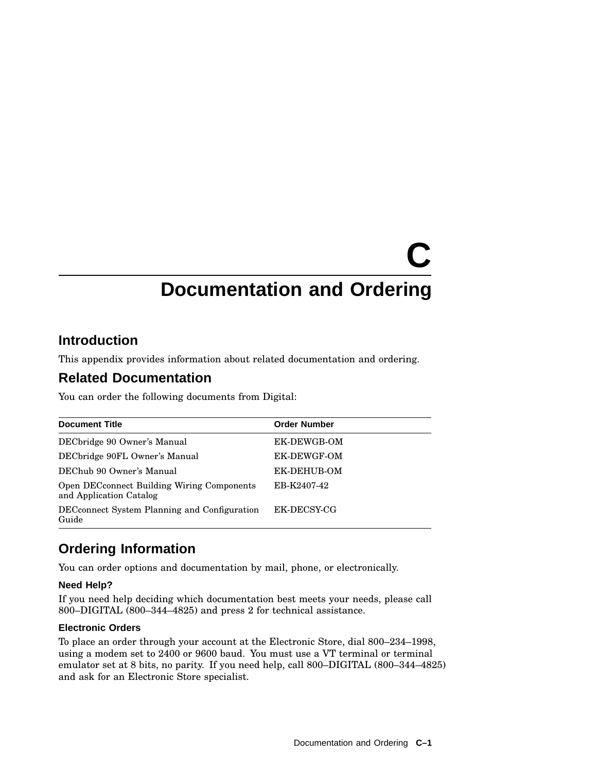# C Documentation and Ordering

## Introduction

This appendix provides information about related documentation and ordering.

## Related Documentation

You can order the following documents from Digital:

| Document Title | Order Number |
| --- | --- |
| DECbridge 90 Owner's Manual | EK-DEWGB-OM |
| DECbridge 90FL Owner's Manual | EK-DEWGF-OM |
| DEChub 90 Owner's Manual | EK-DEHUB-OM |
| Open DECconnect Building Wiring Components and Application Catalog | EB-K2407-42 |
| DECconnect System Planning and Configuration Guide | EK-DECSY-CG |

## Ordering Information

You can order options and documentation by mail, phone, or electronically.

### Need Help?

If you need help deciding which documentation best meets your needs, please call 800–DIGITAL (800–344–4825) and press 2 for technical assistance.

### Electronic Orders

To place an order through your account at the Electronic Store, dial 800–234–1998, using a modem set to 2400 or 9600 baud. You must use a VT terminal or terminal emulator set at 8 bits, no parity. If you need help, call 800–DIGITAL (800–344–4825) and ask for an Electronic Store specialist.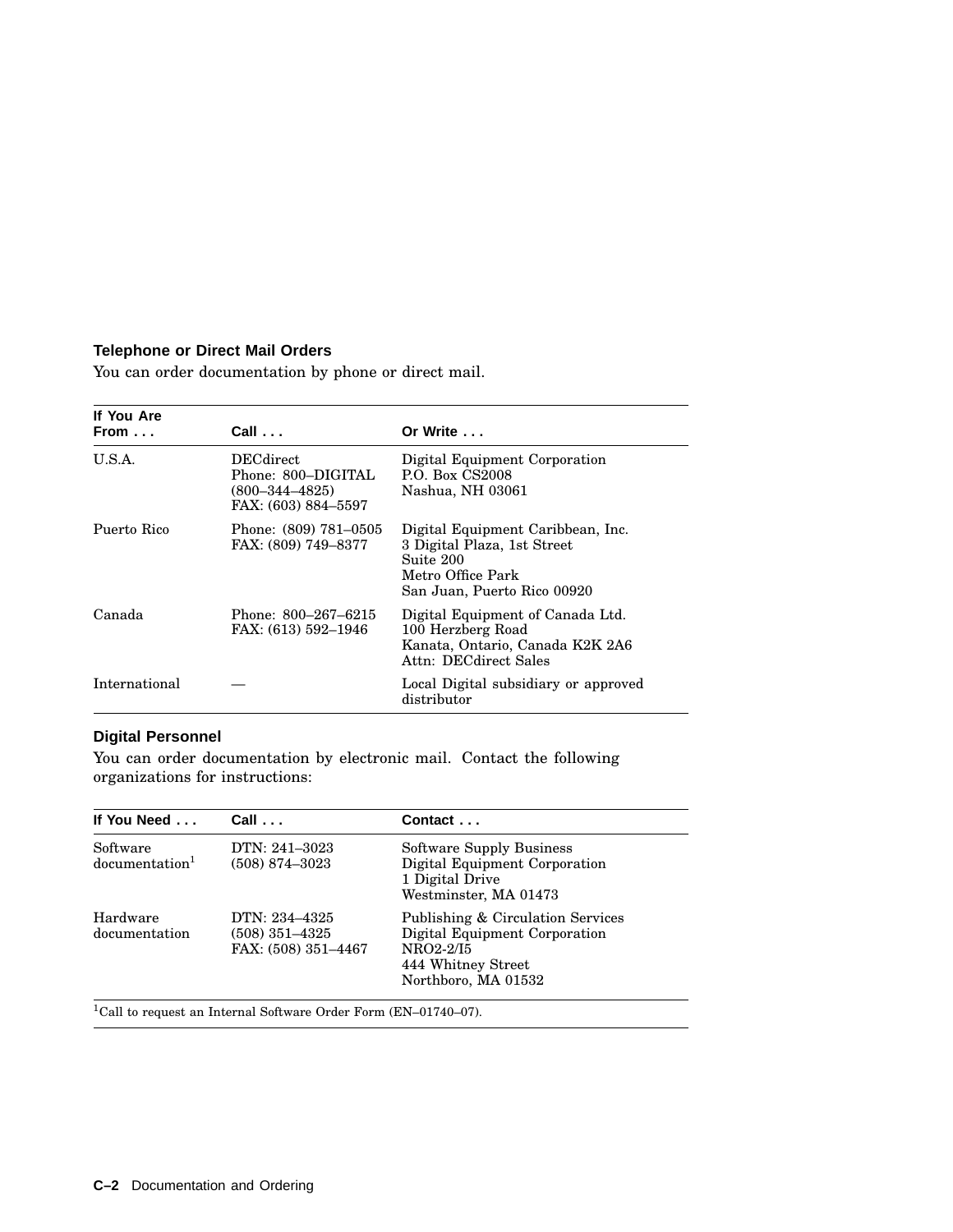### Telephone or Direct Mail Orders

You can order documentation by phone or direct mail.

| If You Are From . . . | Call . . . | Or Write . . . |
| --- | --- | --- |
| U.S.A. | DECdirect<br>Phone: 800–DIGITAL<br>(800–344–4825)<br>FAX: (603) 884–5597 | Digital Equipment Corporation<br>P.O. Box CS2008<br>Nashua, NH 03061 |
| Puerto Rico | Phone: (809) 781–0505<br>FAX: (809) 749–8377 | Digital Equipment Caribbean, Inc.<br>3 Digital Plaza, 1st Street<br>Suite 200<br>Metro Office Park<br>San Juan, Puerto Rico 00920 |
| Canada | Phone: 800–267–6215<br>FAX: (613) 592–1946 | Digital Equipment of Canada Ltd.<br>100 Herzberg Road<br>Kanata, Ontario, Canada K2K 2A6<br>Attn: DECdirect Sales |
| International | — | Local Digital subsidiary or approved distributor |

### Digital Personnel

You can order documentation by electronic mail. Contact the following organizations for instructions:

| If You Need . . . | Call . . . | Contact . . . |
| --- | --- | --- |
| Software documentation[1] | DTN: 241–3023<br>(508) 874–3023 | Software Supply Business<br>Digital Equipment Corporation<br>1 Digital Drive<br>Westminster, MA 01473 |
| Hardware documentation | DTN: 234–4325<br>(508) 351–4325<br>FAX: (508) 351–4467 | Publishing & Circulation Services<br>Digital Equipment Corporation<br>NRO2-2/I5<br>444 Whitney Street<br>Northboro, MA 01532 |

[1]Call to request an Internal Software Order Form (EN–01740–07).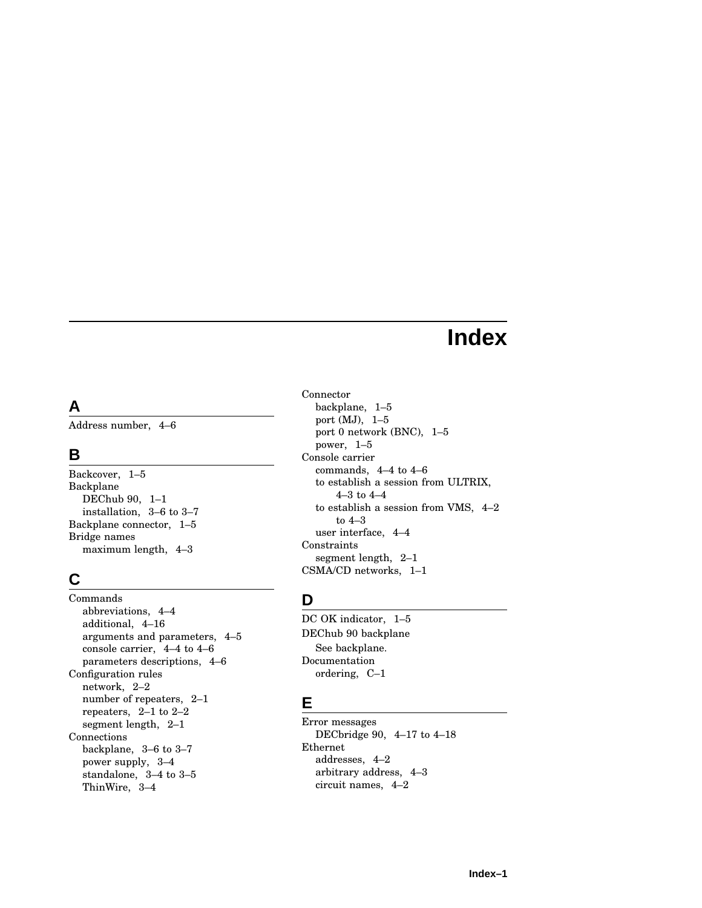# Index

## A

Address number, 4–6

## B

Backcover, 1–5
Backplane
- DEChub 90, 1–1
- installation, 3–6 to 3–7

Backplane connector, 1–5
Bridge names
- maximum length, 4–3

## C

Commands
- abbreviations, 4–4
- additional, 4–16
- arguments and parameters, 4–5
- console carrier, 4–4 to 4–6
- parameters descriptions, 4–6

Configuration rules
- network, 2–2
- number of repeaters, 2–1
- repeaters, 2–1 to 2–2
- segment length, 2–1

Connections
- backplane, 3–6 to 3–7
- power supply, 3–4
- standalone, 3–4 to 3–5
- ThinWire, 3–4

Connector
- backplane, 1–5
- port (MJ), 1–5
- port 0 network (BNC), 1–5
- power, 1–5

Console carrier
- commands, 4–4 to 4–6
- to establish a session from ULTRIX, 4–3 to 4–4
- to establish a session from VMS, 4–2 to 4–3
- user interface, 4–4

Constraints
- segment length, 2–1

CSMA/CD networks, 1–1

## D

DC OK indicator, 1–5
DEChub 90 backplane
- See backplane.

Documentation
- ordering, C–1

## E

Error messages
- DECbridge 90, 4–17 to 4–18

Ethernet
- addresses, 4–2
- arbitrary address, 4–3
- circuit names, 4–2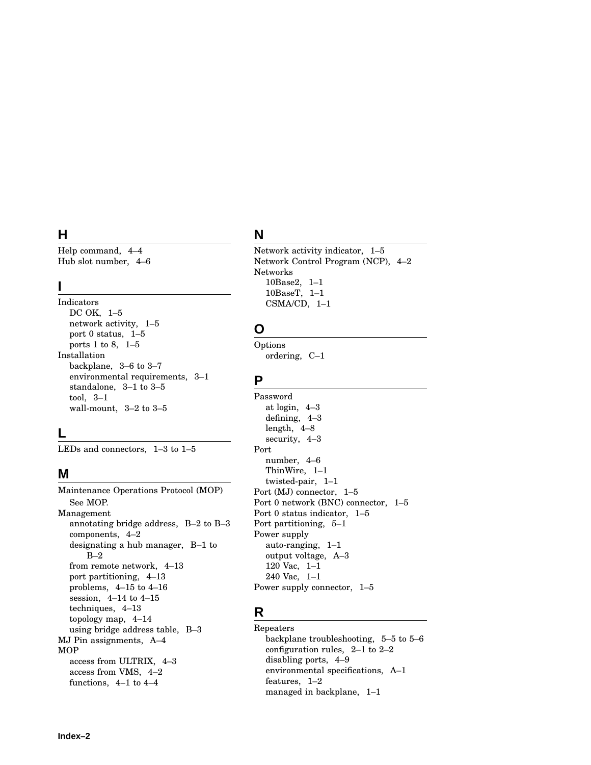## H

Help command, 4–4
Hub slot number, 4–6

## I

Indicators
  DC OK, 1–5
  network activity, 1–5
  port 0 status, 1–5
  ports 1 to 8, 1–5
Installation
  backplane, 3–6 to 3–7
  environmental requirements, 3–1
  standalone, 3–1 to 3–5
  tool, 3–1
  wall-mount, 3–2 to 3–5

## L

LEDs and connectors, 1–3 to 1–5

## M

Maintenance Operations Protocol (MOP)
  See MOP.
Management
  annotating bridge address, B–2 to B–3
  components, 4–2
  designating a hub manager, B–1 to B–2
  from remote network, 4–13
  port partitioning, 4–13
  problems, 4–15 to 4–16
  session, 4–14 to 4–15
  techniques, 4–13
  topology map, 4–14
  using bridge address table, B–3
MJ Pin assignments, A–4
MOP
  access from ULTRIX, 4–3
  access from VMS, 4–2
  functions, 4–1 to 4–4

## N

Network activity indicator, 1–5
Network Control Program (NCP), 4–2
Networks
  10Base2, 1–1
  10BaseT, 1–1
  CSMA/CD, 1–1

## O

Options
  ordering, C–1

## P

Password
  at login, 4–3
  defining, 4–3
  length, 4–8
  security, 4–3
Port
  number, 4–6
  ThinWire, 1–1
  twisted-pair, 1–1
Port (MJ) connector, 1–5
Port 0 network (BNC) connector, 1–5
Port 0 status indicator, 1–5
Port partitioning, 5–1
Power supply
  auto-ranging, 1–1
  output voltage, A–3
  120 Vac, 1–1
  240 Vac, 1–1
Power supply connector, 1–5

## R

Repeaters
  backplane troubleshooting, 5–5 to 5–6
  configuration rules, 2–1 to 2–2
  disabling ports, 4–9
  environmental specifications, A–1
  features, 1–2
  managed in backplane, 1–1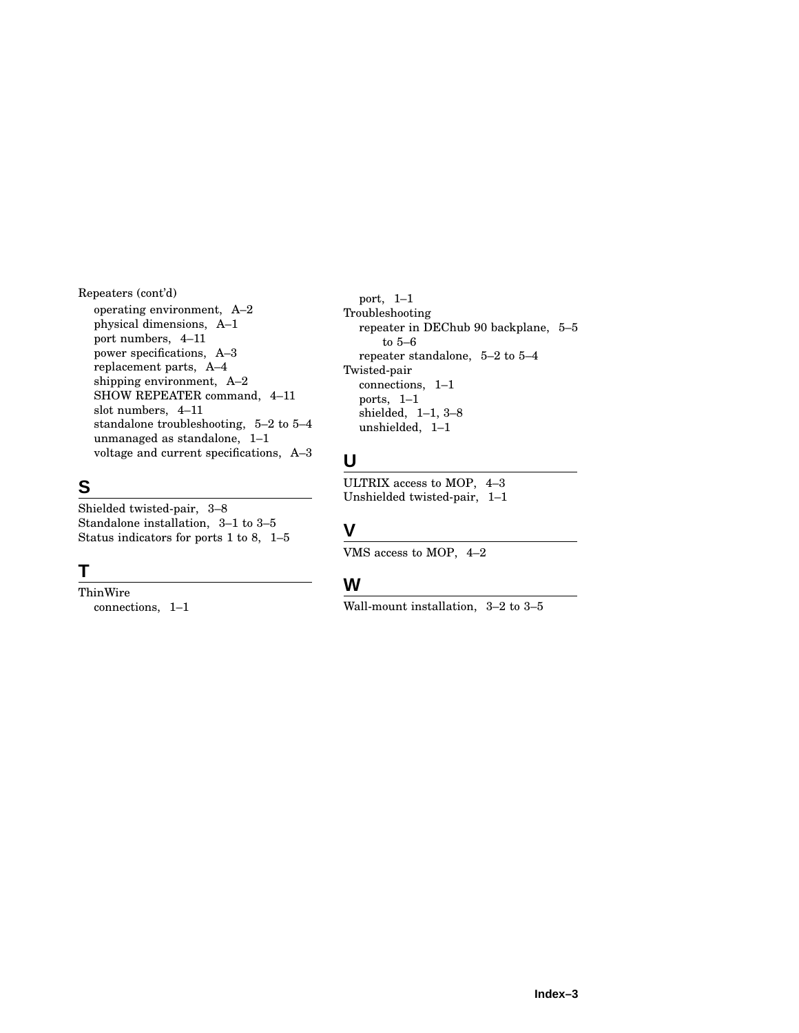Repeaters (cont'd)
- operating environment, A–2
- physical dimensions, A–1
- port numbers, 4–11
- power specifications, A–3
- replacement parts, A–4
- shipping environment, A–2
- SHOW REPEATER command, 4–11
- slot numbers, 4–11
- standalone troubleshooting, 5–2 to 5–4
- unmanaged as standalone, 1–1
- voltage and current specifications, A–3

## S

Shielded twisted-pair, 3–8
Standalone installation, 3–1 to 3–5
Status indicators for ports 1 to 8, 1–5

## T

ThinWire
- connections, 1–1
- port, 1–1

Troubleshooting
- repeater in DEChub 90 backplane, 5–5 to 5–6
- repeater standalone, 5–2 to 5–4

Twisted-pair
- connections, 1–1
- ports, 1–1
- shielded, 1–1, 3–8
- unshielded, 1–1

## U

ULTRIX access to MOP, 4–3
Unshielded twisted-pair, 1–1

## V

VMS access to MOP, 4–2

## W

Wall-mount installation, 3–2 to 3–5